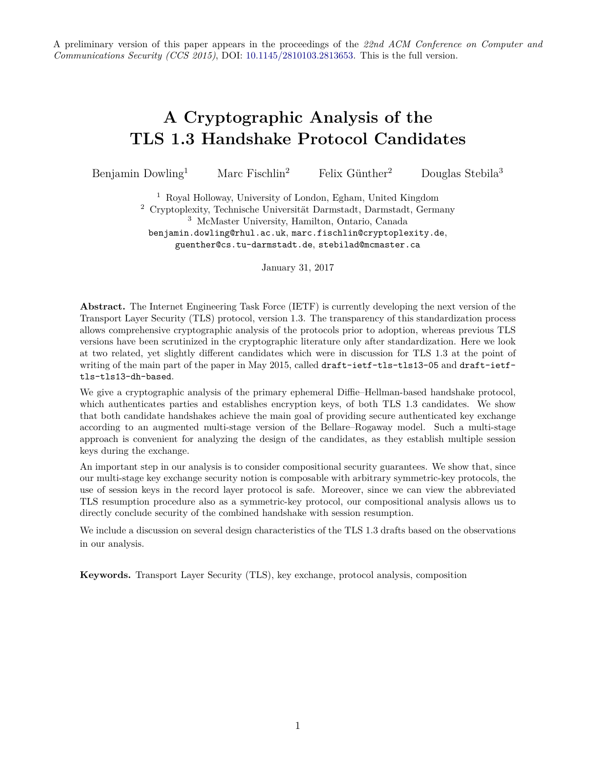A preliminary version of this paper appears in the proceedings of the *22nd ACM Conference on Computer and Communications Security (CCS 2015)*, DOI: 10.1145/2810103.2813653. This is the full version.

# A Cryptographic Analysis of the TLS 1.3 Handshake Protocol Candidates

Benjamin Dowling[1] Marc Fischlin[2] Felix Günther[2] Douglas Stebila[3]

[1] Royal Holloway, University of London, Egham, United Kingdom
[2] Cryptoplexity, Technische Universität Darmstadt, Darmstadt, Germany
[3] McMaster University, Hamilton, Ontario, Canada
benjamin.dowling@rhul.ac.uk, marc.fischlin@cryptoplexity.de, guenther@cs.tu-darmstadt.de, stebilad@mcmaster.ca

January 31, 2017

**Abstract.** The Internet Engineering Task Force (IETF) is currently developing the next version of the Transport Layer Security (TLS) protocol, version 1.3. The transparency of this standardization process allows comprehensive cryptographic analysis of the protocols prior to adoption, whereas previous TLS versions have been scrutinized in the cryptographic literature only after standardization. Here we look at two related, yet slightly different candidates which were in discussion for TLS 1.3 at the point of writing of the main part of the paper in May 2015, called `draft-ietf-tls-tls13-05` and `draft-ietf-tls-tls13-dh-based`.

We give a cryptographic analysis of the primary ephemeral Diffie–Hellman-based handshake protocol, which authenticates parties and establishes encryption keys, of both TLS 1.3 candidates. We show that both candidate handshakes achieve the main goal of providing secure authenticated key exchange according to an augmented multi-stage version of the Bellare–Rogaway model. Such a multi-stage approach is convenient for analyzing the design of the candidates, as they establish multiple session keys during the exchange.

An important step in our analysis is to consider compositional security guarantees. We show that, since our multi-stage key exchange security notion is composable with arbitrary symmetric-key protocols, the use of session keys in the record layer protocol is safe. Moreover, since we can view the abbreviated TLS resumption procedure also as a symmetric-key protocol, our compositional analysis allows us to directly conclude security of the combined handshake with session resumption.

We include a discussion on several design characteristics of the TLS 1.3 drafts based on the observations in our analysis.

**Keywords.** Transport Layer Security (TLS), key exchange, protocol analysis, composition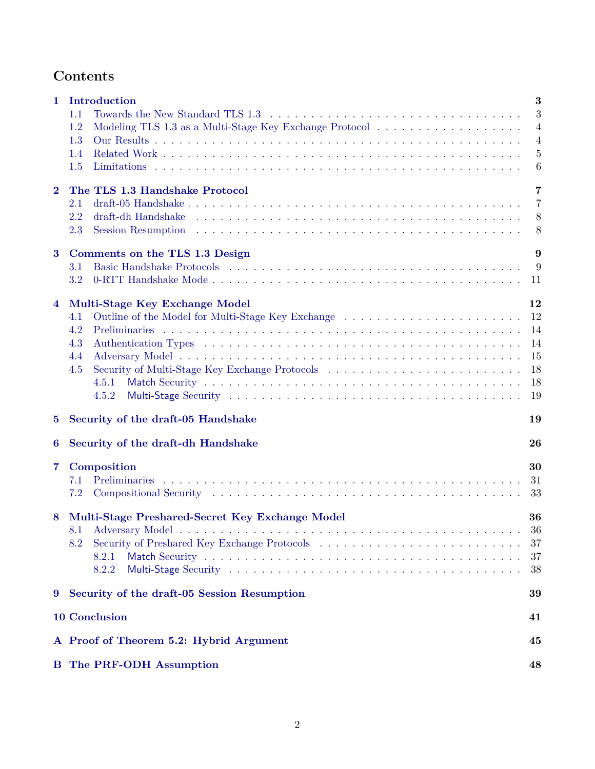# Contents

**1 Introduction** **3**
- 1.1 Towards the New Standard TLS 1.3 . . . 3
- 1.2 Modeling TLS 1.3 as a Multi-Stage Key Exchange Protocol . . . 4
- 1.3 Our Results . . . 4
- 1.4 Related Work . . . 5
- 1.5 Limitations . . . 6

**2 The TLS 1.3 Handshake Protocol** **7**
- 2.1 draft-05 Handshake . . . 7
- 2.2 draft-dh Handshake . . . 8
- 2.3 Session Resumption . . . 8

**3 Comments on the TLS 1.3 Design** **9**
- 3.1 Basic Handshake Protocols . . . 9
- 3.2 0-RTT Handshake Mode . . . 11

**4 Multi-Stage Key Exchange Model** **12**
- 4.1 Outline of the Model for Multi-Stage Key Exchange . . . 12
- 4.2 Preliminaries . . . 14
- 4.3 Authentication Types . . . 14
- 4.4 Adversary Model . . . 15
- 4.5 Security of Multi-Stage Key Exchange Protocols . . . 18
  - 4.5.1 Match Security . . . 18
  - 4.5.2 Multi-Stage Security . . . 19

**5 Security of the draft-05 Handshake** **19**

**6 Security of the draft-dh Handshake** **26**

**7 Composition** **30**
- 7.1 Preliminaries . . . 31
- 7.2 Compositional Security . . . 33

**8 Multi-Stage Preshared-Secret Key Exchange Model** **36**
- 8.1 Adversary Model . . . 36
- 8.2 Security of Preshared Key Exchange Protocols . . . 37
  - 8.2.1 Match Security . . . 37
  - 8.2.2 Multi-Stage Security . . . 38

**9 Security of the draft-05 Session Resumption** **39**

**10 Conclusion** **41**

**A Proof of Theorem 5.2: Hybrid Argument** **45**

**B The PRF-ODH Assumption** **48**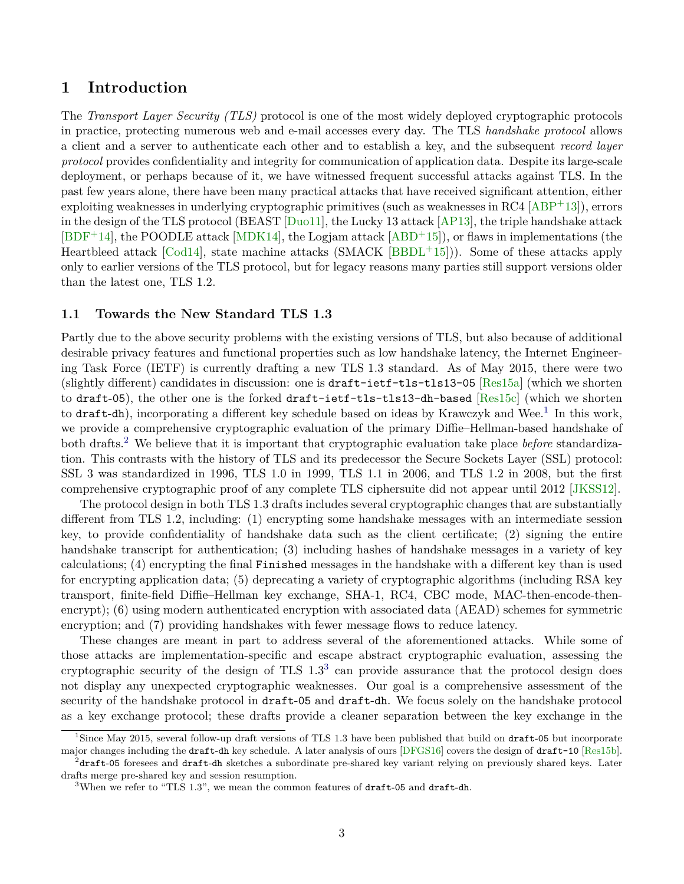# 1 Introduction

The *Transport Layer Security (TLS)* protocol is one of the most widely deployed cryptographic protocols in practice, protecting numerous web and e-mail accesses every day. The TLS *handshake protocol* allows a client and a server to authenticate each other and to establish a key, and the subsequent *record layer protocol* provides confidentiality and integrity for communication of application data. Despite its large-scale deployment, or perhaps because of it, we have witnessed frequent successful attacks against TLS. In the past few years alone, there have been many practical attacks that have received significant attention, either exploiting weaknesses in underlying cryptographic primitives (such as weaknesses in RC4 [ABP+13]), errors in the design of the TLS protocol (BEAST [Duo11], the Lucky 13 attack [AP13], the triple handshake attack [BDF+14], the POODLE attack [MDK14], the Logjam attack [ABD+15]), or flaws in implementations (the Heartbleed attack [Cod14], state machine attacks (SMACK [BBDL+15])). Some of these attacks apply only to earlier versions of the TLS protocol, but for legacy reasons many parties still support versions older than the latest one, TLS 1.2.

## 1.1 Towards the New Standard TLS 1.3

Partly due to the above security problems with the existing versions of TLS, but also because of additional desirable privacy features and functional properties such as low handshake latency, the Internet Engineering Task Force (IETF) is currently drafting a new TLS 1.3 standard. As of May 2015, there were two (slightly different) candidates in discussion: one is `draft-ietf-tls-tls13-05` [Res15a] (which we shorten to `draft-05`), the other one is the forked `draft-ietf-tls-tls13-dh-based` [Res15c] (which we shorten to `draft-dh`), incorporating a different key schedule based on ideas by Krawczyk and Wee.[1] In this work, we provide a comprehensive cryptographic evaluation of the primary Diffie–Hellman-based handshake of both drafts.[2] We believe that it is important that cryptographic evaluation take place *before* standardization. This contrasts with the history of TLS and its predecessor the Secure Sockets Layer (SSL) protocol: SSL 3 was standardized in 1996, TLS 1.0 in 1999, TLS 1.1 in 2006, and TLS 1.2 in 2008, but the first comprehensive cryptographic proof of any complete TLS ciphersuite did not appear until 2012 [JKSS12].

The protocol design in both TLS 1.3 drafts includes several cryptographic changes that are substantially different from TLS 1.2, including: (1) encrypting some handshake messages with an intermediate session key, to provide confidentiality of handshake data such as the client certificate; (2) signing the entire handshake transcript for authentication; (3) including hashes of handshake messages in a variety of key calculations; (4) encrypting the final `Finished` messages in the handshake with a different key than is used for encrypting application data; (5) deprecating a variety of cryptographic algorithms (including RSA key transport, finite-field Diffie–Hellman key exchange, SHA-1, RC4, CBC mode, MAC-then-encode-then-encrypt); (6) using modern authenticated encryption with associated data (AEAD) schemes for symmetric encryption; and (7) providing handshakes with fewer message flows to reduce latency.

These changes are meant in part to address several of the aforementioned attacks. While some of those attacks are implementation-specific and escape abstract cryptographic evaluation, assessing the cryptographic security of the design of TLS 1.3[3] can provide assurance that the protocol design does not display any unexpected cryptographic weaknesses. Our goal is a comprehensive assessment of the security of the handshake protocol in `draft-05` and `draft-dh`. We focus solely on the handshake protocol as a key exchange protocol; these drafts provide a cleaner separation between the key exchange in the

---

[1] Since May 2015, several follow-up draft versions of TLS 1.3 have been published that build on `draft-05` but incorporate major changes including the `draft-dh` key schedule. A later analysis of ours [DFGS16] covers the design of `draft-10` [Res15b].

[2] `draft-05` foresees and `draft-dh` sketches a subordinate pre-shared key variant relying on previously shared keys. Later drafts merge pre-shared key and session resumption.

[3] When we refer to "TLS 1.3", we mean the common features of `draft-05` and `draft-dh`.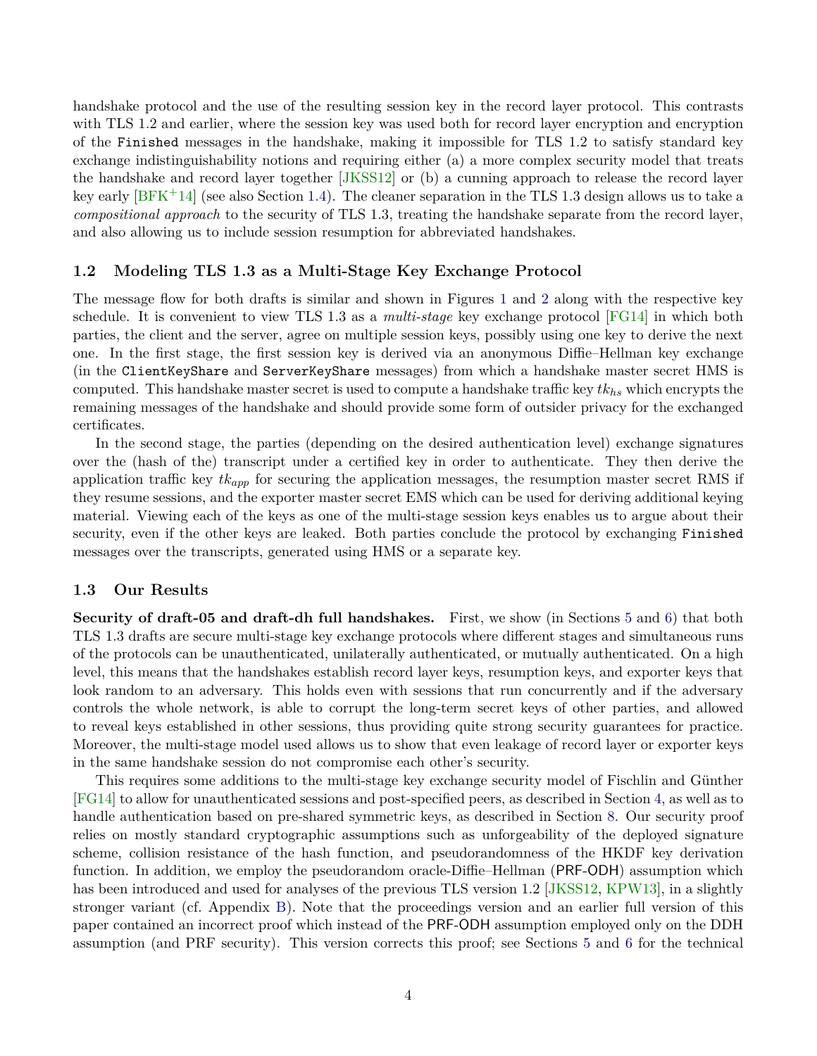handshake protocol and the use of the resulting session key in the record layer protocol. This contrasts with TLS 1.2 and earlier, where the session key was used both for record layer encryption and encryption of the `Finished` messages in the handshake, making it impossible for TLS 1.2 to satisfy standard key exchange indistinguishability notions and requiring either (a) a more complex security model that treats the handshake and record layer together [JKSS12] or (b) a cunning approach to release the record layer key early [BFK+14] (see also Section 1.4). The cleaner separation in the TLS 1.3 design allows us to take a *compositional approach* to the security of TLS 1.3, treating the handshake separate from the record layer, and also allowing us to include session resumption for abbreviated handshakes.

### 1.2 Modeling TLS 1.3 as a Multi-Stage Key Exchange Protocol

The message flow for both drafts is similar and shown in Figures 1 and 2 along with the respective key schedule. It is convenient to view TLS 1.3 as a *multi-stage* key exchange protocol [FG14] in which both parties, the client and the server, agree on multiple session keys, possibly using one key to derive the next one. In the first stage, the first session key is derived via an anonymous Diffie–Hellman key exchange (in the `ClientKeyShare` and `ServerKeyShare` messages) from which a handshake master secret HMS is computed. This handshake master secret is used to compute a handshake traffic key $tk_{hs}$ which encrypts the remaining messages of the handshake and should provide some form of outsider privacy for the exchanged certificates.

In the second stage, the parties (depending on the desired authentication level) exchange signatures over the (hash of the) transcript under a certified key in order to authenticate. They then derive the application traffic key $tk_{app}$ for securing the application messages, the resumption master secret RMS if they resume sessions, and the exporter master secret EMS which can be used for deriving additional keying material. Viewing each of the keys as one of the multi-stage session keys enables us to argue about their security, even if the other keys are leaked. Both parties conclude the protocol by exchanging `Finished` messages over the transcripts, generated using HMS or a separate key.

### 1.3 Our Results

**Security of draft-05 and draft-dh full handshakes.** First, we show (in Sections 5 and 6) that both TLS 1.3 drafts are secure multi-stage key exchange protocols where different stages and simultaneous runs of the protocols can be unauthenticated, unilaterally authenticated, or mutually authenticated. On a high level, this means that the handshakes establish record layer keys, resumption keys, and exporter keys that look random to an adversary. This holds even with sessions that run concurrently and if the adversary controls the whole network, is able to corrupt the long-term secret keys of other parties, and allowed to reveal keys established in other sessions, thus providing quite strong security guarantees for practice. Moreover, the multi-stage model used allows us to show that even leakage of record layer or exporter keys in the same handshake session do not compromise each other's security.

This requires some additions to the multi-stage key exchange security model of Fischlin and Günther [FG14] to allow for unauthenticated sessions and post-specified peers, as described in Section 4, as well as to handle authentication based on pre-shared symmetric keys, as described in Section 8. Our security proof relies on mostly standard cryptographic assumptions such as unforgeability of the deployed signature scheme, collision resistance of the hash function, and pseudorandomness of the HKDF key derivation function. In addition, we employ the pseudorandom oracle-Diffie–Hellman (PRF-ODH) assumption which has been introduced and used for analyses of the previous TLS version 1.2 [JKSS12, KPW13], in a slightly stronger variant (cf. Appendix B). Note that the proceedings version and an earlier full version of this paper contained an incorrect proof which instead of the PRF-ODH assumption employed only on the DDH assumption (and PRF security). This version corrects this proof; see Sections 5 and 6 for the technical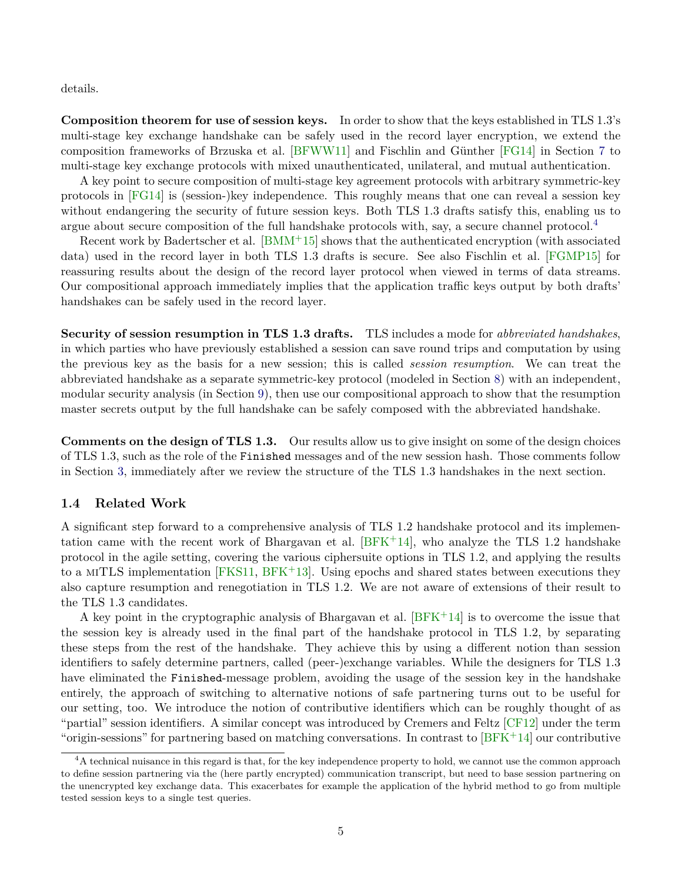details.

**Composition theorem for use of session keys.** In order to show that the keys established in TLS 1.3's multi-stage key exchange handshake can be safely used in the record layer encryption, we extend the composition frameworks of Brzuska et al. [BFWW11] and Fischlin and Günther [FG14] in Section 7 to multi-stage key exchange protocols with mixed unauthenticated, unilateral, and mutual authentication.

A key point to secure composition of multi-stage key agreement protocols with arbitrary symmetric-key protocols in [FG14] is (session-)key independence. This roughly means that one can reveal a session key without endangering the security of future session keys. Both TLS 1.3 drafts satisfy this, enabling us to argue about secure composition of the full handshake protocols with, say, a secure channel protocol.[4]

Recent work by Badertscher et al. [BMM+15] shows that the authenticated encryption (with associated data) used in the record layer in both TLS 1.3 drafts is secure. See also Fischlin et al. [FGMP15] for reassuring results about the design of the record layer protocol when viewed in terms of data streams. Our compositional approach immediately implies that the application traffic keys output by both drafts' handshakes can be safely used in the record layer.

**Security of session resumption in TLS 1.3 drafts.** TLS includes a mode for *abbreviated handshakes*, in which parties who have previously established a session can save round trips and computation by using the previous key as the basis for a new session; this is called *session resumption*. We can treat the abbreviated handshake as a separate symmetric-key protocol (modeled in Section 8) with an independent, modular security analysis (in Section 9), then use our compositional approach to show that the resumption master secrets output by the full handshake can be safely composed with the abbreviated handshake.

**Comments on the design of TLS 1.3.** Our results allow us to give insight on some of the design choices of TLS 1.3, such as the role of the `Finished` messages and of the new session hash. Those comments follow in Section 3, immediately after we review the structure of the TLS 1.3 handshakes in the next section.

### 1.4 Related Work

A significant step forward to a comprehensive analysis of TLS 1.2 handshake protocol and its implementation came with the recent work of Bhargavan et al. [BFK+14], who analyze the TLS 1.2 handshake protocol in the agile setting, covering the various ciphersuite options in TLS 1.2, and applying the results to a miTLS implementation [FKS11, BFK+13]. Using epochs and shared states between executions they also capture resumption and renegotiation in TLS 1.2. We are not aware of extensions of their result to the TLS 1.3 candidates.

A key point in the cryptographic analysis of Bhargavan et al. [BFK+14] is to overcome the issue that the session key is already used in the final part of the handshake protocol in TLS 1.2, by separating these steps from the rest of the handshake. They achieve this by using a different notion than session identifiers to safely determine partners, called (peer-)exchange variables. While the designers for TLS 1.3 have eliminated the `Finished`-message problem, avoiding the usage of the session key in the handshake entirely, the approach of switching to alternative notions of safe partnering turns out to be useful for our setting, too. We introduce the notion of contributive identifiers which can be roughly thought of as "partial" session identifiers. A similar concept was introduced by Cremers and Feltz [CF12] under the term "origin-sessions" for partnering based on matching conversations. In contrast to [BFK+14] our contributive

[4] A technical nuisance in this regard is that, for the key independence property to hold, we cannot use the common approach to define session partnering via the (here partly encrypted) communication transcript, but need to base session partnering on the unencrypted key exchange data. This exacerbates for example the application of the hybrid method to go from multiple tested session keys to a single test queries.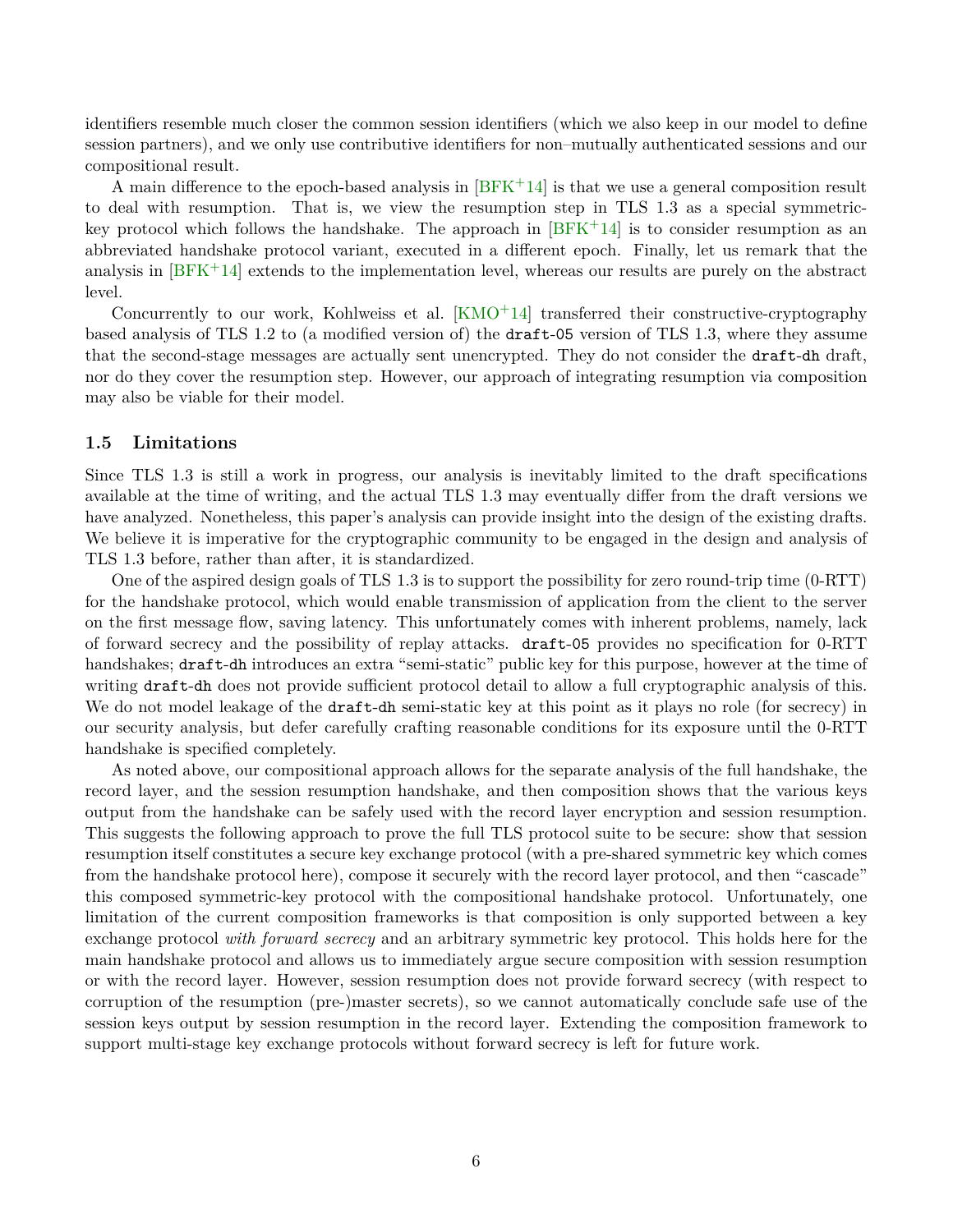identifiers resemble much closer the common session identifiers (which we also keep in our model to define session partners), and we only use contributive identifiers for non–mutually authenticated sessions and our compositional result.

A main difference to the epoch-based analysis in [BFK+14] is that we use a general composition result to deal with resumption. That is, we view the resumption step in TLS 1.3 as a special symmetric-key protocol which follows the handshake. The approach in [BFK+14] is to consider resumption as an abbreviated handshake protocol variant, executed in a different epoch. Finally, let us remark that the analysis in [BFK+14] extends to the implementation level, whereas our results are purely on the abstract level.

Concurrently to our work, Kohlweiss et al. [KMO+14] transferred their constructive-cryptography based analysis of TLS 1.2 to (a modified version of) the `draft-05` version of TLS 1.3, where they assume that the second-stage messages are actually sent unencrypted. They do not consider the `draft-dh` draft, nor do they cover the resumption step. However, our approach of integrating resumption via composition may also be viable for their model.

### 1.5 Limitations

Since TLS 1.3 is still a work in progress, our analysis is inevitably limited to the draft specifications available at the time of writing, and the actual TLS 1.3 may eventually differ from the draft versions we have analyzed. Nonetheless, this paper's analysis can provide insight into the design of the existing drafts. We believe it is imperative for the cryptographic community to be engaged in the design and analysis of TLS 1.3 before, rather than after, it is standardized.

One of the aspired design goals of TLS 1.3 is to support the possibility for zero round-trip time (0-RTT) for the handshake protocol, which would enable transmission of application from the client to the server on the first message flow, saving latency. This unfortunately comes with inherent problems, namely, lack of forward secrecy and the possibility of replay attacks. `draft-05` provides no specification for 0-RTT handshakes; `draft-dh` introduces an extra "semi-static" public key for this purpose, however at the time of writing `draft-dh` does not provide sufficient protocol detail to allow a full cryptographic analysis of this. We do not model leakage of the `draft-dh` semi-static key at this point as it plays no role (for secrecy) in our security analysis, but defer carefully crafting reasonable conditions for its exposure until the 0-RTT handshake is specified completely.

As noted above, our compositional approach allows for the separate analysis of the full handshake, the record layer, and the session resumption handshake, and then composition shows that the various keys output from the handshake can be safely used with the record layer encryption and session resumption. This suggests the following approach to prove the full TLS protocol suite to be secure: show that session resumption itself constitutes a secure key exchange protocol (with a pre-shared symmetric key which comes from the handshake protocol here), compose it securely with the record layer protocol, and then "cascade" this composed symmetric-key protocol with the compositional handshake protocol. Unfortunately, one limitation of the current composition frameworks is that composition is only supported between a key exchange protocol *with forward secrecy* and an arbitrary symmetric key protocol. This holds here for the main handshake protocol and allows us to immediately argue secure composition with session resumption or with the record layer. However, session resumption does not provide forward secrecy (with respect to corruption of the resumption (pre-)master secrets), so we cannot automatically conclude safe use of the session keys output by session resumption in the record layer. Extending the composition framework to support multi-stage key exchange protocols without forward secrecy is left for future work.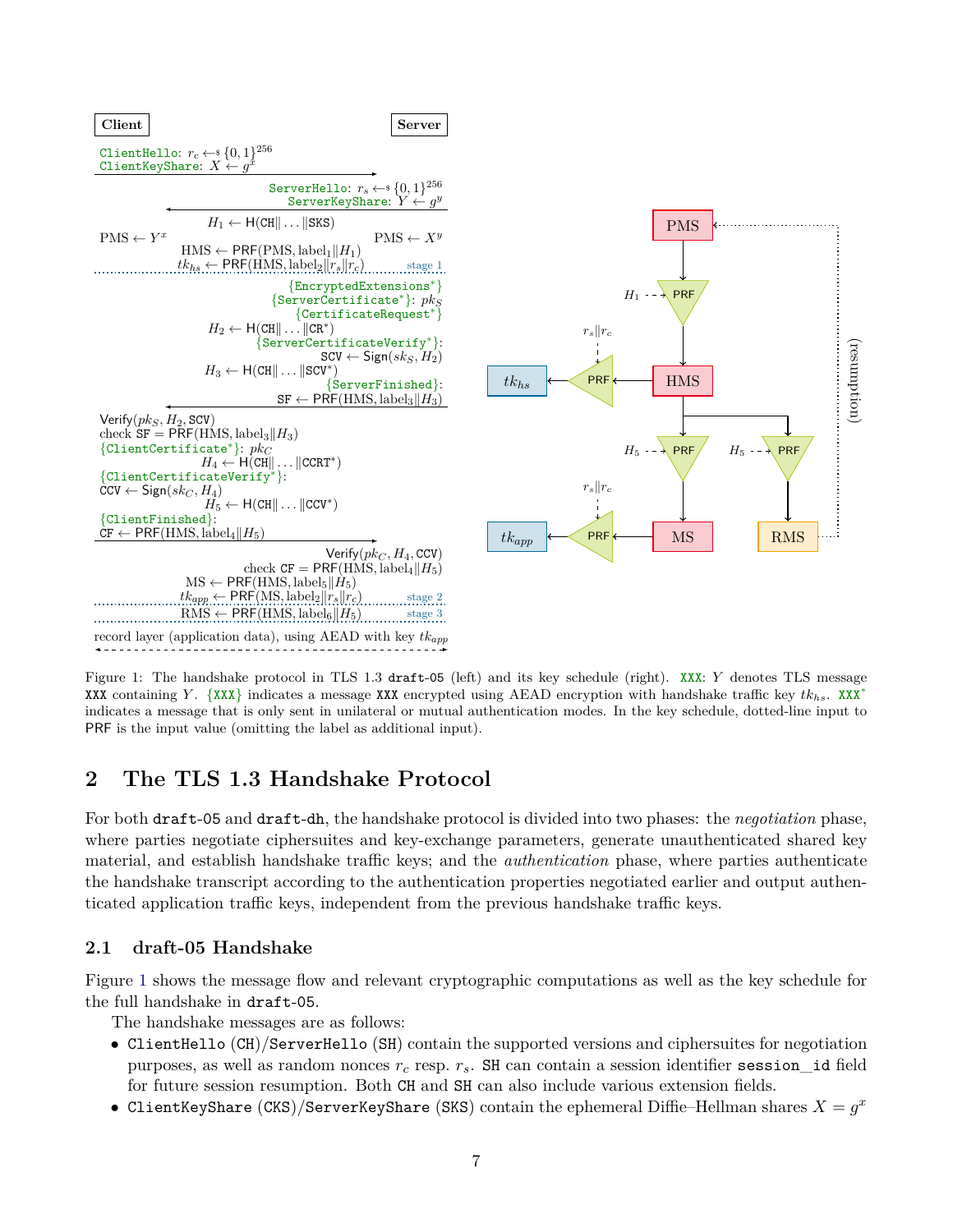**Client** | **Server**

ClientHello: $r_c \leftarrow_\$ \{0,1\}^{256}$
ClientKeyShare: $X \leftarrow g^x$

ServerHello: $r_s \leftarrow_\$ \{0,1\}^{256}$
ServerKeyShare: $Y \leftarrow g^y$

$H_1 \leftarrow \mathsf{H}(\mathtt{CH}\|\ldots\|\mathtt{SKS})$
PMS $\leftarrow Y^x$ | PMS $\leftarrow X^y$
HMS $\leftarrow \mathsf{PRF}(\text{PMS}, \text{label}_1\|H_1)$
$tk_{hs} \leftarrow \mathsf{PRF}(\text{HMS}, \text{label}_2\|r_s\|r_c)$ — stage 1

{EncryptedExtensions*}
{ServerCertificate*}: $pk_S$
{CertificateRequest*}
$H_2 \leftarrow \mathsf{H}(\mathtt{CH}\|\ldots\|\mathtt{CR}^*)$
{ServerCertificateVerify*}:
$\mathtt{SCV} \leftarrow \mathsf{Sign}(sk_S, H_2)$
$H_3 \leftarrow \mathsf{H}(\mathtt{CH}\|\ldots\|\mathtt{SCV}^*)$
{ServerFinished}:
$\mathtt{SF} \leftarrow \mathsf{PRF}(\text{HMS}, \text{label}_3\|H_3)$

$\mathsf{Verify}(pk_S, H_2, \mathtt{SCV})$
check $\mathtt{SF} = \mathsf{PRF}(\text{HMS}, \text{label}_3\|H_3)$
{ClientCertificate*}: $pk_C$
$H_4 \leftarrow \mathsf{H}(\mathtt{CH}\|\ldots\|\mathtt{CCRT}^*)$
{ClientCertificateVerify*}:
$\mathtt{CCV} \leftarrow \mathsf{Sign}(sk_C, H_4)$
$H_5 \leftarrow \mathsf{H}(\mathtt{CH}\|\ldots\|\mathtt{CCV}^*)$
{ClientFinished}:
$\mathtt{CF} \leftarrow \mathsf{PRF}(\text{HMS}, \text{label}_4\|H_5)$

$\mathsf{Verify}(pk_C, H_4, \mathtt{CCV})$
check $\mathtt{CF} = \mathsf{PRF}(\text{HMS}, \text{label}_4\|H_5)$
MS $\leftarrow \mathsf{PRF}(\text{HMS}, \text{label}_5\|H_5)$
$tk_{app} \leftarrow \mathsf{PRF}(\text{MS}, \text{label}_2\|r_s\|r_c)$ — stage 2
RMS $\leftarrow \mathsf{PRF}(\text{HMS}, \text{label}_6\|H_5)$ — stage 3

record layer (application data), using AEAD with key $tk_{app}$

Figure 1: The handshake protocol in TLS 1.3 `draft-05` (left) and its key schedule (right). `XXX`: $Y$ denotes TLS message `XXX` containing $Y$. `{XXX}` indicates a message `XXX` encrypted using AEAD encryption with handshake traffic key $tk_{hs}$. `XXX`* indicates a message that is only sent in unilateral or mutual authentication modes. In the key schedule, dotted-line input to PRF is the input value (omitting the label as additional input).

## 2 The TLS 1.3 Handshake Protocol

For both `draft-05` and `draft-dh`, the handshake protocol is divided into two phases: the *negotiation* phase, where parties negotiate ciphersuites and key-exchange parameters, generate unauthenticated shared key material, and establish handshake traffic keys; and the *authentication* phase, where parties authenticate the handshake transcript according to the authentication properties negotiated earlier and output authenticated application traffic keys, independent from the previous handshake traffic keys.

### 2.1 draft-05 Handshake

Figure 1 shows the message flow and relevant cryptographic computations as well as the key schedule for the full handshake in `draft-05`.

The handshake messages are as follows:

- `ClientHello` (`CH`)/`ServerHello` (`SH`) contain the supported versions and ciphersuites for negotiation purposes, as well as random nonces $r_c$ resp. $r_s$. `SH` can contain a session identifier `session_id` field for future session resumption. Both `CH` and `SH` can also include various extension fields.
- `ClientKeyShare` (`CKS`)/`ServerKeyShare` (`SKS`) contain the ephemeral Diffie–Hellman shares $X = g^x$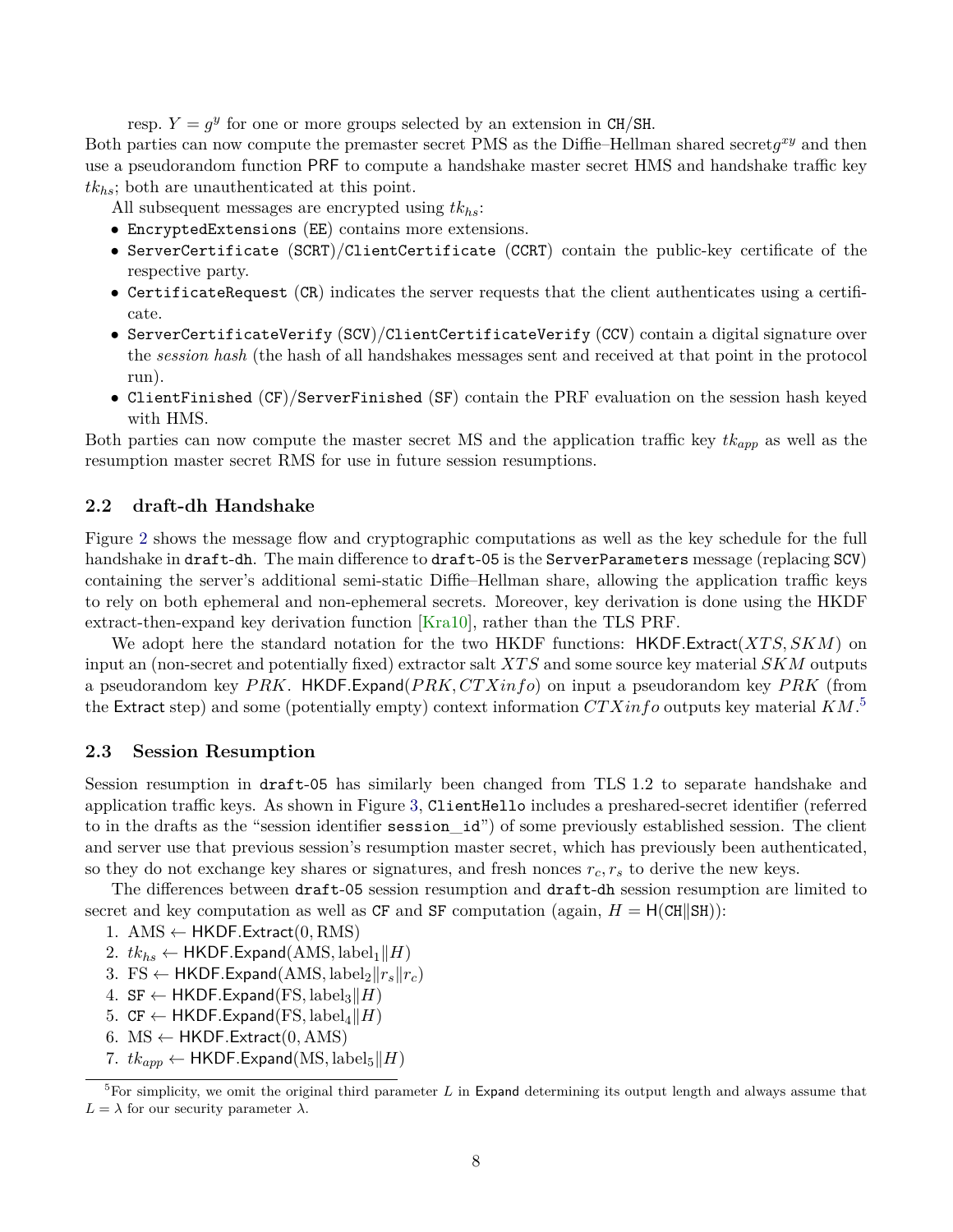resp. $Y = g^y$ for one or more groups selected by an extension in CH/SH.

Both parties can now compute the premaster secret PMS as the Diffie–Hellman shared secret$g^{xy}$ and then use a pseudorandom function PRF to compute a handshake master secret HMS and handshake traffic key $tk_{hs}$; both are unauthenticated at this point.

All subsequent messages are encrypted using $tk_{hs}$:

- `EncryptedExtensions` (EE) contains more extensions.
- `ServerCertificate` (SCRT)/`ClientCertificate` (CCRT) contain the public-key certificate of the respective party.
- `CertificateRequest` (CR) indicates the server requests that the client authenticates using a certificate.
- `ServerCertificateVerify` (SCV)/`ClientCertificateVerify` (CCV) contain a digital signature over the *session hash* (the hash of all handshakes messages sent and received at that point in the protocol run).
- `ClientFinished` (CF)/`ServerFinished` (SF) contain the PRF evaluation on the session hash keyed with HMS.

Both parties can now compute the master secret MS and the application traffic key $tk_{app}$ as well as the resumption master secret RMS for use in future session resumptions.

### 2.2 draft-dh Handshake

Figure 2 shows the message flow and cryptographic computations as well as the key schedule for the full handshake in `draft-dh`. The main difference to `draft-05` is the `ServerParameters` message (replacing SCV) containing the server's additional semi-static Diffie–Hellman share, allowing the application traffic keys to rely on both ephemeral and non-ephemeral secrets. Moreover, key derivation is done using the HKDF extract-then-expand key derivation function [Kra10], rather than the TLS PRF.

We adopt here the standard notation for the two HKDF functions: $\mathsf{HKDF.Extract}(XTS, SKM)$ on input an (non-secret and potentially fixed) extractor salt $XTS$ and some source key material $SKM$ outputs a pseudorandom key $PRK$. $\mathsf{HKDF.Expand}(PRK, CTXinfo)$ on input a pseudorandom key $PRK$ (from the Extract step) and some (potentially empty) context information $CTXinfo$ outputs key material $KM$.[5]

### 2.3 Session Resumption

Session resumption in `draft-05` has similarly been changed from TLS 1.2 to separate handshake and application traffic keys. As shown in Figure 3, `ClientHello` includes a preshared-secret identifier (referred to in the drafts as the "session identifier `session_id`") of some previously established session. The client and server use that previous session's resumption master secret, which has previously been authenticated, so they do not exchange key shares or signatures, and fresh nonces $r_c, r_s$ to derive the new keys.

The differences between `draft-05` session resumption and `draft-dh` session resumption are limited to secret and key computation as well as CF and SF computation (again, $H = \mathsf{H}(\mathtt{CH}\|\mathtt{SH})$):

1. $\mathrm{AMS} \leftarrow \mathsf{HKDF.Extract}(0, \mathrm{RMS})$
2. $tk_{hs} \leftarrow \mathsf{HKDF.Expand}(\mathrm{AMS}, \mathrm{label}_1\|H)$
3. $\mathrm{FS} \leftarrow \mathsf{HKDF.Expand}(\mathrm{AMS}, \mathrm{label}_2\|r_s\|r_c)$
4. $\mathtt{SF} \leftarrow \mathsf{HKDF.Expand}(\mathrm{FS}, \mathrm{label}_3\|H)$
5. $\mathtt{CF} \leftarrow \mathsf{HKDF.Expand}(\mathrm{FS}, \mathrm{label}_4\|H)$
6. $\mathrm{MS} \leftarrow \mathsf{HKDF.Extract}(0, \mathrm{AMS})$
7. $tk_{app} \leftarrow \mathsf{HKDF.Expand}(\mathrm{MS}, \mathrm{label}_5\|H)$

[5] For simplicity, we omit the original third parameter $L$ in Expand determining its output length and always assume that $L = \lambda$ for our security parameter $\lambda$.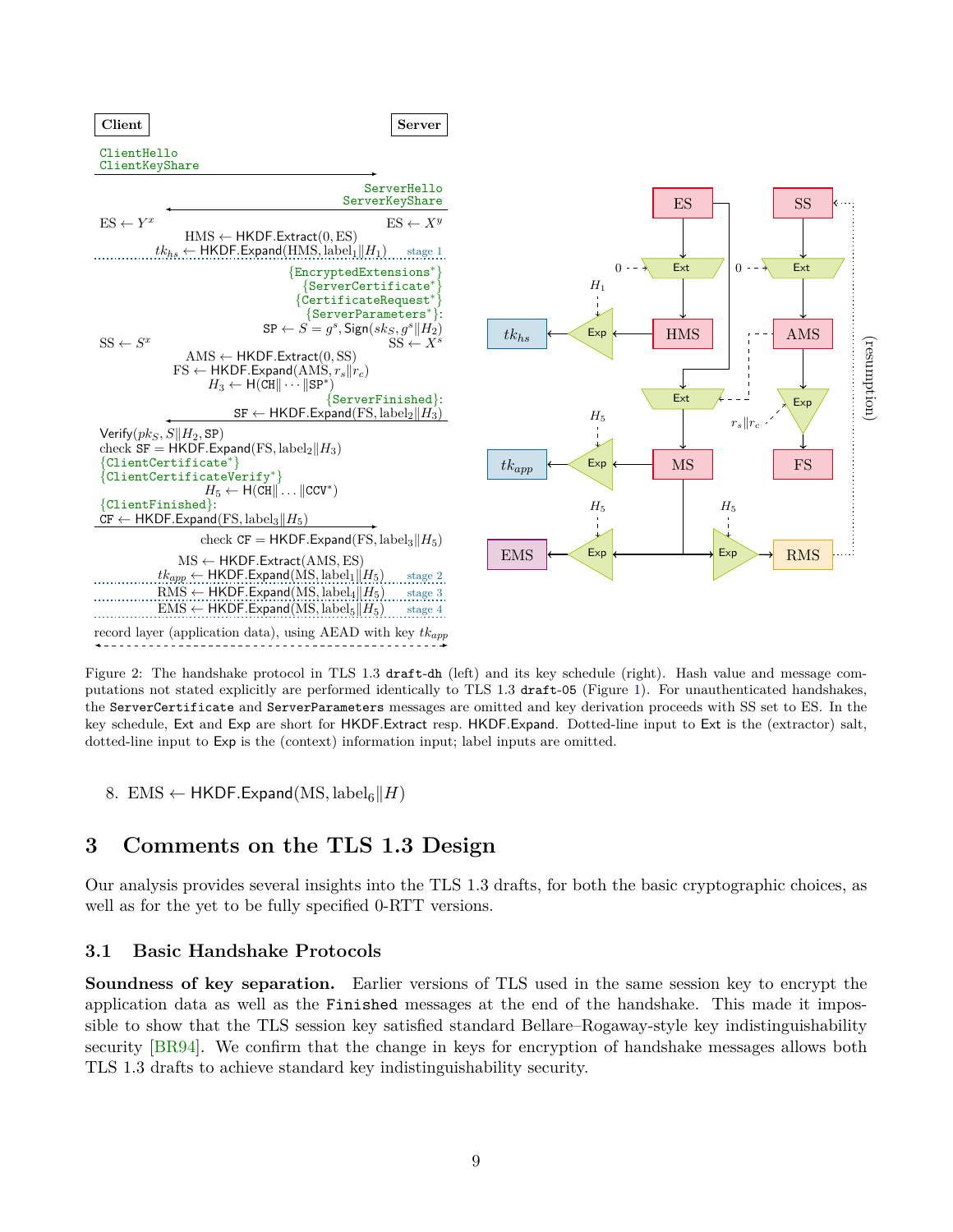| Client | | Server |
|---|---|---|
| ClientHello<br>ClientKeyShare | $\longrightarrow$ | |
| | $\longleftarrow$ | ServerHello<br>ServerKeyShare |
| $\mathrm{ES} \leftarrow Y^x$ | | $\mathrm{ES} \leftarrow X^y$ |
| | $\mathrm{HMS} \leftarrow \mathsf{HKDF.Extract}(0, \mathrm{ES})$<br>$tk_{hs} \leftarrow \mathsf{HKDF.Expand}(\mathrm{HMS}, \mathrm{label}_1 \| H_1)$ | stage 1 |
| | | {EncryptedExtensions*}<br>{ServerCertificate*}<br>{CertificateRequest*}<br>{ServerParameters*}:<br>$\mathtt{SP} \leftarrow S = g^s, \mathsf{Sign}(sk_S, g^s \| H_2)$ |
| $\mathrm{SS} \leftarrow S^x$ | | $\mathrm{SS} \leftarrow X^s$ |
| | $\mathrm{AMS} \leftarrow \mathsf{HKDF.Extract}(0, \mathrm{SS})$<br>$\mathrm{FS} \leftarrow \mathsf{HKDF.Expand}(\mathrm{AMS}, r_s \| r_c)$<br>$H_3 \leftarrow \mathsf{H}(\mathtt{CH} \| \cdots \| \mathtt{SP}^*)$ | |
| | $\longleftarrow$ | {ServerFinished}:<br>$\mathtt{SF} \leftarrow \mathsf{HKDF.Expand}(\mathrm{FS}, \mathrm{label}_2 \| H_3)$ |
| $\mathsf{Verify}(pk_S, S \| H_2, \mathtt{SP})$<br>check $\mathtt{SF} = \mathsf{HKDF.Expand}(\mathrm{FS}, \mathrm{label}_2 \| H_3)$<br>{ClientCertificate*}<br>{ClientCertificateVerify*}<br>$H_5 \leftarrow \mathsf{H}(\mathtt{CH} \| \ldots \| \mathtt{CCV}^*)$<br>{ClientFinished}:<br>$\mathtt{CF} \leftarrow \mathsf{HKDF.Expand}(\mathrm{FS}, \mathrm{label}_3 \| H_5)$ | $\longrightarrow$ | |
| | | check $\mathtt{CF} = \mathsf{HKDF.Expand}(\mathrm{FS}, \mathrm{label}_3 \| H_5)$ |
| | $\mathrm{MS} \leftarrow \mathsf{HKDF.Extract}(\mathrm{AMS}, \mathrm{ES})$<br>$tk_{app} \leftarrow \mathsf{HKDF.Expand}(\mathrm{MS}, \mathrm{label}_1 \| H_5)$ | stage 2 |
| | $\mathrm{RMS} \leftarrow \mathsf{HKDF.Expand}(\mathrm{MS}, \mathrm{label}_4 \| H_5)$ | stage 3 |
| | $\mathrm{EMS} \leftarrow \mathsf{HKDF.Expand}(\mathrm{MS}, \mathrm{label}_5 \| H_5)$ | stage 4 |
| | record layer (application data), using AEAD with key $tk_{app}$ | |

Figure 2: The handshake protocol in TLS 1.3 `draft-dh` (left) and its key schedule (right). Hash value and message computations not stated explicitly are performed identically to TLS 1.3 `draft-05` (Figure 1). For unauthenticated handshakes, the `ServerCertificate` and `ServerParameters` messages are omitted and key derivation proceeds with SS set to ES. In the key schedule, Ext and Exp are short for HKDF.Extract resp. HKDF.Expand. Dotted-line input to Ext is the (extractor) salt, dotted-line input to Exp is the (context) information input; label inputs are omitted.

8. $\mathrm{EMS} \leftarrow \mathsf{HKDF.Expand}(\mathrm{MS}, \mathrm{label}_6 \| H)$

## 3 Comments on the TLS 1.3 Design

Our analysis provides several insights into the TLS 1.3 drafts, for both the basic cryptographic choices, as well as for the yet to be fully specified 0-RTT versions.

### 3.1 Basic Handshake Protocols

**Soundness of key separation.** Earlier versions of TLS used in the same session key to encrypt the application data as well as the `Finished` messages at the end of the handshake. This made it impossible to show that the TLS session key satisfied standard Bellare–Rogaway-style key indistinguishability security [BR94]. We confirm that the change in keys for encryption of handshake messages allows both TLS 1.3 drafts to achieve standard key indistinguishability security.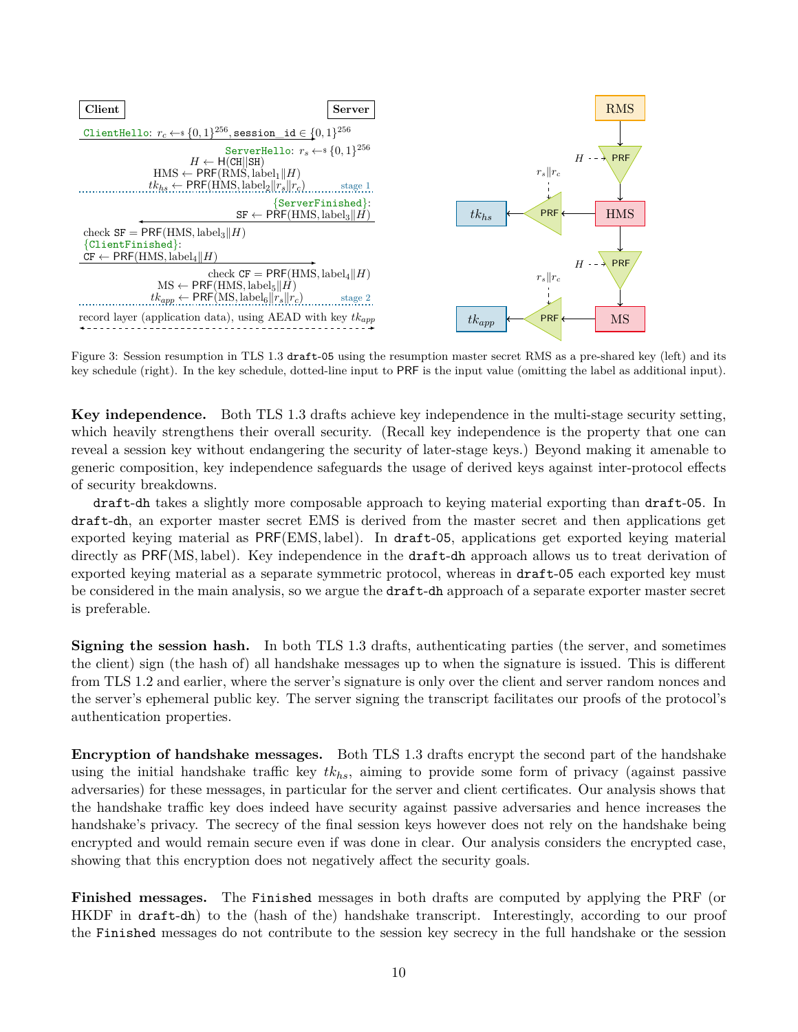**Client** | **Server**

ClientHello: $r_c \leftarrow_{\$} \{0,1\}^{256}$, $\texttt{session\_id} \in \{0,1\}^{256}$

ServerHello: $r_s \leftarrow_{\$} \{0,1\}^{256}$

$H \leftarrow \mathsf{H}(\texttt{CH}\|\texttt{SH})$

$\text{HMS} \leftarrow \mathsf{PRF}(\text{RMS}, \text{label}_1\|H)$

$tk_{hs} \leftarrow \mathsf{PRF}(\text{HMS}, \text{label}_2\|r_s\|r_c)$ — stage 1

{ServerFinished}: $\texttt{SF} \leftarrow \mathsf{PRF}(\text{HMS}, \text{label}_3\|H)$

check $\texttt{SF} = \mathsf{PRF}(\text{HMS}, \text{label}_3\|H)$

{ClientFinished}: $\texttt{CF} \leftarrow \mathsf{PRF}(\text{HMS}, \text{label}_4\|H)$

check $\texttt{CF} = \mathsf{PRF}(\text{HMS}, \text{label}_4\|H)$

$\text{MS} \leftarrow \mathsf{PRF}(\text{HMS}, \text{label}_5\|H)$

$tk_{app} \leftarrow \mathsf{PRF}(\text{MS}, \text{label}_6\|r_s\|r_c)$ — stage 2

record layer (application data), using AEAD with key $tk_{app}$

Figure 3: Session resumption in TLS 1.3 `draft-05` using the resumption master secret RMS as a pre-shared key (left) and its key schedule (right). In the key schedule, dotted-line input to PRF is the input value (omitting the label as additional input).

**Key independence.** Both TLS 1.3 drafts achieve key independence in the multi-stage security setting, which heavily strengthens their overall security. (Recall key independence is the property that one can reveal a session key without endangering the security of later-stage keys.) Beyond making it amenable to generic composition, key independence safeguards the usage of derived keys against inter-protocol effects of security breakdowns.

`draft-dh` takes a slightly more composable approach to keying material exporting than `draft-05`. In `draft-dh`, an exporter master secret EMS is derived from the master secret and then applications get exported keying material as $\mathsf{PRF}(\text{EMS}, \text{label})$. In `draft-05`, applications get exported keying material directly as $\mathsf{PRF}(\text{MS}, \text{label})$. Key independence in the `draft-dh` approach allows us to treat derivation of exported keying material as a separate symmetric protocol, whereas in `draft-05` each exported key must be considered in the main analysis, so we argue the `draft-dh` approach of a separate exporter master secret is preferable.

**Signing the session hash.** In both TLS 1.3 drafts, authenticating parties (the server, and sometimes the client) sign (the hash of) all handshake messages up to when the signature is issued. This is different from TLS 1.2 and earlier, where the server's signature is only over the client and server random nonces and the server's ephemeral public key. The server signing the transcript facilitates our proofs of the protocol's authentication properties.

**Encryption of handshake messages.** Both TLS 1.3 drafts encrypt the second part of the handshake using the initial handshake traffic key $tk_{hs}$, aiming to provide some form of privacy (against passive adversaries) for these messages, in particular for the server and client certificates. Our analysis shows that the handshake traffic key does indeed have security against passive adversaries and hence increases the handshake's privacy. The secrecy of the final session keys however does not rely on the handshake being encrypted and would remain secure even if was done in clear. Our analysis considers the encrypted case, showing that this encryption does not negatively affect the security goals.

**Finished messages.** The `Finished` messages in both drafts are computed by applying the PRF (or HKDF in `draft-dh`) to the (hash of the) handshake transcript. Interestingly, according to our proof the `Finished` messages do not contribute to the session key secrecy in the full handshake or the session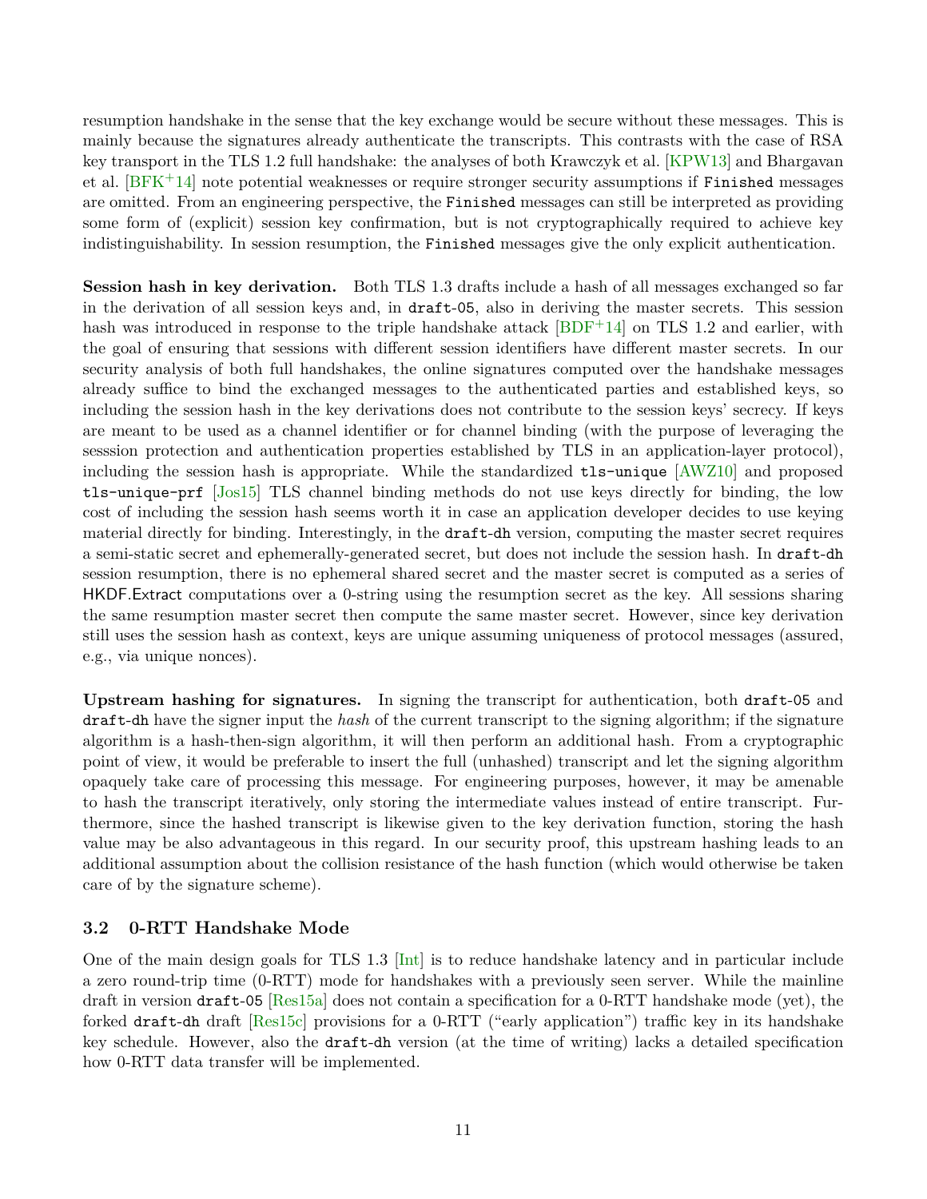resumption handshake in the sense that the key exchange would be secure without these messages. This is mainly because the signatures already authenticate the transcripts. This contrasts with the case of RSA key transport in the TLS 1.2 full handshake: the analyses of both Krawczyk et al. [KPW13] and Bhargavan et al. [BFK+14] note potential weaknesses or require stronger security assumptions if `Finished` messages are omitted. From an engineering perspective, the `Finished` messages can still be interpreted as providing some form of (explicit) session key confirmation, but is not cryptographically required to achieve key indistinguishability. In session resumption, the `Finished` messages give the only explicit authentication.

**Session hash in key derivation.** Both TLS 1.3 drafts include a hash of all messages exchanged so far in the derivation of all session keys and, in `draft-05`, also in deriving the master secrets. This session hash was introduced in response to the triple handshake attack [BDF+14] on TLS 1.2 and earlier, with the goal of ensuring that sessions with different session identifiers have different master secrets. In our security analysis of both full handshakes, the online signatures computed over the handshake messages already suffice to bind the exchanged messages to the authenticated parties and established keys, so including the session hash in the key derivations does not contribute to the session keys' secrecy. If keys are meant to be used as a channel identifier or for channel binding (with the purpose of leveraging the sesssion protection and authentication properties established by TLS in an application-layer protocol), including the session hash is appropriate. While the standardized `tls-unique` [AWZ10] and proposed `tls-unique-prf` [Jos15] TLS channel binding methods do not use keys directly for binding, the low cost of including the session hash seems worth it in case an application developer decides to use keying material directly for binding. Interestingly, in the `draft-dh` version, computing the master secret requires a semi-static secret and ephemerally-generated secret, but does not include the session hash. In `draft-dh` session resumption, there is no ephemeral shared secret and the master secret is computed as a series of HKDF.Extract computations over a 0-string using the resumption secret as the key. All sessions sharing the same resumption master secret then compute the same master secret. However, since key derivation still uses the session hash as context, keys are unique assuming uniqueness of protocol messages (assured, e.g., via unique nonces).

**Upstream hashing for signatures.** In signing the transcript for authentication, both `draft-05` and `draft-dh` have the signer input the *hash* of the current transcript to the signing algorithm; if the signature algorithm is a hash-then-sign algorithm, it will then perform an additional hash. From a cryptographic point of view, it would be preferable to insert the full (unhashed) transcript and let the signing algorithm opaquely take care of processing this message. For engineering purposes, however, it may be amenable to hash the transcript iteratively, only storing the intermediate values instead of entire transcript. Furthermore, since the hashed transcript is likewise given to the key derivation function, storing the hash value may be also advantageous in this regard. In our security proof, this upstream hashing leads to an additional assumption about the collision resistance of the hash function (which would otherwise be taken care of by the signature scheme).

### 3.2 0-RTT Handshake Mode

One of the main design goals for TLS 1.3 [Int] is to reduce handshake latency and in particular include a zero round-trip time (0-RTT) mode for handshakes with a previously seen server. While the mainline draft in version `draft-05` [Res15a] does not contain a specification for a 0-RTT handshake mode (yet), the forked `draft-dh` draft [Res15c] provisions for a 0-RTT ("early application") traffic key in its handshake key schedule. However, also the `draft-dh` version (at the time of writing) lacks a detailed specification how 0-RTT data transfer will be implemented.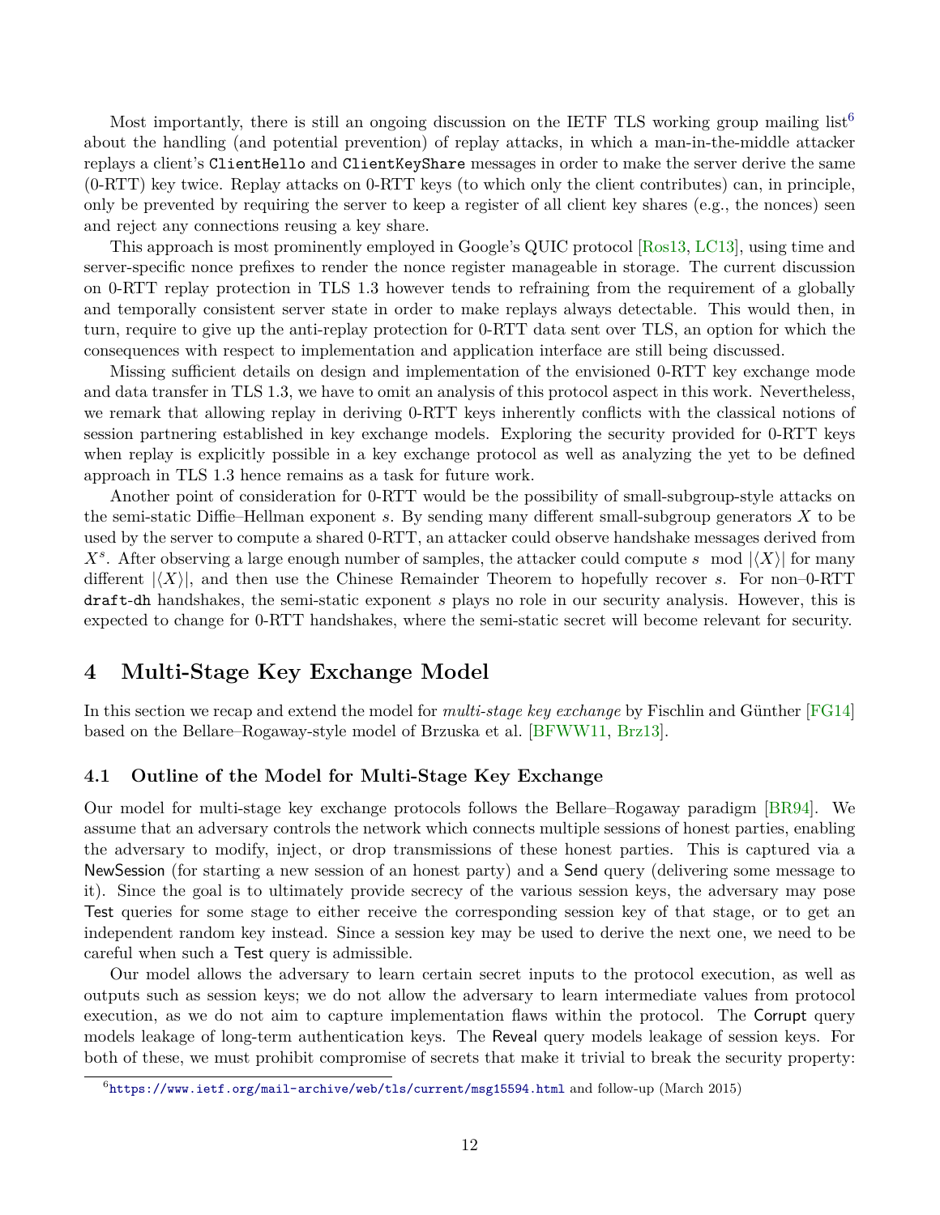Most importantly, there is still an ongoing discussion on the IETF TLS working group mailing list[6] about the handling (and potential prevention) of replay attacks, in which a man-in-the-middle attacker replays a client's `ClientHello` and `ClientKeyShare` messages in order to make the server derive the same (0-RTT) key twice. Replay attacks on 0-RTT keys (to which only the client contributes) can, in principle, only be prevented by requiring the server to keep a register of all client key shares (e.g., the nonces) seen and reject any connections reusing a key share.

This approach is most prominently employed in Google's QUIC protocol [Ros13, LC13], using time and server-specific nonce prefixes to render the nonce register manageable in storage. The current discussion on 0-RTT replay protection in TLS 1.3 however tends to refraining from the requirement of a globally and temporally consistent server state in order to make replays always detectable. This would then, in turn, require to give up the anti-replay protection for 0-RTT data sent over TLS, an option for which the consequences with respect to implementation and application interface are still being discussed.

Missing sufficient details on design and implementation of the envisioned 0-RTT key exchange mode and data transfer in TLS 1.3, we have to omit an analysis of this protocol aspect in this work. Nevertheless, we remark that allowing replay in deriving 0-RTT keys inherently conflicts with the classical notions of session partnering established in key exchange models. Exploring the security provided for 0-RTT keys when replay is explicitly possible in a key exchange protocol as well as analyzing the yet to be defined approach in TLS 1.3 hence remains as a task for future work.

Another point of consideration for 0-RTT would be the possibility of small-subgroup-style attacks on the semi-static Diffie–Hellman exponent $s$. By sending many different small-subgroup generators $X$ to be used by the server to compute a shared 0-RTT, an attacker could observe handshake messages derived from $X^s$. After observing a large enough number of samples, the attacker could compute $s \mod |\langle X \rangle|$ for many different $|\langle X \rangle|$, and then use the Chinese Remainder Theorem to hopefully recover $s$. For non–0-RTT `draft-dh` handshakes, the semi-static exponent $s$ plays no role in our security analysis. However, this is expected to change for 0-RTT handshakes, where the semi-static secret will become relevant for security.

# 4 Multi-Stage Key Exchange Model

In this section we recap and extend the model for *multi-stage key exchange* by Fischlin and Günther [FG14] based on the Bellare–Rogaway-style model of Brzuska et al. [BFWW11, Brz13].

## 4.1 Outline of the Model for Multi-Stage Key Exchange

Our model for multi-stage key exchange protocols follows the Bellare–Rogaway paradigm [BR94]. We assume that an adversary controls the network which connects multiple sessions of honest parties, enabling the adversary to modify, inject, or drop transmissions of these honest parties. This is captured via a NewSession (for starting a new session of an honest party) and a Send query (delivering some message to it). Since the goal is to ultimately provide secrecy of the various session keys, the adversary may pose Test queries for some stage to either receive the corresponding session key of that stage, or to get an independent random key instead. Since a session key may be used to derive the next one, we need to be careful when such a Test query is admissible.

Our model allows the adversary to learn certain secret inputs to the protocol execution, as well as outputs such as session keys; we do not allow the adversary to learn intermediate values from protocol execution, as we do not aim to capture implementation flaws within the protocol. The Corrupt query models leakage of long-term authentication keys. The Reveal query models leakage of session keys. For both of these, we must prohibit compromise of secrets that make it trivial to break the security property:

[6] https://www.ietf.org/mail-archive/web/tls/current/msg15594.html and follow-up (March 2015)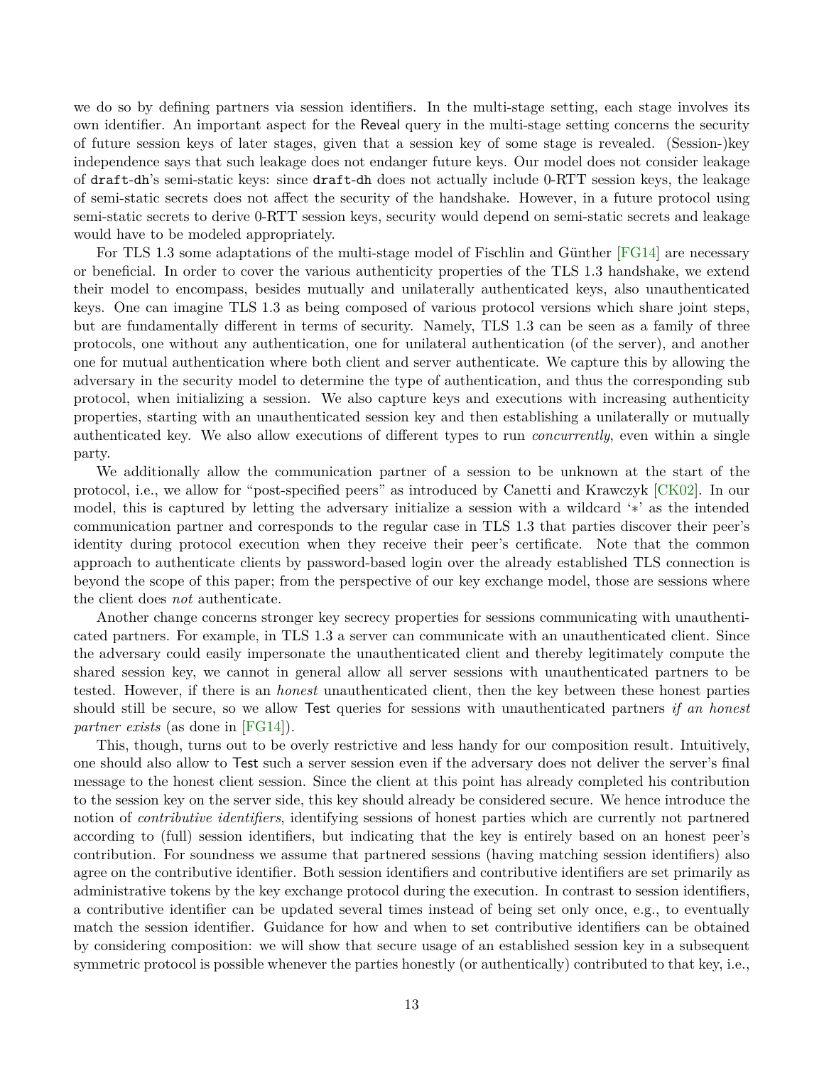we do so by defining partners via session identifiers. In the multi-stage setting, each stage involves its own identifier. An important aspect for the Reveal query in the multi-stage setting concerns the security of future session keys of later stages, given that a session key of some stage is revealed. (Session-)key independence says that such leakage does not endanger future keys. Our model does not consider leakage of draft-dh's semi-static keys: since draft-dh does not actually include 0-RTT session keys, the leakage of semi-static secrets does not affect the security of the handshake. However, in a future protocol using semi-static secrets to derive 0-RTT session keys, security would depend on semi-static secrets and leakage would have to be modeled appropriately.

For TLS 1.3 some adaptations of the multi-stage model of Fischlin and Günther [FG14] are necessary or beneficial. In order to cover the various authenticity properties of the TLS 1.3 handshake, we extend their model to encompass, besides mutually and unilaterally authenticated keys, also unauthenticated keys. One can imagine TLS 1.3 as being composed of various protocol versions which share joint steps, but are fundamentally different in terms of security. Namely, TLS 1.3 can be seen as a family of three protocols, one without any authentication, one for unilateral authentication (of the server), and another one for mutual authentication where both client and server authenticate. We capture this by allowing the adversary in the security model to determine the type of authentication, and thus the corresponding sub protocol, when initializing a session. We also capture keys and executions with increasing authenticity properties, starting with an unauthenticated session key and then establishing a unilaterally or mutually authenticated key. We also allow executions of different types to run *concurrently*, even within a single party.

We additionally allow the communication partner of a session to be unknown at the start of the protocol, i.e., we allow for "post-specified peers" as introduced by Canetti and Krawczyk [CK02]. In our model, this is captured by letting the adversary initialize a session with a wildcard '$*$' as the intended communication partner and corresponds to the regular case in TLS 1.3 that parties discover their peer's identity during protocol execution when they receive their peer's certificate. Note that the common approach to authenticate clients by password-based login over the already established TLS connection is beyond the scope of this paper; from the perspective of our key exchange model, those are sessions where the client does *not* authenticate.

Another change concerns stronger key secrecy properties for sessions communicating with unauthenticated partners. For example, in TLS 1.3 a server can communicate with an unauthenticated client. Since the adversary could easily impersonate the unauthenticated client and thereby legitimately compute the shared session key, we cannot in general allow all server sessions with unauthenticated partners to be tested. However, if there is an *honest* unauthenticated client, then the key between these honest parties should still be secure, so we allow Test queries for sessions with unauthenticated partners *if an honest partner exists* (as done in [FG14]).

This, though, turns out to be overly restrictive and less handy for our composition result. Intuitively, one should also allow to Test such a server session even if the adversary does not deliver the server's final message to the honest client session. Since the client at this point has already completed his contribution to the session key on the server side, this key should already be considered secure. We hence introduce the notion of *contributive identifiers*, identifying sessions of honest parties which are currently not partnered according to (full) session identifiers, but indicating that the key is entirely based on an honest peer's contribution. For soundness we assume that partnered sessions (having matching session identifiers) also agree on the contributive identifier. Both session identifiers and contributive identifiers are set primarily as administrative tokens by the key exchange protocol during the execution. In contrast to session identifiers, a contributive identifier can be updated several times instead of being set only once, e.g., to eventually match the session identifier. Guidance for how and when to set contributive identifiers can be obtained by considering composition: we will show that secure usage of an established session key in a subsequent symmetric protocol is possible whenever the parties honestly (or authentically) contributed to that key, i.e.,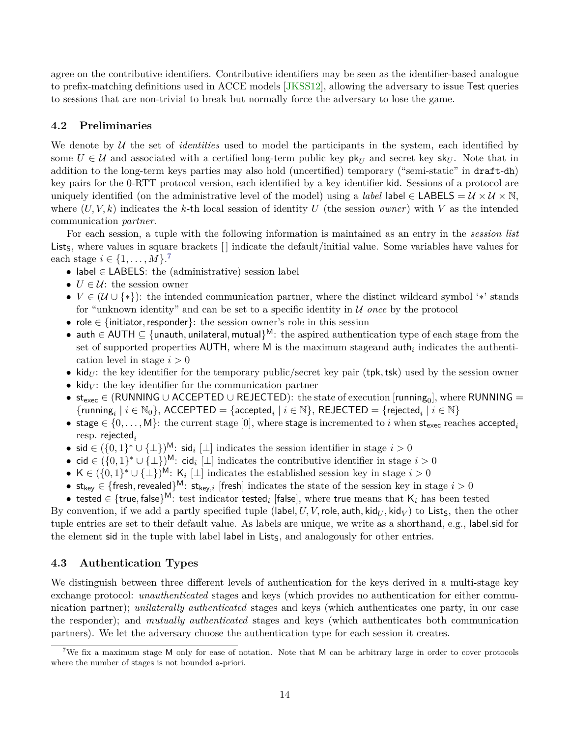agree on the contributive identifiers. Contributive identifiers may be seen as the identifier-based analogue to prefix-matching definitions used in ACCE models [JKSS12], allowing the adversary to issue Test queries to sessions that are non-trivial to break but normally force the adversary to lose the game.

### 4.2 Preliminaries

We denote by $\mathcal{U}$ the set of *identities* used to model the participants in the system, each identified by some $U \in \mathcal{U}$ and associated with a certified long-term public key $\mathsf{pk}_U$ and secret key $\mathsf{sk}_U$. Note that in addition to the long-term keys parties may also hold (uncertified) temporary ("semi-static" in draft-dh) key pairs for the 0-RTT protocol version, each identified by a key identifier kid. Sessions of a protocol are uniquely identified (on the administrative level of the model) using a *label* $\mathsf{label} \in \mathsf{LABELS} = \mathcal{U} \times \mathcal{U} \times \mathbb{N}$, where $(U, V, k)$ indicates the $k$-th local session of identity $U$ (the session *owner*) with $V$ as the intended communication *partner*.

For each session, a tuple with the following information is maintained as an entry in the *session list* $\mathsf{List_S}$, where values in square brackets [ ] indicate the default/initial value. Some variables have values for each stage $i \in \{1, \ldots, M\}$.[7]

- $\mathsf{label} \in \mathsf{LABELS}$: the (administrative) session label
- $U \in \mathcal{U}$: the session owner
- $V \in (\mathcal{U} \cup \{*\})$: the intended communication partner, where the distinct wildcard symbol '$*$' stands for "unknown identity" and can be set to a specific identity in $\mathcal{U}$ *once* by the protocol
- $\mathsf{role} \in \{\mathsf{initiator}, \mathsf{responder}\}$: the session owner's role in this session
- $\mathsf{auth} \in \mathsf{AUTH} \subseteq \{\mathsf{unauth}, \mathsf{unilateral}, \mathsf{mutual}\}^{\mathsf{M}}$: the aspired authentication type of each stage from the set of supported properties AUTH, where M is the maximum stageand $\mathsf{auth}_i$ indicates the authentication level in stage $i > 0$
- $\mathsf{kid}_U$: the key identifier for the temporary public/secret key pair $(\mathsf{tpk}, \mathsf{tsk})$ used by the session owner
- $\mathsf{kid}_V$: the key identifier for the communication partner
- $\mathsf{st_{exec}} \in (\mathsf{RUNNING} \cup \mathsf{ACCEPTED} \cup \mathsf{REJECTED})$: the state of execution $[\mathsf{running}_0]$, where $\mathsf{RUNNING} = \{\mathsf{running}_i \mid i \in \mathbb{N}_0\}$, $\mathsf{ACCEPTED} = \{\mathsf{accepted}_i \mid i \in \mathbb{N}\}$, $\mathsf{REJECTED} = \{\mathsf{rejected}_i \mid i \in \mathbb{N}\}$
- $\mathsf{stage} \in \{0, \ldots, \mathsf{M}\}$: the current stage [0], where stage is incremented to $i$ when $\mathsf{st_{exec}}$ reaches $\mathsf{accepted}_i$ resp. $\mathsf{rejected}_i$
- $\mathsf{sid} \in (\{0,1\}^* \cup \{\bot\})^{\mathsf{M}}$: $\mathsf{sid}_i$ $[\bot]$ indicates the session identifier in stage $i > 0$
- $\mathsf{cid} \in (\{0,1\}^* \cup \{\bot\})^{\mathsf{M}}$: $\mathsf{cid}_i$ $[\bot]$ indicates the contributive identifier in stage $i > 0$
- $\mathsf{K} \in (\{0,1\}^* \cup \{\bot\})^{\mathsf{M}}$: $\mathsf{K}_i$ $[\bot]$ indicates the established session key in stage $i > 0$
- $\mathsf{st_{key}} \in \{\mathsf{fresh}, \mathsf{revealed}\}^{\mathsf{M}}$: $\mathsf{st}_{\mathsf{key},i}$ [fresh] indicates the state of the session key in stage $i > 0$
- $\mathsf{tested} \in \{\mathsf{true}, \mathsf{false}\}^{\mathsf{M}}$: test indicator $\mathsf{tested}_i$ [false], where true means that $\mathsf{K}_i$ has been tested

By convention, if we add a partly specified tuple $(\mathsf{label}, U, V, \mathsf{role}, \mathsf{auth}, \mathsf{kid}_U, \mathsf{kid}_V)$ to $\mathsf{List_S}$, then the other tuple entries are set to their default value. As labels are unique, we write as a shorthand, e.g., label.sid for the element sid in the tuple with label label in $\mathsf{List_S}$, and analogously for other entries.

### 4.3 Authentication Types

We distinguish between three different levels of authentication for the keys derived in a multi-stage key exchange protocol: *unauthenticated* stages and keys (which provides no authentication for either communication partner); *unilaterally authenticated* stages and keys (which authenticates one party, in our case the responder); and *mutually authenticated* stages and keys (which authenticates both communication partners). We let the adversary choose the authentication type for each session it creates.

[7] We fix a maximum stage M only for ease of notation. Note that M can be arbitrary large in order to cover protocols where the number of stages is not bounded a-priori.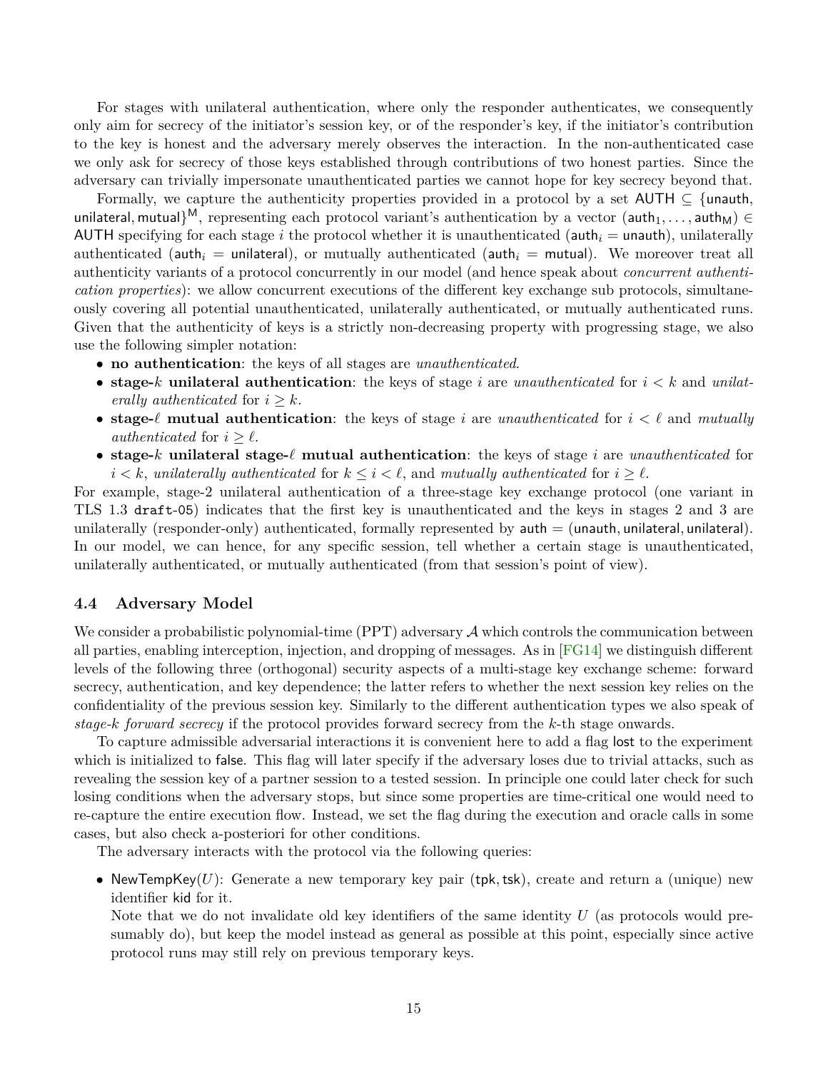For stages with unilateral authentication, where only the responder authenticates, we consequently only aim for secrecy of the initiator's session key, or of the responder's key, if the initiator's contribution to the key is honest and the adversary merely observes the interaction. In the non-authenticated case we only ask for secrecy of those keys established through contributions of two honest parties. Since the adversary can trivially impersonate unauthenticated parties we cannot hope for key secrecy beyond that.

Formally, we capture the authenticity properties provided in a protocol by a set $\mathsf{AUTH} \subseteq \{\mathsf{unauth}, \mathsf{unilateral}, \mathsf{mutual}\}^{\mathsf{M}}$, representing each protocol variant's authentication by a vector $(\mathsf{auth}_1, \ldots, \mathsf{auth}_{\mathsf{M}}) \in \mathsf{AUTH}$ specifying for each stage $i$ the protocol whether it is unauthenticated ($\mathsf{auth}_i = \mathsf{unauth}$), unilaterally authenticated ($\mathsf{auth}_i = \mathsf{unilateral}$), or mutually authenticated ($\mathsf{auth}_i = \mathsf{mutual}$). We moreover treat all authenticity variants of a protocol concurrently in our model (and hence speak about *concurrent authentication properties*): we allow concurrent executions of the different key exchange sub protocols, simultaneously covering all potential unauthenticated, unilaterally authenticated, or mutually authenticated runs. Given that the authenticity of keys is a strictly non-decreasing property with progressing stage, we also use the following simpler notation:

- **no authentication**: the keys of all stages are *unauthenticated*.
- **stage-$k$ unilateral authentication**: the keys of stage $i$ are *unauthenticated* for $i < k$ and *unilaterally authenticated* for $i \geq k$.
- **stage-$\ell$ mutual authentication**: the keys of stage $i$ are *unauthenticated* for $i < \ell$ and *mutually authenticated* for $i \geq \ell$.
- **stage-$k$ unilateral stage-$\ell$ mutual authentication**: the keys of stage $i$ are *unauthenticated* for $i < k$, *unilaterally authenticated* for $k \leq i < \ell$, and *mutually authenticated* for $i \geq \ell$.

For example, stage-2 unilateral authentication of a three-stage key exchange protocol (one variant in TLS 1.3 `draft-05`) indicates that the first key is unauthenticated and the keys in stages 2 and 3 are unilaterally (responder-only) authenticated, formally represented by $\mathsf{auth} = (\mathsf{unauth}, \mathsf{unilateral}, \mathsf{unilateral})$. In our model, we can hence, for any specific session, tell whether a certain stage is unauthenticated, unilaterally authenticated, or mutually authenticated (from that session's point of view).

### 4.4 Adversary Model

We consider a probabilistic polynomial-time (PPT) adversary $\mathcal{A}$ which controls the communication between all parties, enabling interception, injection, and dropping of messages. As in [FG14] we distinguish different levels of the following three (orthogonal) security aspects of a multi-stage key exchange scheme: forward secrecy, authentication, and key dependence; the latter refers to whether the next session key relies on the confidentiality of the previous session key. Similarly to the different authentication types we also speak of *stage-$k$ forward secrecy* if the protocol provides forward secrecy from the $k$-th stage onwards.

To capture admissible adversarial interactions it is convenient here to add a flag $\mathsf{lost}$ to the experiment which is initialized to $\mathsf{false}$. This flag will later specify if the adversary loses due to trivial attacks, such as revealing the session key of a partner session to a tested session. In principle one could later check for such losing conditions when the adversary stops, but since some properties are time-critical one would need to re-capture the entire execution flow. Instead, we set the flag during the execution and oracle calls in some cases, but also check a-posteriori for other conditions.

The adversary interacts with the protocol via the following queries:

- $\mathsf{NewTempKey}(U)$: Generate a new temporary key pair $(\mathsf{tpk}, \mathsf{tsk})$, create and return a (unique) new identifier $\mathsf{kid}$ for it.
  Note that we do not invalidate old key identifiers of the same identity $U$ (as protocols would presumably do), but keep the model instead as general as possible at this point, especially since active protocol runs may still rely on previous temporary keys.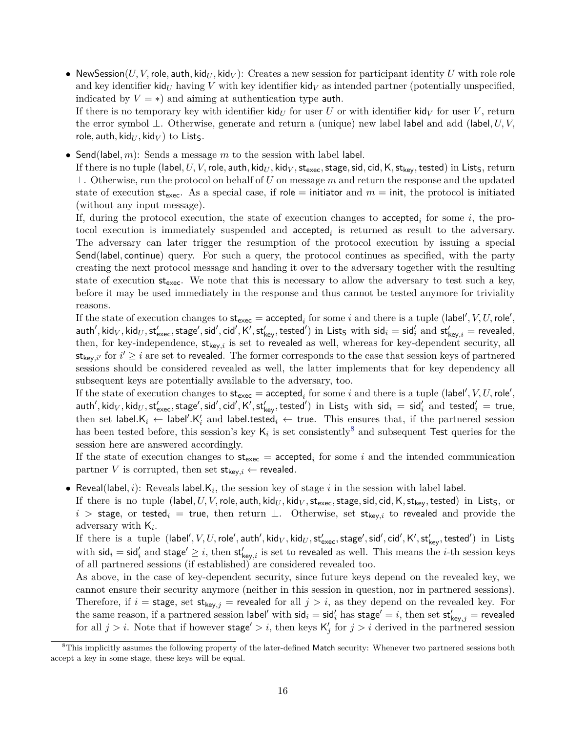- $\mathsf{NewSession}(U, V, \mathsf{role}, \mathsf{auth}, \mathsf{kid}_U, \mathsf{kid}_V)$: Creates a new session for participant identity $U$ with role $\mathsf{role}$ and key identifier $\mathsf{kid}_U$ having $V$ with key identifier $\mathsf{kid}_V$ as intended partner (potentially unspecified, indicated by $V = *$) and aiming at authentication type $\mathsf{auth}$.
  If there is no temporary key with identifier $\mathsf{kid}_U$ for user $U$ or with identifier $\mathsf{kid}_V$ for user $V$, return the error symbol $\bot$. Otherwise, generate and return a (unique) new label $\mathsf{label}$ and add $(\mathsf{label}, U, V, \mathsf{role}, \mathsf{auth}, \mathsf{kid}_U, \mathsf{kid}_V)$ to $\mathsf{List_S}$.

- $\mathsf{Send}(\mathsf{label}, m)$: Sends a message $m$ to the session with label $\mathsf{label}$.
  If there is no tuple $(\mathsf{label}, U, V, \mathsf{role}, \mathsf{auth}, \mathsf{kid}_U, \mathsf{kid}_V, \mathsf{st_{exec}}, \mathsf{stage}, \mathsf{sid}, \mathsf{cid}, \mathsf{K}, \mathsf{st_{key}}, \mathsf{tested})$ in $\mathsf{List_S}$, return $\bot$. Otherwise, run the protocol on behalf of $U$ on message $m$ and return the response and the updated state of execution $\mathsf{st_{exec}}$. As a special case, if $\mathsf{role} = \mathsf{initiator}$ and $m = \mathsf{init}$, the protocol is initiated (without any input message).
  If, during the protocol execution, the state of execution changes to $\mathsf{accepted}_i$ for some $i$, the protocol execution is immediately suspended and $\mathsf{accepted}_i$ is returned as result to the adversary. The adversary can later trigger the resumption of the protocol execution by issuing a special $\mathsf{Send}(\mathsf{label}, \mathsf{continue})$ query. For such a query, the protocol continues as specified, with the party creating the next protocol message and handing it over to the adversary together with the resulting state of execution $\mathsf{st_{exec}}$. We note that this is necessary to allow the adversary to test such a key, before it may be used immediately in the response and thus cannot be tested anymore for triviality reasons.
  If the state of execution changes to $\mathsf{st_{exec}} = \mathsf{accepted}_i$ for some $i$ and there is a tuple $(\mathsf{label}', V, U, \mathsf{role}', \mathsf{auth}', \mathsf{kid}_V, \mathsf{kid}_U, \mathsf{st}'_{\mathsf{exec}}, \mathsf{stage}', \mathsf{sid}', \mathsf{cid}', \mathsf{K}', \mathsf{st}'_{\mathsf{key}}, \mathsf{tested}')$ in $\mathsf{List_S}$ with $\mathsf{sid}_i = \mathsf{sid}'_i$ and $\mathsf{st}'_{\mathsf{key},i} = \mathsf{revealed}$, then, for key-independence, $\mathsf{st}_{\mathsf{key},i}$ is set to $\mathsf{revealed}$ as well, whereas for key-dependent security, all $\mathsf{st}_{\mathsf{key},i'}$ for $i' \geq i$ are set to $\mathsf{revealed}$. The former corresponds to the case that session keys of partnered sessions should be considered revealed as well, the latter implements that for key dependency all subsequent keys are potentially available to the adversary, too.
  If the state of execution changes to $\mathsf{st_{exec}} = \mathsf{accepted}_i$ for some $i$ and there is a tuple $(\mathsf{label}', V, U, \mathsf{role}', \mathsf{auth}', \mathsf{kid}_V, \mathsf{kid}_U, \mathsf{st}'_{\mathsf{exec}}, \mathsf{stage}', \mathsf{sid}', \mathsf{cid}', \mathsf{K}', \mathsf{st}'_{\mathsf{key}}, \mathsf{tested}')$ in $\mathsf{List_S}$ with $\mathsf{sid}_i = \mathsf{sid}'_i$ and $\mathsf{tested}'_i = \mathsf{true}$, then set $\mathsf{label}.\mathsf{K}_i \leftarrow \mathsf{label}'.\mathsf{K}'_i$ and $\mathsf{label}.\mathsf{tested}_i \leftarrow \mathsf{true}$. This ensures that, if the partnered session has been tested before, this session's key $\mathsf{K}_i$ is set consistently[8] and subsequent $\mathsf{Test}$ queries for the session here are answered accordingly.
  If the state of execution changes to $\mathsf{st_{exec}} = \mathsf{accepted}_i$ for some $i$ and the intended communication partner $V$ is corrupted, then set $\mathsf{st}_{\mathsf{key},i} \leftarrow \mathsf{revealed}$.

- $\mathsf{Reveal}(\mathsf{label}, i)$: Reveals $\mathsf{label}.\mathsf{K}_i$, the session key of stage $i$ in the session with label $\mathsf{label}$.
  If there is no tuple $(\mathsf{label}, U, V, \mathsf{role}, \mathsf{auth}, \mathsf{kid}_U, \mathsf{kid}_V, \mathsf{st_{exec}}, \mathsf{stage}, \mathsf{sid}, \mathsf{cid}, \mathsf{K}, \mathsf{st_{key}}, \mathsf{tested})$ in $\mathsf{List_S}$, or $i > \mathsf{stage}$, or $\mathsf{tested}_i = \mathsf{true}$, then return $\bot$. Otherwise, set $\mathsf{st}_{\mathsf{key},i}$ to $\mathsf{revealed}$ and provide the adversary with $\mathsf{K}_i$.
  If there is a tuple $(\mathsf{label}', V, U, \mathsf{role}', \mathsf{auth}', \mathsf{kid}_V, \mathsf{kid}_U, \mathsf{st}'_{\mathsf{exec}}, \mathsf{stage}', \mathsf{sid}', \mathsf{cid}', \mathsf{K}', \mathsf{st}'_{\mathsf{key}}, \mathsf{tested}')$ in $\mathsf{List_S}$ with $\mathsf{sid}_i = \mathsf{sid}'_i$ and $\mathsf{stage}' \geq i$, then $\mathsf{st}'_{\mathsf{key},i}$ is set to $\mathsf{revealed}$ as well. This means the $i$-th session keys of all partnered sessions (if established) are considered revealed too.
  As above, in the case of key-dependent security, since future keys depend on the revealed key, we cannot ensure their security anymore (neither in this session in question, nor in partnered sessions). Therefore, if $i = \mathsf{stage}$, set $\mathsf{st}_{\mathsf{key},j} = \mathsf{revealed}$ for all $j > i$, as they depend on the revealed key. For the same reason, if a partnered session $\mathsf{label}'$ with $\mathsf{sid}_i = \mathsf{sid}'_i$ has $\mathsf{stage}' = i$, then set $\mathsf{st}'_{\mathsf{key},j} = \mathsf{revealed}$ for all $j > i$. Note that if however $\mathsf{stage}' > i$, then keys $\mathsf{K}'_j$ for $j > i$ derived in the partnered session

[8] This implicitly assumes the following property of the later-defined $\mathsf{Match}$ security: Whenever two partnered sessions both accept a key in some stage, these keys will be equal.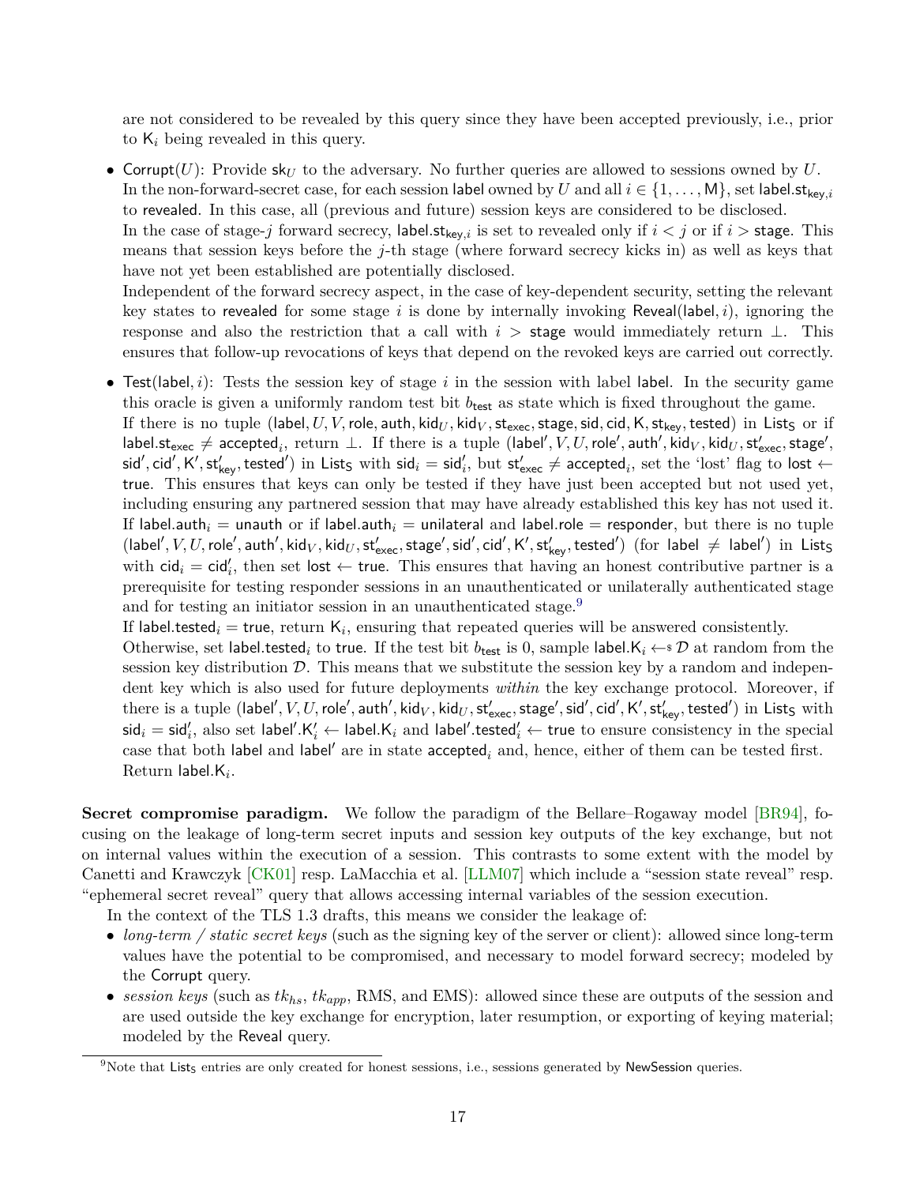are not considered to be revealed by this query since they have been accepted previously, i.e., prior to $\mathsf{K}_i$ being revealed in this query.

- $\mathsf{Corrupt}(U)$: Provide $\mathsf{sk}_U$ to the adversary. No further queries are allowed to sessions owned by $U$.
  In the non-forward-secret case, for each session $\mathsf{label}$ owned by $U$ and all $i \in \{1, \ldots, \mathsf{M}\}$, set $\mathsf{label.st}_{\mathsf{key},i}$ to $\mathsf{revealed}$. In this case, all (previous and future) session keys are considered to be disclosed.
  In the case of stage-$j$ forward secrecy, $\mathsf{label.st}_{\mathsf{key},i}$ is set to revealed only if $i < j$ or if $i > \mathsf{stage}$. This means that session keys before the $j$-th stage (where forward secrecy kicks in) as well as keys that have not yet been established are potentially disclosed.
  Independent of the forward secrecy aspect, in the case of key-dependent security, setting the relevant key states to $\mathsf{revealed}$ for some stage $i$ is done by internally invoking $\mathsf{Reveal}(\mathsf{label}, i)$, ignoring the response and also the restriction that a call with $i > \mathsf{stage}$ would immediately return $\bot$. This ensures that follow-up revocations of keys that depend on the revoked keys are carried out correctly.
- $\mathsf{Test}(\mathsf{label}, i)$: Tests the session key of stage $i$ in the session with label $\mathsf{label}$. In the security game this oracle is given a uniformly random test bit $b_{\mathsf{test}}$ as state which is fixed throughout the game.
  If there is no tuple $(\mathsf{label}, U, V, \mathsf{role}, \mathsf{auth}, \mathsf{kid}_U, \mathsf{kid}_V, \mathsf{st}_{\mathsf{exec}}, \mathsf{stage}, \mathsf{sid}, \mathsf{cid}, \mathsf{K}, \mathsf{st}_{\mathsf{key}}, \mathsf{tested})$ in $\mathsf{List_S}$ or if $\mathsf{label.st}_{\mathsf{exec}} \neq \mathsf{accepted}_i$, return $\bot$. If there is a tuple $(\mathsf{label}', V, U, \mathsf{role}', \mathsf{auth}', \mathsf{kid}_V, \mathsf{kid}_U, \mathsf{st}'_{\mathsf{exec}}, \mathsf{stage}', \mathsf{sid}', \mathsf{cid}', \mathsf{K}', \mathsf{st}'_{\mathsf{key}}, \mathsf{tested}')$ in $\mathsf{List_S}$ with $\mathsf{sid}_i = \mathsf{sid}'_i$, but $\mathsf{st}'_{\mathsf{exec}} \neq \mathsf{accepted}_i$, set the 'lost' flag to $\mathsf{lost} \leftarrow \mathsf{true}$. This ensures that keys can only be tested if they have just been accepted but not used yet, including ensuring any partnered session that may have already established this key has not used it.
  If $\mathsf{label.auth}_i = \mathsf{unauth}$ or if $\mathsf{label.auth}_i = \mathsf{unilateral}$ and $\mathsf{label.role} = \mathsf{responder}$, but there is no tuple $(\mathsf{label}', V, U, \mathsf{role}', \mathsf{auth}', \mathsf{kid}_V, \mathsf{kid}_U, \mathsf{st}'_{\mathsf{exec}}, \mathsf{stage}', \mathsf{sid}', \mathsf{cid}', \mathsf{K}', \mathsf{st}'_{\mathsf{key}}, \mathsf{tested}')$ (for $\mathsf{label} \neq \mathsf{label}'$) in $\mathsf{List_S}$ with $\mathsf{cid}_i = \mathsf{cid}'_i$, then set $\mathsf{lost} \leftarrow \mathsf{true}$. This ensures that having an honest contributive partner is a prerequisite for testing responder sessions in an unauthenticated or unilaterally authenticated stage and for testing an initiator session in an unauthenticated stage.[9]
  If $\mathsf{label.tested}_i = \mathsf{true}$, return $\mathsf{K}_i$, ensuring that repeated queries will be answered consistently.
  Otherwise, set $\mathsf{label.tested}_i$ to $\mathsf{true}$. If the test bit $b_{\mathsf{test}}$ is 0, sample $\mathsf{label.K}_i \leftarrow_{\$} \mathcal{D}$ at random from the session key distribution $\mathcal{D}$. This means that we substitute the session key by a random and independent key which is also used for future deployments *within* the key exchange protocol. Moreover, if there is a tuple $(\mathsf{label}', V, U, \mathsf{role}', \mathsf{auth}', \mathsf{kid}_V, \mathsf{kid}_U, \mathsf{st}'_{\mathsf{exec}}, \mathsf{stage}', \mathsf{sid}', \mathsf{cid}', \mathsf{K}', \mathsf{st}'_{\mathsf{key}}, \mathsf{tested}')$ in $\mathsf{List_S}$ with $\mathsf{sid}_i = \mathsf{sid}'_i$, also set $\mathsf{label}'.\mathsf{K}'_i \leftarrow \mathsf{label.K}_i$ and $\mathsf{label}'.\mathsf{tested}'_i \leftarrow \mathsf{true}$ to ensure consistency in the special case that both $\mathsf{label}$ and $\mathsf{label}'$ are in state $\mathsf{accepted}_i$ and, hence, either of them can be tested first.
  Return $\mathsf{label.K}_i$.

**Secret compromise paradigm.** We follow the paradigm of the Bellare–Rogaway model [BR94], focusing on the leakage of long-term secret inputs and session key outputs of the key exchange, but not on internal values within the execution of a session. This contrasts to some extent with the model by Canetti and Krawczyk [CK01] resp. LaMacchia et al. [LLM07] which include a "session state reveal" resp. "ephemeral secret reveal" query that allows accessing internal variables of the session execution.

In the context of the TLS 1.3 drafts, this means we consider the leakage of:

- *long-term / static secret keys* (such as the signing key of the server or client): allowed since long-term values have the potential to be compromised, and necessary to model forward secrecy; modeled by the $\mathsf{Corrupt}$ query.
- *session keys* (such as $tk_{hs}$, $tk_{app}$, RMS, and EMS): allowed since these are outputs of the session and are used outside the key exchange for encryption, later resumption, or exporting of keying material; modeled by the $\mathsf{Reveal}$ query.

[9] Note that $\mathsf{List_S}$ entries are only created for honest sessions, i.e., sessions generated by $\mathsf{NewSession}$ queries.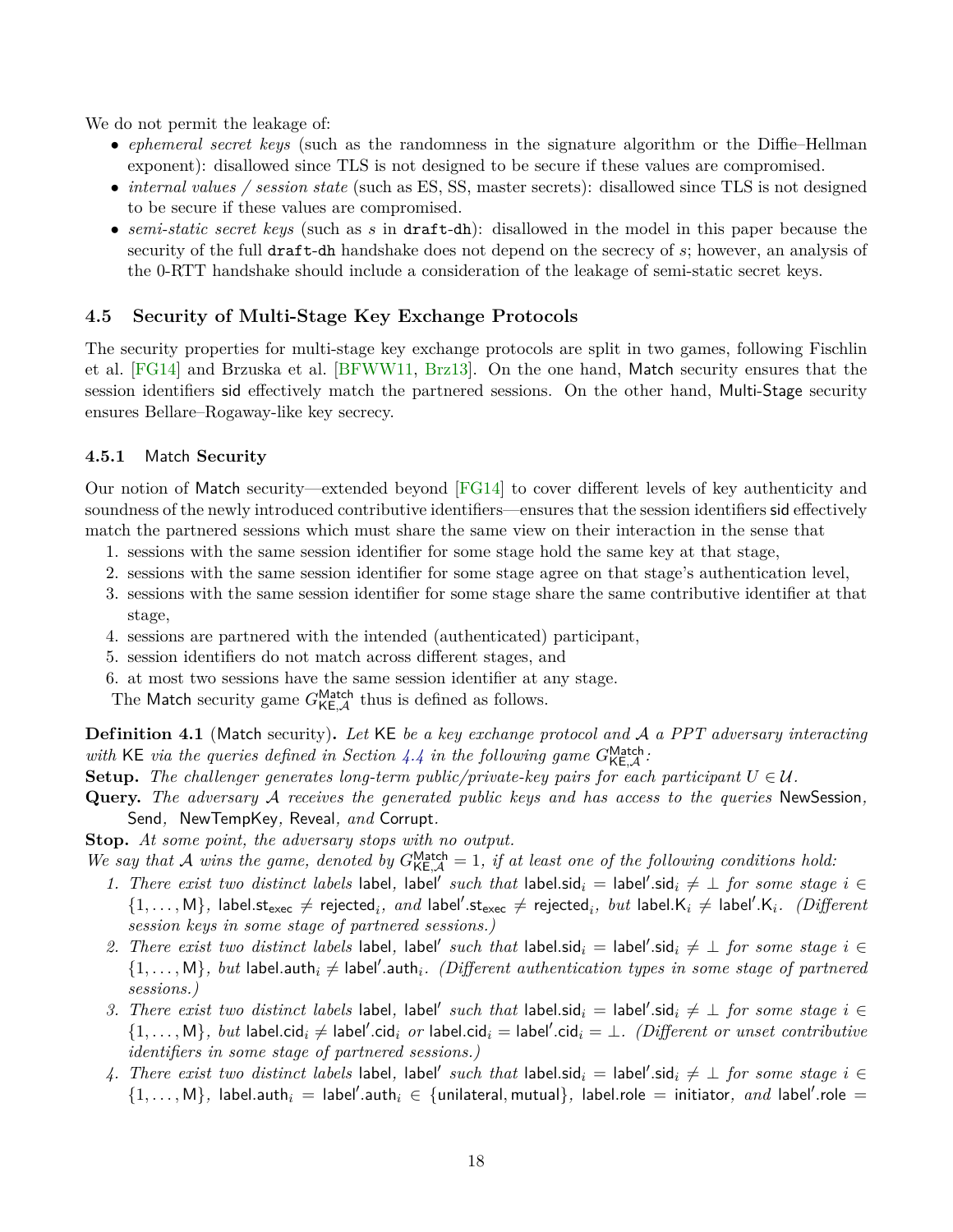We do not permit the leakage of:

- *ephemeral secret keys* (such as the randomness in the signature algorithm or the Diffie–Hellman exponent): disallowed since TLS is not designed to be secure if these values are compromised.
- *internal values / session state* (such as ES, SS, master secrets): disallowed since TLS is not designed to be secure if these values are compromised.
- *semi-static secret keys* (such as $s$ in `draft-dh`): disallowed in the model in this paper because the security of the full `draft-dh` handshake does not depend on the secrecy of $s$; however, an analysis of the 0-RTT handshake should include a consideration of the leakage of semi-static secret keys.

### 4.5 Security of Multi-Stage Key Exchange Protocols

The security properties for multi-stage key exchange protocols are split in two games, following Fischlin et al. [FG14] and Brzuska et al. [BFWW11, Brz13]. On the one hand, Match security ensures that the session identifiers sid effectively match the partnered sessions. On the other hand, Multi-Stage security ensures Bellare–Rogaway-like key secrecy.

#### 4.5.1 Match Security

Our notion of Match security—extended beyond [FG14] to cover different levels of key authenticity and soundness of the newly introduced contributive identifiers—ensures that the session identifiers sid effectively match the partnered sessions which must share the same view on their interaction in the sense that

1. sessions with the same session identifier for some stage hold the same key at that stage,
2. sessions with the same session identifier for some stage agree on that stage's authentication level,
3. sessions with the same session identifier for some stage share the same contributive identifier at that stage,
4. sessions are partnered with the intended (authenticated) participant,
5. session identifiers do not match across different stages, and
6. at most two sessions have the same session identifier at any stage.

The Match security game $G^{\mathsf{Match}}_{\mathsf{KE},\mathcal{A}}$ thus is defined as follows.

**Definition 4.1** (Match security)**.** *Let* KE *be a key exchange protocol and* $\mathcal{A}$ *a PPT adversary interacting with* KE *via the queries defined in Section 4.4 in the following game* $G^{\mathsf{Match}}_{\mathsf{KE},\mathcal{A}}$*:*

**Setup.** *The challenger generates long-term public/private-key pairs for each participant* $U \in \mathcal{U}$*.*

**Query.** *The adversary* $\mathcal{A}$ *receives the generated public keys and has access to the queries* NewSession*,* Send*,* NewTempKey*,* Reveal*, and* Corrupt*.*

**Stop.** *At some point, the adversary stops with no output.*

*We say that* $\mathcal{A}$ *wins the game, denoted by* $G^{\mathsf{Match}}_{\mathsf{KE},\mathcal{A}} = 1$*, if at least one of the following conditions hold:*

1. *There exist two distinct labels* label*,* label′ *such that* $\mathsf{label.sid}_i = \mathsf{label'.sid}_i \neq \bot$ *for some stage* $i \in \{1, \dots, \mathsf{M}\}$*,* $\mathsf{label.st_{exec}} \neq \mathsf{rejected}_i$*, and* $\mathsf{label'.st_{exec}} \neq \mathsf{rejected}_i$*, but* $\mathsf{label.K}_i \neq \mathsf{label'.K}_i$*. (Different session keys in some stage of partnered sessions.)*
2. *There exist two distinct labels* label*,* label′ *such that* $\mathsf{label.sid}_i = \mathsf{label'.sid}_i \neq \bot$ *for some stage* $i \in \{1, \dots, \mathsf{M}\}$*, but* $\mathsf{label.auth}_i \neq \mathsf{label'.auth}_i$*. (Different authentication types in some stage of partnered sessions.)*
3. *There exist two distinct labels* label*,* label′ *such that* $\mathsf{label.sid}_i = \mathsf{label'.sid}_i \neq \bot$ *for some stage* $i \in \{1, \dots, \mathsf{M}\}$*, but* $\mathsf{label.cid}_i \neq \mathsf{label'.cid}_i$ *or* $\mathsf{label.cid}_i = \mathsf{label'.cid}_i = \bot$*. (Different or unset contributive identifiers in some stage of partnered sessions.)*
4. *There exist two distinct labels* label*,* label′ *such that* $\mathsf{label.sid}_i = \mathsf{label'.sid}_i \neq \bot$ *for some stage* $i \in \{1, \dots, \mathsf{M}\}$*,* $\mathsf{label.auth}_i = \mathsf{label'.auth}_i \in \{\mathsf{unilateral}, \mathsf{mutual}\}$*,* $\mathsf{label.role} = \mathsf{initiator}$*, and* $\mathsf{label'.role} =$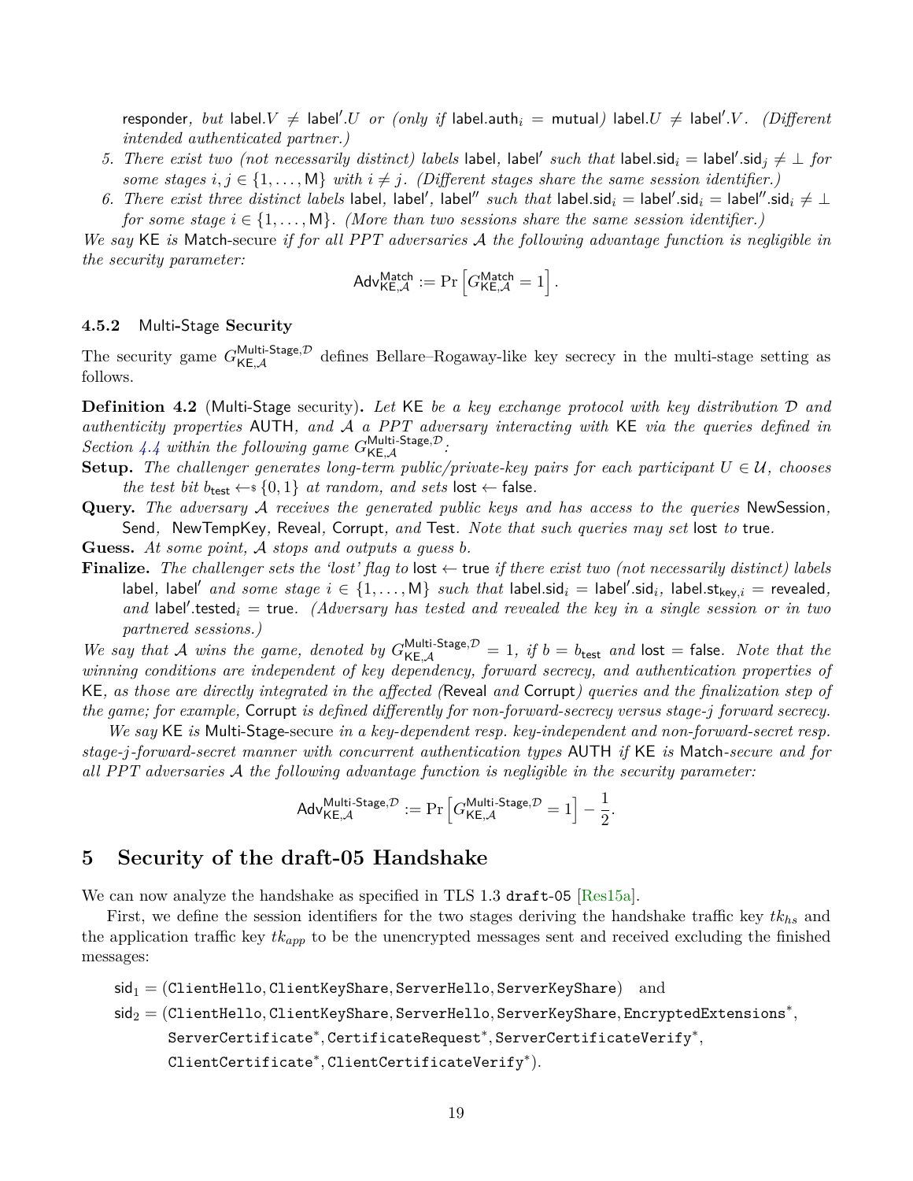responder, *but* label.$V \neq$ label$'.U$ *or (only if* label.auth$_i$ = mutual*)* label.$U \neq$ label$'.V$. *(Different intended authenticated partner.)*

5. *There exist two (not necessarily distinct) labels* label, label$'$ *such that* label.sid$_i$ = label$'$.sid$_j \neq \perp$ *for some stages* $i, j \in \{1, \ldots, \mathsf{M}\}$ *with* $i \neq j$. *(Different stages share the same session identifier.)*
6. *There exist three distinct labels* label, label$'$, label$''$ *such that* label.sid$_i$ = label$'$.sid$_i$ = label$''$.sid$_i \neq \perp$ *for some stage* $i \in \{1, \ldots, \mathsf{M}\}$. *(More than two sessions share the same session identifier.)*

*We say* KE *is* Match*-secure if for all PPT adversaries* $\mathcal{A}$ *the following advantage function is negligible in the security parameter:*

$$\mathsf{Adv}^{\mathsf{Match}}_{\mathsf{KE},\mathcal{A}} := \Pr\left[G^{\mathsf{Match}}_{\mathsf{KE},\mathcal{A}} = 1\right].$$

### 4.5.2 Multi-Stage Security

The security game $G^{\mathsf{Multi\text{-}Stage},\mathcal{D}}_{\mathsf{KE},\mathcal{A}}$ defines Bellare–Rogaway-like key secrecy in the multi-stage setting as follows.

**Definition 4.2** (Multi-Stage security)**.** *Let* KE *be a key exchange protocol with key distribution* $\mathcal{D}$ *and authenticity properties* AUTH*, and* $\mathcal{A}$ *a PPT adversary interacting with* KE *via the queries defined in Section 4.4 within the following game* $G^{\mathsf{Multi\text{-}Stage},\mathcal{D}}_{\mathsf{KE},\mathcal{A}}$*:*

**Setup.** *The challenger generates long-term public/private-key pairs for each participant* $U \in \mathcal{U}$*, chooses the test bit* $b_{\mathsf{test}} \leftarrow_\$ \{0, 1\}$ *at random, and sets* lost $\leftarrow$ false*.*

**Query.** *The adversary* $\mathcal{A}$ *receives the generated public keys and has access to the queries* NewSession*,* Send*,* NewTempKey*,* Reveal*,* Corrupt*, and* Test*. Note that such queries may set* lost *to* true*.*

**Guess.** *At some point,* $\mathcal{A}$ *stops and outputs a guess* $b$*.*

**Finalize.** *The challenger sets the 'lost' flag to* lost $\leftarrow$ true *if there exist two (not necessarily distinct) labels* label, label$'$ *and some stage* $i \in \{1, \ldots, \mathsf{M}\}$ *such that* label.sid$_i$ = label$'$.sid$_i$, label.st$_{\mathsf{key},i}$ = revealed*, and* label$'$.tested$_i$ = true*. (Adversary has tested and revealed the key in a single session or in two partnered sessions.)*

*We say that* $\mathcal{A}$ *wins the game, denoted by* $G^{\mathsf{Multi\text{-}Stage},\mathcal{D}}_{\mathsf{KE},\mathcal{A}} = 1$*, if* $b = b_{\mathsf{test}}$ *and* lost = false*. Note that the winning conditions are independent of key dependency, forward secrecy, and authentication properties of* KE*, as those are directly integrated in the affected (*Reveal *and* Corrupt*) queries and the finalization step of the game; for example,* Corrupt *is defined differently for non-forward-secrecy versus stage-j forward secrecy.*

*We say* KE *is* Multi-Stage*-secure in a key-dependent resp. key-independent and non-forward-secret resp. stage-j-forward-secret manner with concurrent authentication types* AUTH *if* KE *is* Match*-secure and for all PPT adversaries* $\mathcal{A}$ *the following advantage function is negligible in the security parameter:*

$$\mathsf{Adv}^{\mathsf{Multi\text{-}Stage},\mathcal{D}}_{\mathsf{KE},\mathcal{A}} := \Pr\left[G^{\mathsf{Multi\text{-}Stage},\mathcal{D}}_{\mathsf{KE},\mathcal{A}} = 1\right] - \frac{1}{2}.$$

# 5 Security of the draft-05 Handshake

We can now analyze the handshake as specified in TLS 1.3 `draft-05` [Res15a].

First, we define the session identifiers for the two stages deriving the handshake traffic key $tk_{hs}$ and the application traffic key $tk_{app}$ to be the unencrypted messages sent and received excluding the finished messages:

$$\mathsf{sid}_1 = (\texttt{ClientHello}, \texttt{ClientKeyShare}, \texttt{ServerHello}, \texttt{ServerKeyShare}) \quad \text{and}$$

$$\begin{aligned}\mathsf{sid}_2 = (&\texttt{ClientHello}, \texttt{ClientKeyShare}, \texttt{ServerHello}, \texttt{ServerKeyShare}, \texttt{EncryptedExtensions}^*,\\ &\texttt{ServerCertificate}^*, \texttt{CertificateRequest}^*, \texttt{ServerCertificateVerify}^*,\\ &\texttt{ClientCertificate}^*, \texttt{ClientCertificateVerify}^*).\end{aligned}$$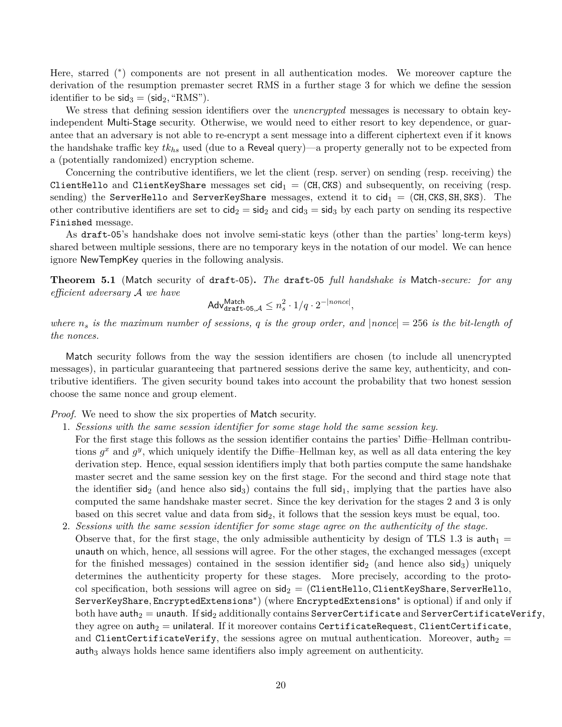Here, starred (*) components are not present in all authentication modes. We moreover capture the derivation of the resumption premaster secret RMS in a further stage 3 for which we define the session identifier to be $\mathsf{sid}_3 = (\mathsf{sid}_2, \text{"RMS"})$.

We stress that defining session identifiers over the *unencrypted* messages is necessary to obtain key-independent Multi-Stage security. Otherwise, we would need to either resort to key dependence, or guarantee that an adversary is not able to re-encrypt a sent message into a different ciphertext even if it knows the handshake traffic key $tk_{hs}$ used (due to a Reveal query)—a property generally not to be expected from a (potentially randomized) encryption scheme.

Concerning the contributive identifiers, we let the client (resp. server) on sending (resp. receiving) the `ClientHello` and `ClientKeyShare` messages set $\mathsf{cid}_1 = (\mathtt{CH}, \mathtt{CKS})$ and subsequently, on receiving (resp. sending) the `ServerHello` and `ServerKeyShare` messages, extend it to $\mathsf{cid}_1 = (\mathtt{CH}, \mathtt{CKS}, \mathtt{SH}, \mathtt{SKS})$. The other contributive identifiers are set to $\mathsf{cid}_2 = \mathsf{sid}_2$ and $\mathsf{cid}_3 = \mathsf{sid}_3$ by each party on sending its respective `Finished` message.

As `draft-05`'s handshake does not involve semi-static keys (other than the parties' long-term keys) shared between multiple sessions, there are no temporary keys in the notation of our model. We can hence ignore NewTempKey queries in the following analysis.

**Theorem 5.1** (Match security of `draft-05`)**.** *The* `draft-05` *full handshake is* Match*-secure: for any efficient adversary $\mathcal{A}$ we have*

$$\mathsf{Adv}^{\mathsf{Match}}_{\mathtt{draft\text{-}05},\mathcal{A}} \leq n_s^2 \cdot 1/q \cdot 2^{-|nonce|},$$

*where $n_s$ is the maximum number of sessions, $q$ is the group order, and $|nonce| = 256$ is the bit-length of the nonces.*

Match security follows from the way the session identifiers are chosen (to include all unencrypted messages), in particular guaranteeing that partnered sessions derive the same key, authenticity, and contributive identifiers. The given security bound takes into account the probability that two honest session choose the same nonce and group element.

*Proof.* We need to show the six properties of Match security.

1. *Sessions with the same session identifier for some stage hold the same session key.*
   For the first stage this follows as the session identifier contains the parties' Diffie–Hellman contributions $g^x$ and $g^y$, which uniquely identify the Diffie–Hellman key, as well as all data entering the key derivation step. Hence, equal session identifiers imply that both parties compute the same handshake master secret and the same session key on the first stage. For the second and third stage note that the identifier $\mathsf{sid}_2$ (and hence also $\mathsf{sid}_3$) contains the full $\mathsf{sid}_1$, implying that the parties have also computed the same handshake master secret. Since the key derivation for the stages 2 and 3 is only based on this secret value and data from $\mathsf{sid}_2$, it follows that the session keys must be equal, too.
2. *Sessions with the same session identifier for some stage agree on the authenticity of the stage.*
   Observe that, for the first stage, the only admissible authenticity by design of TLS 1.3 is $\mathsf{auth}_1 = \mathsf{unauth}$ on which, hence, all sessions will agree. For the other stages, the exchanged messages (except for the finished messages) contained in the session identifier $\mathsf{sid}_2$ (and hence also $\mathsf{sid}_3$) uniquely determines the authenticity property for these stages. More precisely, according to the protocol specification, both sessions will agree on $\mathsf{sid}_2 = (\mathtt{ClientHello}, \mathtt{ClientKeyShare}, \mathtt{ServerHello}, \mathtt{ServerKeyShare}, \mathtt{EncryptedExtensions}^*)$ (where $\mathtt{EncryptedExtensions}^*$ is optional) if and only if both have $\mathsf{auth}_2 = \mathsf{unauth}$. If $\mathsf{sid}_2$ additionally contains `ServerCertificate` and `ServerCertificateVerify`, they agree on $\mathsf{auth}_2 = \mathsf{unilateral}$. If it moreover contains `CertificateRequest`, `ClientCertificate`, and `ClientCertificateVerify`, the sessions agree on mutual authentication. Moreover, $\mathsf{auth}_2 = \mathsf{auth}_3$ always holds hence same identifiers also imply agreement on authenticity.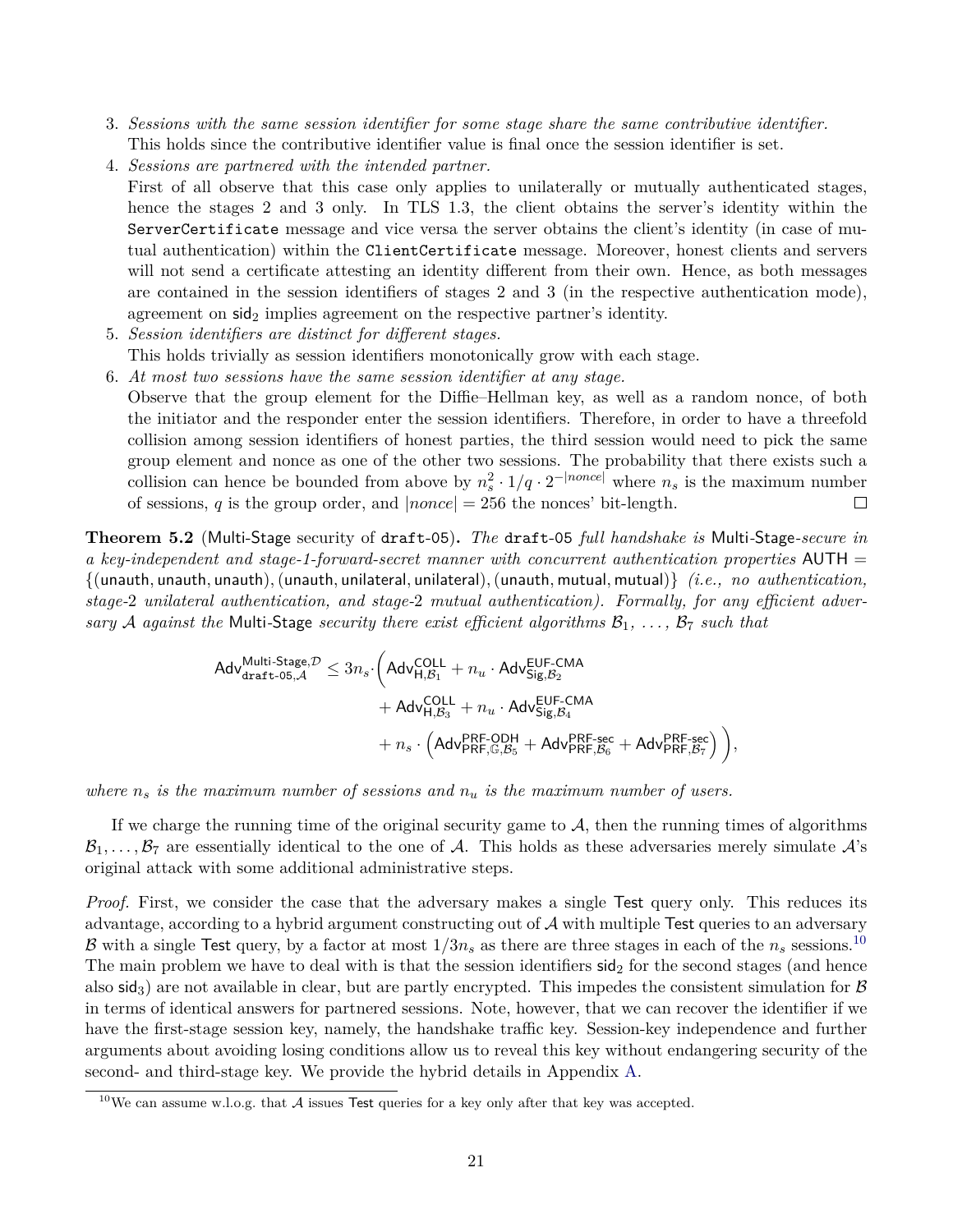3. *Sessions with the same session identifier for some stage share the same contributive identifier.*
   This holds since the contributive identifier value is final once the session identifier is set.
4. *Sessions are partnered with the intended partner.*
   First of all observe that this case only applies to unilaterally or mutually authenticated stages, hence the stages 2 and 3 only. In TLS 1.3, the client obtains the server's identity within the `ServerCertificate` message and vice versa the server obtains the client's identity (in case of mutual authentication) within the `ClientCertificate` message. Moreover, honest clients and servers will not send a certificate attesting an identity different from their own. Hence, as both messages are contained in the session identifiers of stages 2 and 3 (in the respective authentication mode), agreement on $\mathsf{sid}_2$ implies agreement on the respective partner's identity.
5. *Session identifiers are distinct for different stages.*
   This holds trivially as session identifiers monotonically grow with each stage.
6. *At most two sessions have the same session identifier at any stage.*
   Observe that the group element for the Diffie–Hellman key, as well as a random nonce, of both the initiator and the responder enter the session identifiers. Therefore, in order to have a threefold collision among session identifiers of honest parties, the third session would need to pick the same group element and nonce as one of the other two sessions. The probability that there exists such a collision can hence be bounded from above by $n_s^2 \cdot 1/q \cdot 2^{-|nonce|}$ where $n_s$ is the maximum number of sessions, $q$ is the group order, and $|nonce| = 256$ the nonces' bit-length. □

**Theorem 5.2** (Multi-Stage security of `draft-05`)**.** *The* `draft-05` *full handshake is* Multi-Stage*-secure in a key-independent and stage-1-forward-secret manner with concurrent authentication properties* $\mathsf{AUTH} = \{(\mathsf{unauth}, \mathsf{unauth}, \mathsf{unauth}), (\mathsf{unauth}, \mathsf{unilateral}, \mathsf{unilateral}), (\mathsf{unauth}, \mathsf{mutual}, \mathsf{mutual})\}$ *(i.e., no authentication, stage-2 unilateral authentication, and stage-2 mutual authentication). Formally, for any efficient adversary $\mathcal{A}$ against the* Multi-Stage *security there exist efficient algorithms $\mathcal{B}_1, \ldots, \mathcal{B}_7$ such that*

$$\mathsf{Adv}^{\mathsf{Multi\text{-}Stage},\mathcal{D}}_{\mathtt{draft\text{-}05},\mathcal{A}} \leq 3n_s \cdot \Big( \mathsf{Adv}^{\mathsf{COLL}}_{\mathsf{H},\mathcal{B}_1} + n_u \cdot \mathsf{Adv}^{\mathsf{EUF\text{-}CMA}}_{\mathsf{Sig},\mathcal{B}_2} + \mathsf{Adv}^{\mathsf{COLL}}_{\mathsf{H},\mathcal{B}_3} + n_u \cdot \mathsf{Adv}^{\mathsf{EUF\text{-}CMA}}_{\mathsf{Sig},\mathcal{B}_4} + n_s \cdot \Big( \mathsf{Adv}^{\mathsf{PRF\text{-}ODH}}_{\mathsf{PRF},\mathbb{G},\mathcal{B}_5} + \mathsf{Adv}^{\mathsf{PRF\text{-}sec}}_{\mathsf{PRF},\mathcal{B}_6} + \mathsf{Adv}^{\mathsf{PRF\text{-}sec}}_{\mathsf{PRF},\mathcal{B}_7} \Big) \Big),$$

*where $n_s$ is the maximum number of sessions and $n_u$ is the maximum number of users.*

If we charge the running time of the original security game to $\mathcal{A}$, then the running times of algorithms $\mathcal{B}_1, \ldots, \mathcal{B}_7$ are essentially identical to the one of $\mathcal{A}$. This holds as these adversaries merely simulate $\mathcal{A}$'s original attack with some additional administrative steps.

*Proof.* First, we consider the case that the adversary makes a single Test query only. This reduces its advantage, according to a hybrid argument constructing out of $\mathcal{A}$ with multiple Test queries to an adversary $\mathcal{B}$ with a single Test query, by a factor at most $1/3n_s$ as there are three stages in each of the $n_s$ sessions.[10] The main problem we have to deal with is that the session identifiers $\mathsf{sid}_2$ for the second stages (and hence also $\mathsf{sid}_3$) are not available in clear, but are partly encrypted. This impedes the consistent simulation for $\mathcal{B}$ in terms of identical answers for partnered sessions. Note, however, that we can recover the identifier if we have the first-stage session key, namely, the handshake traffic key. Session-key independence and further arguments about avoiding losing conditions allow us to reveal this key without endangering security of the second- and third-stage key. We provide the hybrid details in Appendix A.

[10] We can assume w.l.o.g. that $\mathcal{A}$ issues Test queries for a key only after that key was accepted.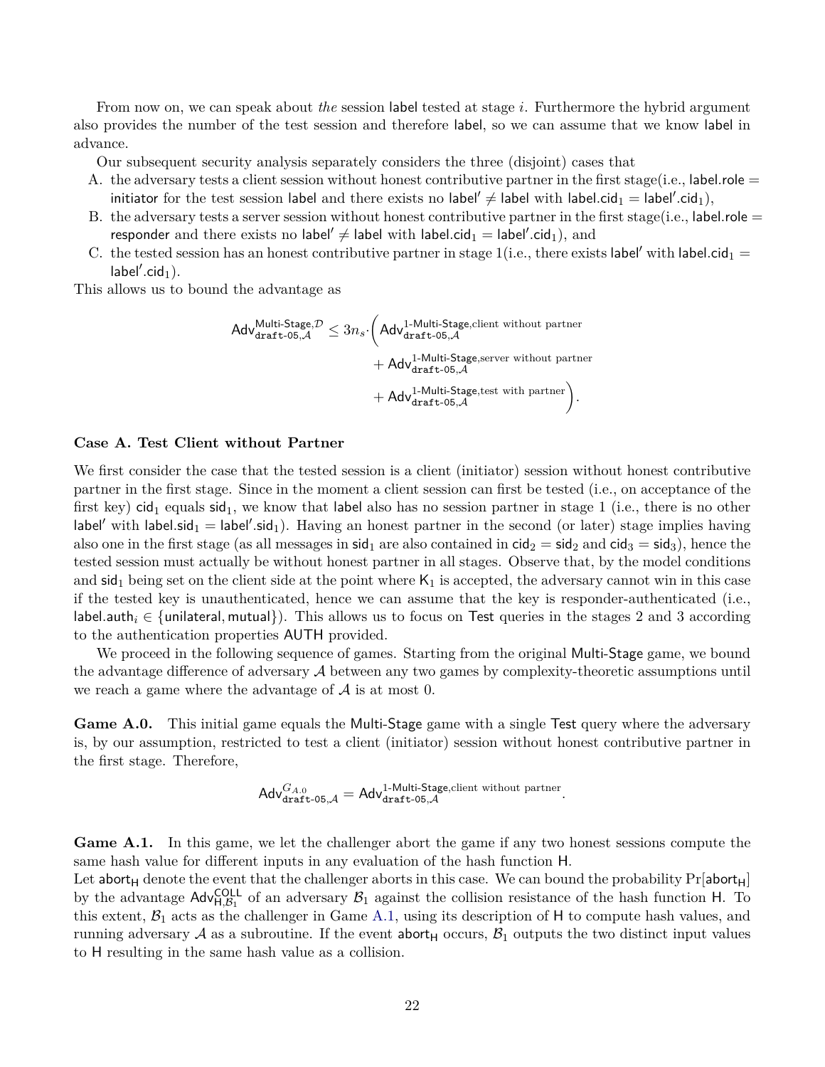From now on, we can speak about *the* session label tested at stage $i$. Furthermore the hybrid argument also provides the number of the test session and therefore label, so we can assume that we know label in advance.

Our subsequent security analysis separately considers the three (disjoint) cases that

A. the adversary tests a client session without honest contributive partner in the first stage(i.e., $\mathsf{label.role} = \mathsf{initiator}$ for the test session label and there exists no $\mathsf{label}' \neq \mathsf{label}$ with $\mathsf{label.cid}_1 = \mathsf{label}'.\mathsf{cid}_1$),

B. the adversary tests a server session without honest contributive partner in the first stage(i.e., $\mathsf{label.role} = \mathsf{responder}$ and there exists no $\mathsf{label}' \neq \mathsf{label}$ with $\mathsf{label.cid}_1 = \mathsf{label}'.\mathsf{cid}_1$), and

C. the tested session has an honest contributive partner in stage 1(i.e., there exists $\mathsf{label}'$ with $\mathsf{label.cid}_1 = \mathsf{label}'.\mathsf{cid}_1$).

This allows us to bound the advantage as

$$\mathsf{Adv}^{\mathsf{Multi\text{-}Stage},\mathcal{D}}_{\mathtt{draft\text{-}05},\mathcal{A}} \leq 3n_s \cdot \Big( \mathsf{Adv}^{\mathsf{1\text{-}Multi\text{-}Stage},\text{client without partner}}_{\mathtt{draft\text{-}05},\mathcal{A}} + \mathsf{Adv}^{\mathsf{1\text{-}Multi\text{-}Stage},\text{server without partner}}_{\mathtt{draft\text{-}05},\mathcal{A}} + \mathsf{Adv}^{\mathsf{1\text{-}Multi\text{-}Stage},\text{test with partner}}_{\mathtt{draft\text{-}05},\mathcal{A}} \Big).$$

**Case A. Test Client without Partner**

We first consider the case that the tested session is a client (initiator) session without honest contributive partner in the first stage. Since in the moment a client session can first be tested (i.e., on acceptance of the first key) $\mathsf{cid}_1$ equals $\mathsf{sid}_1$, we know that label also has no session partner in stage 1 (i.e., there is no other $\mathsf{label}'$ with $\mathsf{label.sid}_1 = \mathsf{label}'.\mathsf{sid}_1$). Having an honest partner in the second (or later) stage implies having also one in the first stage (as all messages in $\mathsf{sid}_1$ are also contained in $\mathsf{cid}_2 = \mathsf{sid}_2$ and $\mathsf{cid}_3 = \mathsf{sid}_3$), hence the tested session must actually be without honest partner in all stages. Observe that, by the model conditions and $\mathsf{sid}_1$ being set on the client side at the point where $\mathsf{K}_1$ is accepted, the adversary cannot win in this case if the tested key is unauthenticated, hence we can assume that the key is responder-authenticated (i.e., $\mathsf{label.auth}_i \in \{\mathsf{unilateral}, \mathsf{mutual}\}$). This allows us to focus on Test queries in the stages 2 and 3 according to the authentication properties AUTH provided.

We proceed in the following sequence of games. Starting from the original Multi-Stage game, we bound the advantage difference of adversary $\mathcal{A}$ between any two games by complexity-theoretic assumptions until we reach a game where the advantage of $\mathcal{A}$ is at most 0.

**Game A.0.** This initial game equals the Multi-Stage game with a single Test query where the adversary is, by our assumption, restricted to test a client (initiator) session without honest contributive partner in the first stage. Therefore,

$$\mathsf{Adv}^{G_{A.0}}_{\mathtt{draft\text{-}05},\mathcal{A}} = \mathsf{Adv}^{\mathsf{1\text{-}Multi\text{-}Stage},\text{client without partner}}_{\mathtt{draft\text{-}05},\mathcal{A}}.$$

**Game A.1.** In this game, we let the challenger abort the game if any two honest sessions compute the same hash value for different inputs in any evaluation of the hash function H.
Let $\mathsf{abort}_\mathsf{H}$ denote the event that the challenger aborts in this case. We can bound the probability $\Pr[\mathsf{abort}_\mathsf{H}]$ by the advantage $\mathsf{Adv}^{\mathsf{COLL}}_{\mathsf{H},\mathcal{B}_1}$ of an adversary $\mathcal{B}_1$ against the collision resistance of the hash function H. To this extent, $\mathcal{B}_1$ acts as the challenger in Game A.1, using its description of H to compute hash values, and running adversary $\mathcal{A}$ as a subroutine. If the event $\mathsf{abort}_\mathsf{H}$ occurs, $\mathcal{B}_1$ outputs the two distinct input values to H resulting in the same hash value as a collision.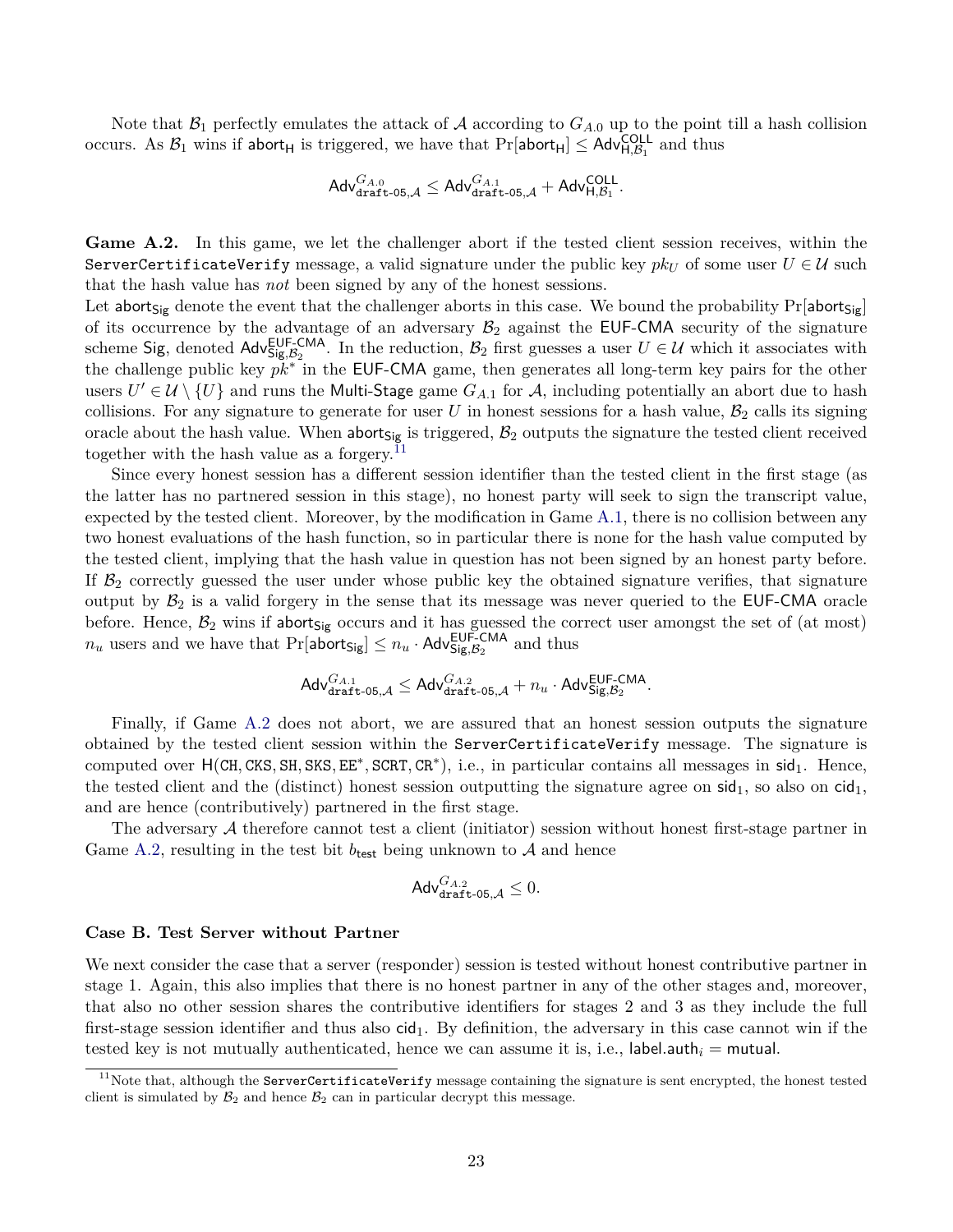Note that $\mathcal{B}_1$ perfectly emulates the attack of $\mathcal{A}$ according to $G_{A.0}$ up to the point till a hash collision occurs. As $\mathcal{B}_1$ wins if $\mathsf{abort}_\mathsf{H}$ is triggered, we have that $\Pr[\mathsf{abort}_\mathsf{H}] \leq \mathsf{Adv}^{\mathsf{COLL}}_{\mathsf{H},\mathcal{B}_1}$ and thus

$$\mathsf{Adv}^{G_{A.0}}_{\texttt{draft-05},\mathcal{A}} \leq \mathsf{Adv}^{G_{A.1}}_{\texttt{draft-05},\mathcal{A}} + \mathsf{Adv}^{\mathsf{COLL}}_{\mathsf{H},\mathcal{B}_1}.$$

**Game A.2.** In this game, we let the challenger abort if the tested client session receives, within the `ServerCertificateVerify` message, a valid signature under the public key $pk_U$ of some user $U \in \mathcal{U}$ such that the hash value has *not* been signed by any of the honest sessions.

Let $\mathsf{abort}_\mathsf{Sig}$ denote the event that the challenger aborts in this case. We bound the probability $\Pr[\mathsf{abort}_\mathsf{Sig}]$ of its occurrence by the advantage of an adversary $\mathcal{B}_2$ against the $\mathsf{EUF\text{-}CMA}$ security of the signature scheme $\mathsf{Sig}$, denoted $\mathsf{Adv}^{\mathsf{EUF\text{-}CMA}}_{\mathsf{Sig},\mathcal{B}_2}$. In the reduction, $\mathcal{B}_2$ first guesses a user $U \in \mathcal{U}$ which it associates with the challenge public key $pk^*$ in the $\mathsf{EUF\text{-}CMA}$ game, then generates all long-term key pairs for the other users $U' \in \mathcal{U} \setminus \{U\}$ and runs the $\mathsf{Multi\text{-}Stage}$ game $G_{A.1}$ for $\mathcal{A}$, including potentially an abort due to hash collisions. For any signature to generate for user $U$ in honest sessions for a hash value, $\mathcal{B}_2$ calls its signing oracle about the hash value. When $\mathsf{abort}_\mathsf{Sig}$ is triggered, $\mathcal{B}_2$ outputs the signature the tested client received together with the hash value as a forgery.[11]

Since every honest session has a different session identifier than the tested client in the first stage (as the latter has no partnered session in this stage), no honest party will seek to sign the transcript value, expected by the tested client. Moreover, by the modification in Game A.1, there is no collision between any two honest evaluations of the hash function, so in particular there is none for the hash value computed by the tested client, implying that the hash value in question has not been signed by an honest party before. If $\mathcal{B}_2$ correctly guessed the user under whose public key the obtained signature verifies, that signature output by $\mathcal{B}_2$ is a valid forgery in the sense that its message was never queried to the $\mathsf{EUF\text{-}CMA}$ oracle before. Hence, $\mathcal{B}_2$ wins if $\mathsf{abort}_\mathsf{Sig}$ occurs and it has guessed the correct user amongst the set of (at most) $n_u$ users and we have that $\Pr[\mathsf{abort}_\mathsf{Sig}] \leq n_u \cdot \mathsf{Adv}^{\mathsf{EUF\text{-}CMA}}_{\mathsf{Sig},\mathcal{B}_2}$ and thus

$$\mathsf{Adv}^{G_{A.1}}_{\texttt{draft-05},\mathcal{A}} \leq \mathsf{Adv}^{G_{A.2}}_{\texttt{draft-05},\mathcal{A}} + n_u \cdot \mathsf{Adv}^{\mathsf{EUF\text{-}CMA}}_{\mathsf{Sig},\mathcal{B}_2}.$$

Finally, if Game A.2 does not abort, we are assured that an honest session outputs the signature obtained by the tested client session within the `ServerCertificateVerify` message. The signature is computed over $\mathsf{H}(\mathtt{CH}, \mathtt{CKS}, \mathtt{SH}, \mathtt{SKS}, \mathtt{EE}^*, \mathtt{SCRT}, \mathtt{CR}^*)$, i.e., in particular contains all messages in $\mathsf{sid}_1$. Hence, the tested client and the (distinct) honest session outputting the signature agree on $\mathsf{sid}_1$, so also on $\mathsf{cid}_1$, and are hence (contributively) partnered in the first stage.

The adversary $\mathcal{A}$ therefore cannot test a client (initiator) session without honest first-stage partner in Game A.2, resulting in the test bit $b_\mathsf{test}$ being unknown to $\mathcal{A}$ and hence

$$\mathsf{Adv}^{G_{A.2}}_{\texttt{draft-05},\mathcal{A}} \leq 0.$$

**Case B. Test Server without Partner**

We next consider the case that a server (responder) session is tested without honest contributive partner in stage 1. Again, this also implies that there is no honest partner in any of the other stages and, moreover, that also no other session shares the contributive identifiers for stages 2 and 3 as they include the full first-stage session identifier and thus also $\mathsf{cid}_1$. By definition, the adversary in this case cannot win if the tested key is not mutually authenticated, hence we can assume it is, i.e., $\mathsf{label.auth}_i = \mathsf{mutual}$.

[11] Note that, although the `ServerCertificateVerify` message containing the signature is sent encrypted, the honest tested client is simulated by $\mathcal{B}_2$ and hence $\mathcal{B}_2$ can in particular decrypt this message.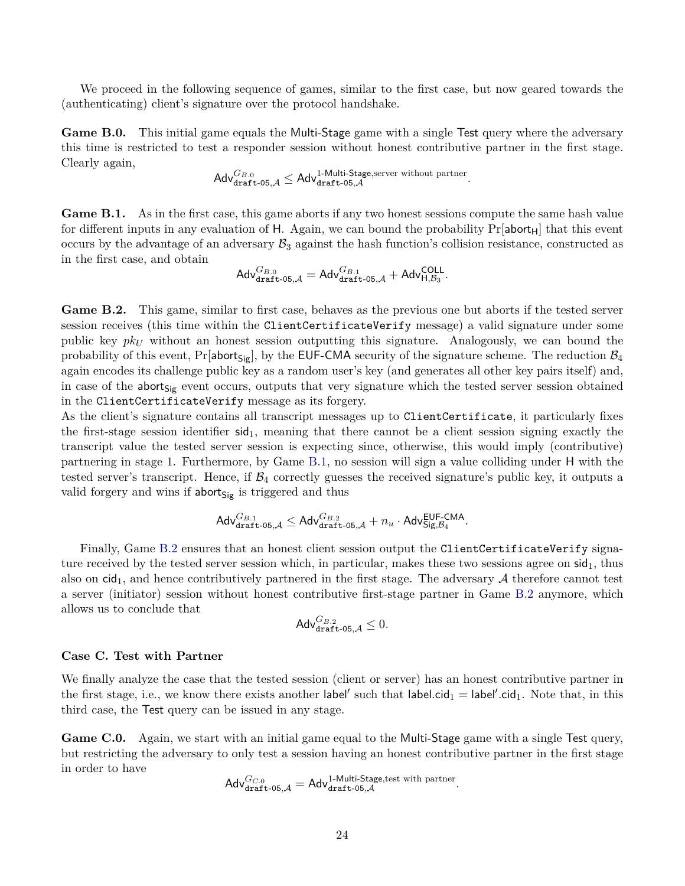We proceed in the following sequence of games, similar to the first case, but now geared towards the (authenticating) client's signature over the protocol handshake.

**Game B.0.** This initial game equals the Multi-Stage game with a single Test query where the adversary this time is restricted to test a responder session without honest contributive partner in the first stage. Clearly again,

$$\mathsf{Adv}^{G_{B.0}}_{\texttt{draft-05},\mathcal{A}} \leq \mathsf{Adv}^{\text{1-Multi-Stage,server without partner}}_{\texttt{draft-05},\mathcal{A}}.$$

**Game B.1.** As in the first case, this game aborts if any two honest sessions compute the same hash value for different inputs in any evaluation of $\mathsf{H}$. Again, we can bound the probability $\Pr[\mathsf{abort_H}]$ that this event occurs by the advantage of an adversary $\mathcal{B}_3$ against the hash function's collision resistance, constructed as in the first case, and obtain

$$\mathsf{Adv}^{G_{B.0}}_{\texttt{draft-05},\mathcal{A}} = \mathsf{Adv}^{G_{B.1}}_{\texttt{draft-05},\mathcal{A}} + \mathsf{Adv}^{\mathsf{COLL}}_{\mathsf{H},\mathcal{B}_3}.$$

**Game B.2.** This game, similar to first case, behaves as the previous one but aborts if the tested server session receives (this time within the `ClientCertificateVerify` message) a valid signature under some public key $pk_U$ without an honest session outputting this signature. Analogously, we can bound the probability of this event, $\Pr[\mathsf{abort_{Sig}}]$, by the EUF-CMA security of the signature scheme. The reduction $\mathcal{B}_4$ again encodes its challenge public key as a random user's key (and generates all other key pairs itself) and, in case of the $\mathsf{abort_{Sig}}$ event occurs, outputs that very signature which the tested server session obtained in the `ClientCertificateVerify` message as its forgery.
As the client's signature contains all transcript messages up to `ClientCertificate`, it particularly fixes the first-stage session identifier $\mathsf{sid}_1$, meaning that there cannot be a client session signing exactly the transcript value the tested server session is expecting since, otherwise, this would imply (contributive) partnering in stage 1. Furthermore, by Game B.1, no session will sign a value colliding under $\mathsf{H}$ with the tested server's transcript. Hence, if $\mathcal{B}_4$ correctly guesses the received signature's public key, it outputs a valid forgery and wins if $\mathsf{abort_{Sig}}$ is triggered and thus

$$\mathsf{Adv}^{G_{B.1}}_{\texttt{draft-05},\mathcal{A}} \leq \mathsf{Adv}^{G_{B.2}}_{\texttt{draft-05},\mathcal{A}} + n_u \cdot \mathsf{Adv}^{\mathsf{EUF\text{-}CMA}}_{\mathsf{Sig},\mathcal{B}_4}.$$

Finally, Game B.2 ensures that an honest client session output the `ClientCertificateVerify` signature received by the tested server session which, in particular, makes these two sessions agree on $\mathsf{sid}_1$, thus also on $\mathsf{cid}_1$, and hence contributively partnered in the first stage. The adversary $\mathcal{A}$ therefore cannot test a server (initiator) session without honest contributive first-stage partner in Game B.2 anymore, which allows us to conclude that

$$\mathsf{Adv}^{G_{B.2}}_{\texttt{draft-05},\mathcal{A}} \leq 0.$$

### Case C. Test with Partner

We finally analyze the case that the tested session (client or server) has an honest contributive partner in the first stage, i.e., we know there exists another $\mathsf{label}'$ such that $\mathsf{label}.\mathsf{cid}_1 = \mathsf{label}'.\mathsf{cid}_1$. Note that, in this third case, the Test query can be issued in any stage.

**Game C.0.** Again, we start with an initial game equal to the Multi-Stage game with a single Test query, but restricting the adversary to only test a session having an honest contributive partner in the first stage in order to have

$$\mathsf{Adv}^{G_{C.0}}_{\texttt{draft-05},\mathcal{A}} = \mathsf{Adv}^{\text{1-Multi-Stage,test with partner}}_{\texttt{draft-05},\mathcal{A}}.$$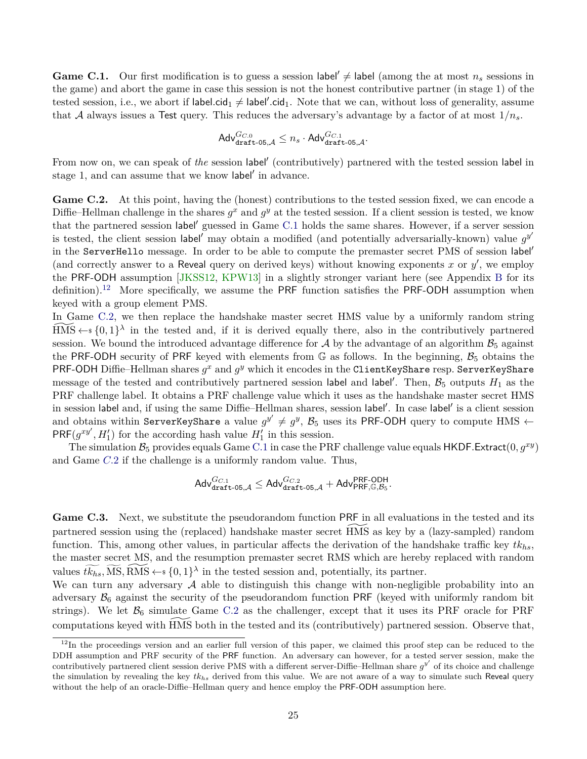**Game C.1.** Our first modification is to guess a session $\mathsf{label}' \neq \mathsf{label}$ (among the at most $n_s$ sessions in the game) and abort the game in case this session is not the honest contributive partner (in stage 1) of the tested session, i.e., we abort if $\mathsf{label.cid}_1 \neq \mathsf{label'.cid}_1$. Note that we can, without loss of generality, assume that $\mathcal{A}$ always issues a $\mathsf{Test}$ query. This reduces the adversary's advantage by a factor of at most $1/n_s$.

$$\mathsf{Adv}^{G_{C.0}}_{\texttt{draft-05},\mathcal{A}} \leq n_s \cdot \mathsf{Adv}^{G_{C.1}}_{\texttt{draft-05},\mathcal{A}}.$$

From now on, we can speak of *the* session $\mathsf{label}'$ (contributively) partnered with the tested session $\mathsf{label}$ in stage 1, and can assume that we know $\mathsf{label}'$ in advance.

**Game C.2.** At this point, having the (honest) contributions to the tested session fixed, we can encode a Diffie–Hellman challenge in the shares $g^x$ and $g^y$ at the tested session. If a client session is tested, we know that the partnered session $\mathsf{label}'$ guessed in Game C.1 holds the same shares. However, if a server session is tested, the client session $\mathsf{label}'$ may obtain a modified (and potentially adversarially-known) value $g^{y'}$ in the `ServerHello` message. In order to be able to compute the premaster secret PMS of session $\mathsf{label}'$ (and correctly answer to a $\mathsf{Reveal}$ query on derived keys) without knowing exponents $x$ or $y'$, we employ the $\mathsf{PRF\text{-}ODH}$ assumption [JKSS12, KPW13] in a slightly stronger variant here (see Appendix B for its definition).[12] More specifically, we assume the $\mathsf{PRF}$ function satisfies the $\mathsf{PRF\text{-}ODH}$ assumption when keyed with a group element PMS.

In Game C.2, we then replace the handshake master secret HMS value by a uniformly random string $\widetilde{\mathrm{HMS}} \leftarrow_{\$} \{0,1\}^\lambda$ in the tested and, if it is derived equally there, also in the contributively partnered session. We bound the introduced advantage difference for $\mathcal{A}$ by the advantage of an algorithm $\mathcal{B}_5$ against the $\mathsf{PRF\text{-}ODH}$ security of $\mathsf{PRF}$ keyed with elements from $\mathbb{G}$ as follows. In the beginning, $\mathcal{B}_5$ obtains the $\mathsf{PRF\text{-}ODH}$ Diffie–Hellman shares $g^x$ and $g^y$ which it encodes in the `ClientKeyShare` resp. `ServerKeyShare` message of the tested and contributively partnered session $\mathsf{label}$ and $\mathsf{label}'$. Then, $\mathcal{B}_5$ outputs $H_1$ as the PRF challenge label. It obtains a PRF challenge value which it uses as the handshake master secret HMS in session $\mathsf{label}$ and, if using the same Diffie–Hellman shares, session $\mathsf{label}'$. In case $\mathsf{label}'$ is a client session and obtains within `ServerKeyShare` a value $g^{y'} \neq g^y$, $\mathcal{B}_5$ uses its $\mathsf{PRF\text{-}ODH}$ query to compute HMS $\leftarrow \mathsf{PRF}(g^{xy'}, H_1')$ for the according hash value $H_1'$ in this session.

The simulation $\mathcal{B}_5$ provides equals Game C.1 in case the PRF challenge value equals $\mathsf{HKDF.Extract}(0, g^{xy})$ and Game $C.2$ if the challenge is a uniformly random value. Thus,

$$\mathsf{Adv}^{G_{C.1}}_{\texttt{draft-05},\mathcal{A}} \leq \mathsf{Adv}^{G_{C.2}}_{\texttt{draft-05},\mathcal{A}} + \mathsf{Adv}^{\mathsf{PRF\text{-}ODH}}_{\mathsf{PRF},\mathbb{G},\mathcal{B}_5}.$$

**Game C.3.** Next, we substitute the pseudorandom function $\mathsf{PRF}$ in all evaluations in the tested and its partnered session using the (replaced) handshake master secret $\widetilde{\mathrm{HMS}}$ as key by a (lazy-sampled) random function. This, among other values, in particular affects the derivation of the handshake traffic key $tk_{hs}$, the master secret MS, and the resumption premaster secret RMS which are hereby replaced with random values $\widetilde{tk_{hs}}, \widetilde{\mathrm{MS}}, \widetilde{\mathrm{RMS}} \leftarrow_{\$} \{0,1\}^\lambda$ in the tested session and, potentially, its partner.

We can turn any adversary $\mathcal{A}$ able to distinguish this change with non-negligible probability into an adversary $\mathcal{B}_6$ against the security of the pseudorandom function $\mathsf{PRF}$ (keyed with uniformly random bit strings). We let $\mathcal{B}_6$ simulate Game C.2 as the challenger, except that it uses its PRF oracle for PRF computations keyed with $\widetilde{\mathrm{HMS}}$ both in the tested and its (contributively) partnered session. Observe that,

[12] In the proceedings version and an earlier full version of this paper, we claimed this proof step can be reduced to the DDH assumption and PRF security of the $\mathsf{PRF}$ function. An adversary can however, for a tested server session, make the contributively partnered client session derive PMS with a different server-Diffie–Hellman share $g^{y'}$ of its choice and challenge the simulation by revealing the key $tk_{hs}$ derived from this value. We are not aware of a way to simulate such $\mathsf{Reveal}$ query without the help of an oracle-Diffie–Hellman query and hence employ the $\mathsf{PRF\text{-}ODH}$ assumption here.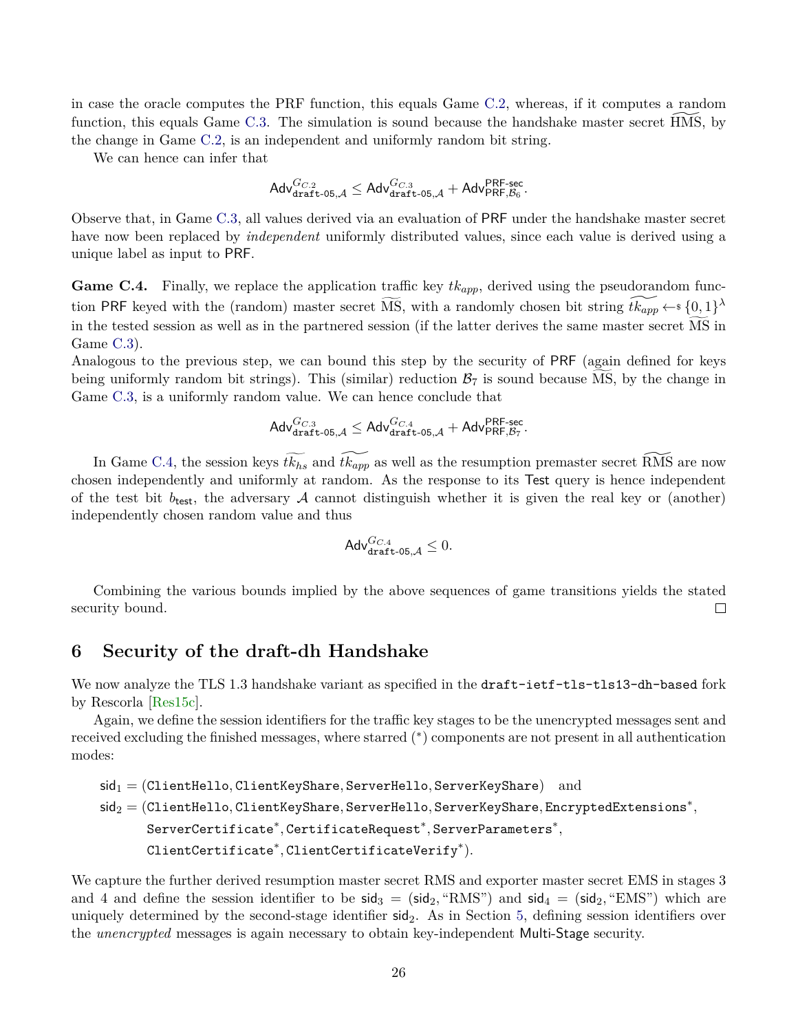in case the oracle computes the PRF function, this equals Game C.2, whereas, if it computes a random function, this equals Game C.3. The simulation is sound because the handshake master secret $\widetilde{\mathrm{HMS}}$, by the change in Game C.2, is an independent and uniformly random bit string.

We can hence can infer that

$$\mathsf{Adv}^{G_{C.2}}_{\texttt{draft-05},\mathcal{A}} \leq \mathsf{Adv}^{G_{C.3}}_{\texttt{draft-05},\mathcal{A}} + \mathsf{Adv}^{\mathsf{PRF\text{-}sec}}_{\mathsf{PRF},\mathcal{B}_6}.$$

Observe that, in Game C.3, all values derived via an evaluation of PRF under the handshake master secret have now been replaced by *independent* uniformly distributed values, since each value is derived using a unique label as input to PRF.

**Game C.4.** Finally, we replace the application traffic key $tk_{app}$, derived using the pseudorandom function PRF keyed with the (random) master secret $\widetilde{\mathrm{MS}}$, with a randomly chosen bit string $\widetilde{tk_{app}} \leftarrow\!\!\$\ \{0,1\}^\lambda$ in the tested session as well as in the partnered session (if the latter derives the same master secret $\widetilde{\mathrm{MS}}$ in Game C.3).

Analogous to the previous step, we can bound this step by the security of PRF (again defined for keys being uniformly random bit strings). This (similar) reduction $\mathcal{B}_7$ is sound because $\widetilde{\mathrm{MS}}$, by the change in Game C.3, is a uniformly random value. We can hence conclude that

$$\mathsf{Adv}^{G_{C.3}}_{\texttt{draft-05},\mathcal{A}} \leq \mathsf{Adv}^{G_{C.4}}_{\texttt{draft-05},\mathcal{A}} + \mathsf{Adv}^{\mathsf{PRF\text{-}sec}}_{\mathsf{PRF},\mathcal{B}_7}.$$

In Game C.4, the session keys $\widetilde{tk_{hs}}$ and $\widetilde{tk_{app}}$ as well as the resumption premaster secret $\widetilde{\mathrm{RMS}}$ are now chosen independently and uniformly at random. As the response to its Test query is hence independent of the test bit $b_{\mathsf{test}}$, the adversary $\mathcal{A}$ cannot distinguish whether it is given the real key or (another) independently chosen random value and thus

$$\mathsf{Adv}^{G_{C.4}}_{\texttt{draft-05},\mathcal{A}} \leq 0.$$

Combining the various bounds implied by the above sequences of game transitions yields the stated security bound. □

# 6 Security of the draft-dh Handshake

We now analyze the TLS 1.3 handshake variant as specified in the `draft-ietf-tls-tls13-dh-based` fork by Rescorla [Res15c].

Again, we define the session identifiers for the traffic key stages to be the unencrypted messages sent and received excluding the finished messages, where starred (*) components are not present in all authentication modes:

$$\begin{aligned}
\mathsf{sid}_1 &= (\texttt{ClientHello}, \texttt{ClientKeyShare}, \texttt{ServerHello}, \texttt{ServerKeyShare}) \quad \text{and} \\
\mathsf{sid}_2 &= (\texttt{ClientHello}, \texttt{ClientKeyShare}, \texttt{ServerHello}, \texttt{ServerKeyShare}, \texttt{EncryptedExtensions}^*, \\
&\qquad \texttt{ServerCertificate}^*, \texttt{CertificateRequest}^*, \texttt{ServerParameters}^*, \\
&\qquad \texttt{ClientCertificate}^*, \texttt{ClientCertificateVerify}^*).
\end{aligned}$$

We capture the further derived resumption master secret RMS and exporter master secret EMS in stages 3 and 4 and define the session identifier to be $\mathsf{sid}_3 = (\mathsf{sid}_2, \text{“RMS”})$ and $\mathsf{sid}_4 = (\mathsf{sid}_2, \text{“EMS”})$ which are uniquely determined by the second-stage identifier $\mathsf{sid}_2$. As in Section 5, defining session identifiers over the *unencrypted* messages is again necessary to obtain key-independent Multi-Stage security.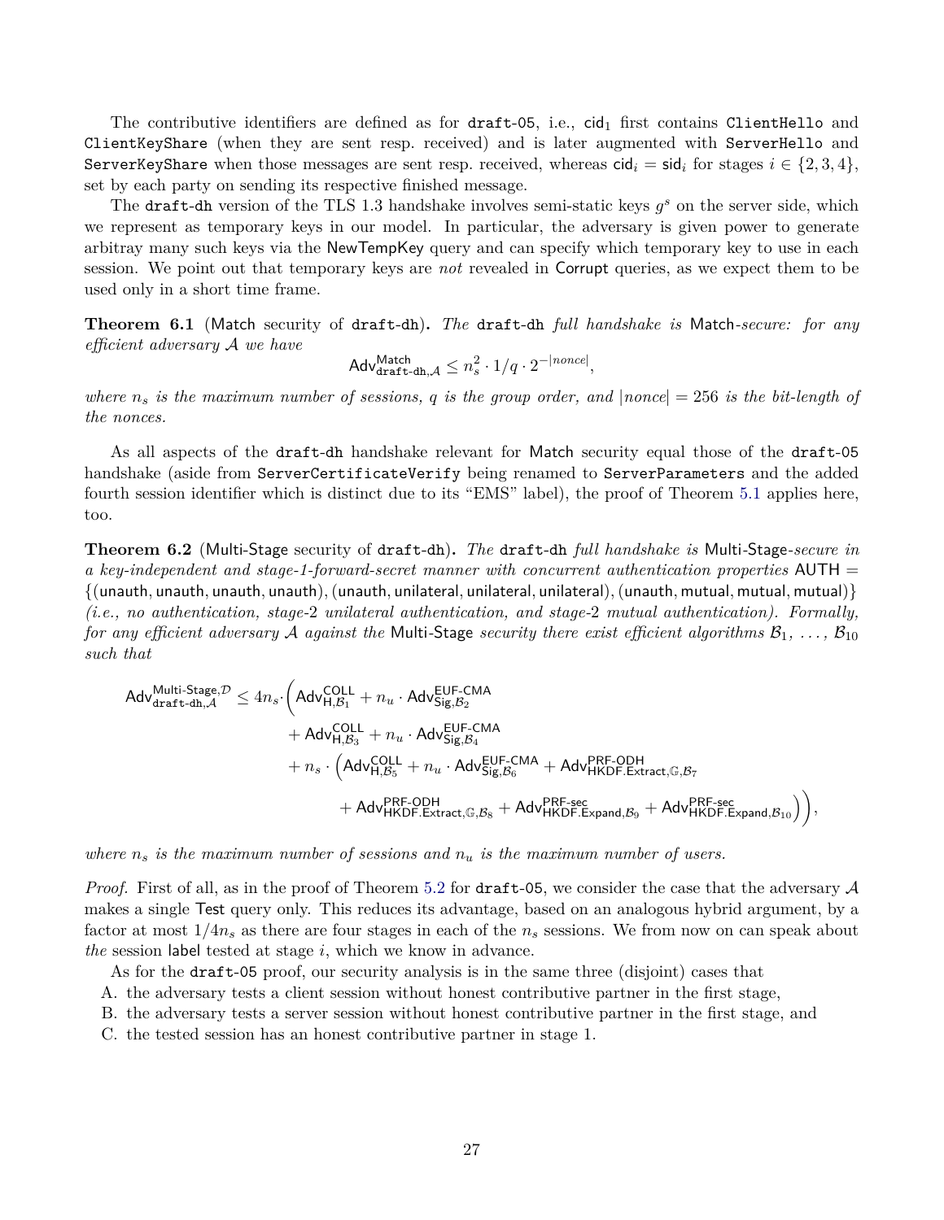The contributive identifiers are defined as for `draft-05`, i.e., $\mathsf{cid}_1$ first contains `ClientHello` and `ClientKeyShare` (when they are sent resp. received) and is later augmented with `ServerHello` and `ServerKeyShare` when those messages are sent resp. received, whereas $\mathsf{cid}_i = \mathsf{sid}_i$ for stages $i \in \{2, 3, 4\}$, set by each party on sending its respective finished message.

The `draft-dh` version of the TLS 1.3 handshake involves semi-static keys $g^s$ on the server side, which we represent as temporary keys in our model. In particular, the adversary is given power to generate arbitray many such keys via the NewTempKey query and can specify which temporary key to use in each session. We point out that temporary keys are *not* revealed in Corrupt queries, as we expect them to be used only in a short time frame.

**Theorem 6.1** (Match security of `draft-dh`)**.** *The* `draft-dh` *full handshake is* Match*-secure: for any efficient adversary $\mathcal{A}$ we have*

$$\mathsf{Adv}^{\mathsf{Match}}_{\mathtt{draft\text{-}dh},\mathcal{A}} \leq n_s^2 \cdot 1/q \cdot 2^{-|nonce|},$$

*where $n_s$ is the maximum number of sessions, $q$ is the group order, and $|nonce| = 256$ is the bit-length of the nonces.*

As all aspects of the `draft-dh` handshake relevant for Match security equal those of the `draft-05` handshake (aside from `ServerCertificateVerify` being renamed to `ServerParameters` and the added fourth session identifier which is distinct due to its "EMS" label), the proof of Theorem 5.1 applies here, too.

**Theorem 6.2** (Multi-Stage security of `draft-dh`)**.** *The* `draft-dh` *full handshake is* Multi-Stage*-secure in a key-independent and stage-1-forward-secret manner with concurrent authentication properties* $\mathsf{AUTH} = \{(\mathsf{unauth}, \mathsf{unauth}, \mathsf{unauth}, \mathsf{unauth}), (\mathsf{unauth}, \mathsf{unilateral}, \mathsf{unilateral}, \mathsf{unilateral}), (\mathsf{unauth}, \mathsf{mutual}, \mathsf{mutual}, \mathsf{mutual})\}$ *(i.e., no authentication, stage-2 unilateral authentication, and stage-2 mutual authentication). Formally, for any efficient adversary $\mathcal{A}$ against the* Multi-Stage *security there exist efficient algorithms $\mathcal{B}_1, \ldots, \mathcal{B}_{10}$ such that*

$$\begin{aligned}
\mathsf{Adv}^{\mathsf{Multi\text{-}Stage},\mathcal{D}}_{\mathtt{draft\text{-}dh},\mathcal{A}} \leq 4n_s \cdot \Big( & \mathsf{Adv}^{\mathsf{COLL}}_{\mathsf{H},\mathcal{B}_1} + n_u \cdot \mathsf{Adv}^{\mathsf{EUF\text{-}CMA}}_{\mathsf{Sig},\mathcal{B}_2} \\
& + \mathsf{Adv}^{\mathsf{COLL}}_{\mathsf{H},\mathcal{B}_3} + n_u \cdot \mathsf{Adv}^{\mathsf{EUF\text{-}CMA}}_{\mathsf{Sig},\mathcal{B}_4} \\
& + n_s \cdot \Big( \mathsf{Adv}^{\mathsf{COLL}}_{\mathsf{H},\mathcal{B}_5} + n_u \cdot \mathsf{Adv}^{\mathsf{EUF\text{-}CMA}}_{\mathsf{Sig},\mathcal{B}_6} + \mathsf{Adv}^{\mathsf{PRF\text{-}ODH}}_{\mathsf{HKDF.Extract},\mathbb{G},\mathcal{B}_7} \\
& \qquad + \mathsf{Adv}^{\mathsf{PRF\text{-}ODH}}_{\mathsf{HKDF.Extract},\mathbb{G},\mathcal{B}_8} + \mathsf{Adv}^{\mathsf{PRF\text{-}sec}}_{\mathsf{HKDF.Expand},\mathcal{B}_9} + \mathsf{Adv}^{\mathsf{PRF\text{-}sec}}_{\mathsf{HKDF.Expand},\mathcal{B}_{10}} \Big) \Big),
\end{aligned}$$

*where $n_s$ is the maximum number of sessions and $n_u$ is the maximum number of users.*

*Proof.* First of all, as in the proof of Theorem 5.2 for `draft-05`, we consider the case that the adversary $\mathcal{A}$ makes a single Test query only. This reduces its advantage, based on an analogous hybrid argument, by a factor at most $1/4n_s$ as there are four stages in each of the $n_s$ sessions. We from now on can speak about *the* session label tested at stage $i$, which we know in advance.

As for the `draft-05` proof, our security analysis is in the same three (disjoint) cases that

A. the adversary tests a client session without honest contributive partner in the first stage,
B. the adversary tests a server session without honest contributive partner in the first stage, and
C. the tested session has an honest contributive partner in stage 1.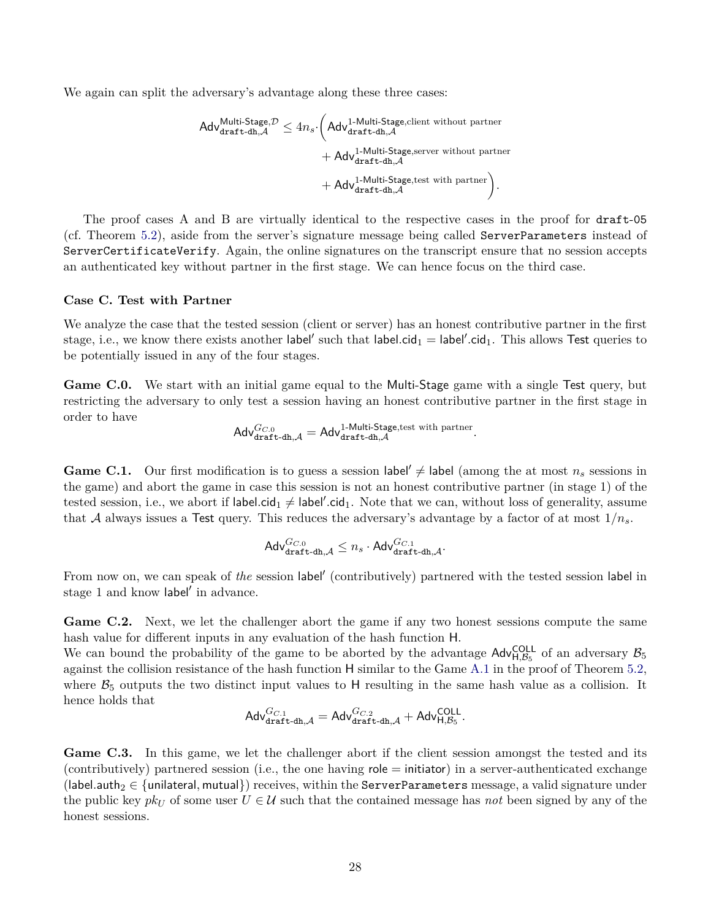We again can split the adversary's advantage along these three cases:

$$\mathsf{Adv}^{\mathsf{Multi\text{-}Stage},\mathcal{D}}_{\mathtt{draft\text{-}dh},\mathcal{A}} \leq 4n_s \cdot \Big( \mathsf{Adv}^{\mathsf{1\text{-}Multi\text{-}Stage},\text{client without partner}}_{\mathtt{draft\text{-}dh},\mathcal{A}} + \mathsf{Adv}^{\mathsf{1\text{-}Multi\text{-}Stage},\text{server without partner}}_{\mathtt{draft\text{-}dh},\mathcal{A}} + \mathsf{Adv}^{\mathsf{1\text{-}Multi\text{-}Stage},\text{test with partner}}_{\mathtt{draft\text{-}dh},\mathcal{A}} \Big).$$

The proof cases A and B are virtually identical to the respective cases in the proof for `draft-05` (cf. Theorem 5.2), aside from the server's signature message being called `ServerParameters` instead of `ServerCertificateVerify`. Again, the online signatures on the transcript ensure that no session accepts an authenticated key without partner in the first stage. We can hence focus on the third case.

### Case C. Test with Partner

We analyze the case that the tested session (client or server) has an honest contributive partner in the first stage, i.e., we know there exists another $\mathsf{label}'$ such that $\mathsf{label.cid}_1 = \mathsf{label}'.\mathsf{cid}_1$. This allows $\mathsf{Test}$ queries to be potentially issued in any of the four stages.

**Game C.0.** We start with an initial game equal to the $\mathsf{Multi\text{-}Stage}$ game with a single $\mathsf{Test}$ query, but restricting the adversary to only test a session having an honest contributive partner in the first stage in order to have

$$\mathsf{Adv}^{G_{C.0}}_{\mathtt{draft\text{-}dh},\mathcal{A}} = \mathsf{Adv}^{\mathsf{1\text{-}Multi\text{-}Stage},\text{test with partner}}_{\mathtt{draft\text{-}dh},\mathcal{A}}.$$

**Game C.1.** Our first modification is to guess a session $\mathsf{label}' \neq \mathsf{label}$ (among the at most $n_s$ sessions in the game) and abort the game in case this session is not an honest contributive partner (in stage 1) of the tested session, i.e., we abort if $\mathsf{label.cid}_1 \neq \mathsf{label}'.\mathsf{cid}_1$. Note that we can, without loss of generality, assume that $\mathcal{A}$ always issues a $\mathsf{Test}$ query. This reduces the adversary's advantage by a factor of at most $1/n_s$.

$$\mathsf{Adv}^{G_{C.0}}_{\mathtt{draft\text{-}dh},\mathcal{A}} \leq n_s \cdot \mathsf{Adv}^{G_{C.1}}_{\mathtt{draft\text{-}dh},\mathcal{A}}.$$

From now on, we can speak of *the* session $\mathsf{label}'$ (contributively) partnered with the tested session $\mathsf{label}$ in stage 1 and know $\mathsf{label}'$ in advance.

**Game C.2.** Next, we let the challenger abort the game if any two honest sessions compute the same hash value for different inputs in any evaluation of the hash function $\mathsf{H}$.
We can bound the probability of the game to be aborted by the advantage $\mathsf{Adv}^{\mathsf{COLL}}_{\mathsf{H},\mathcal{B}_5}$ of an adversary $\mathcal{B}_5$ against the collision resistance of the hash function $\mathsf{H}$ similar to the Game A.1 in the proof of Theorem 5.2, where $\mathcal{B}_5$ outputs the two distinct input values to $\mathsf{H}$ resulting in the same hash value as a collision. It hence holds that

$$\mathsf{Adv}^{G_{C.1}}_{\mathtt{draft\text{-}dh},\mathcal{A}} = \mathsf{Adv}^{G_{C.2}}_{\mathtt{draft\text{-}dh},\mathcal{A}} + \mathsf{Adv}^{\mathsf{COLL}}_{\mathsf{H},\mathcal{B}_5}.$$

**Game C.3.** In this game, we let the challenger abort if the client session amongst the tested and its (contributively) partnered session (i.e., the one having $\mathsf{role} = \mathsf{initiator}$) in a server-authenticated exchange ($\mathsf{label.auth}_2 \in \{\mathsf{unilateral}, \mathsf{mutual}\}$) receives, within the `ServerParameters` message, a valid signature under the public key $pk_U$ of some user $U \in \mathcal{U}$ such that the contained message has *not* been signed by any of the honest sessions.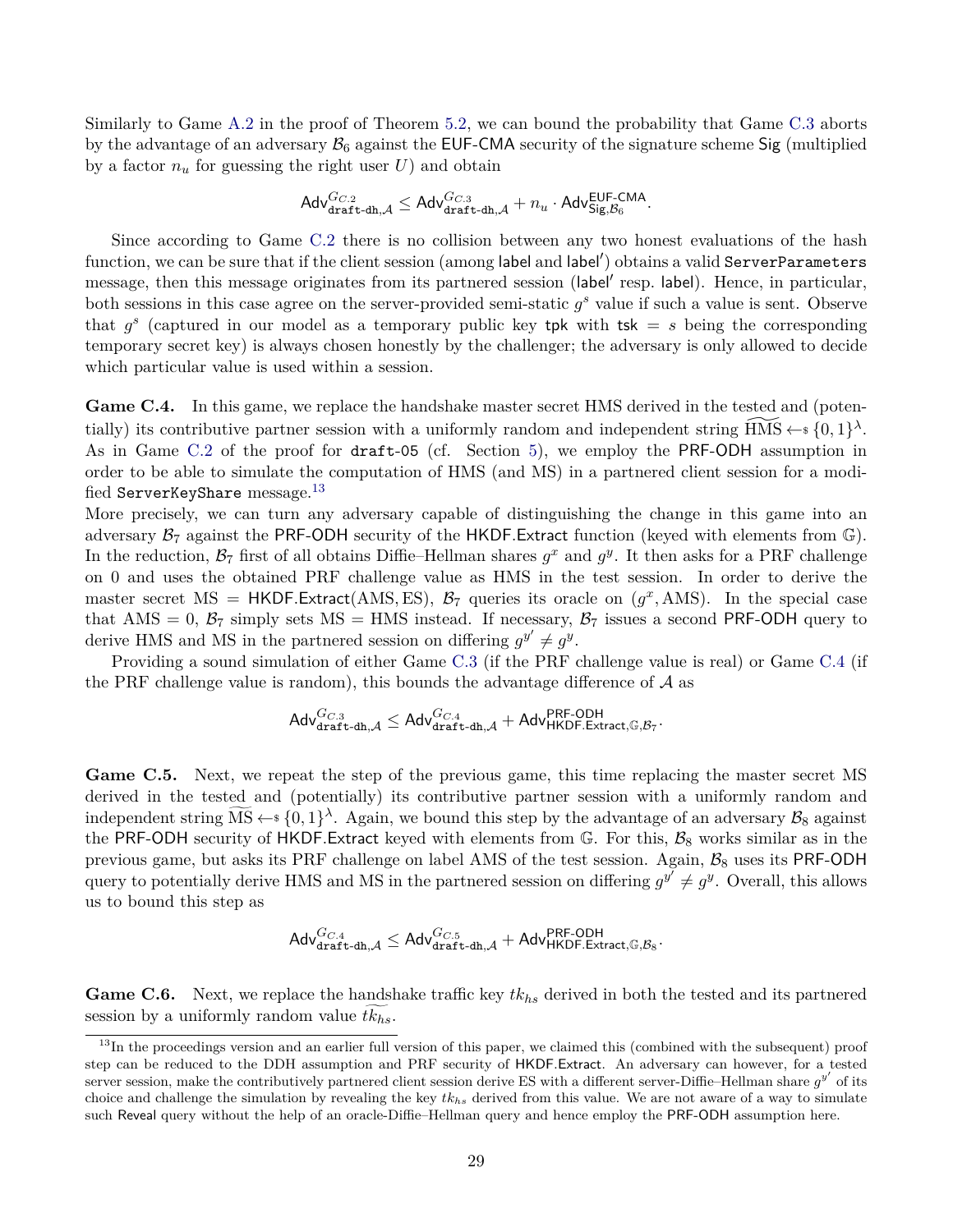Similarly to Game A.2 in the proof of Theorem 5.2, we can bound the probability that Game C.3 aborts by the advantage of an adversary $\mathcal{B}_6$ against the EUF-CMA security of the signature scheme Sig (multiplied by a factor $n_u$ for guessing the right user $U$) and obtain

$$\mathsf{Adv}^{G_{C.2}}_{\texttt{draft-dh},\mathcal{A}} \leq \mathsf{Adv}^{G_{C.3}}_{\texttt{draft-dh},\mathcal{A}} + n_u \cdot \mathsf{Adv}^{\mathsf{EUF\text{-}CMA}}_{\mathsf{Sig},\mathcal{B}_6}.$$

Since according to Game C.2 there is no collision between any two honest evaluations of the hash function, we can be sure that if the client session (among label and label′) obtains a valid `ServerParameters` message, then this message originates from its partnered session (label′ resp. label). Hence, in particular, both sessions in this case agree on the server-provided semi-static $g^s$ value if such a value is sent. Observe that $g^s$ (captured in our model as a temporary public key tpk with $\mathsf{tsk} = s$ being the corresponding temporary secret key) is always chosen honestly by the challenger; the adversary is only allowed to decide which particular value is used within a session.

**Game C.4.** In this game, we replace the handshake master secret HMS derived in the tested and (potentially) its contributive partner session with a uniformly random and independent string $\widetilde{\mathrm{HMS}} \leftarrow\!\!\$\ \{0,1\}^\lambda$. As in Game C.2 of the proof for `draft-05` (cf. Section 5), we employ the PRF-ODH assumption in order to be able to simulate the computation of HMS (and MS) in a partnered client session for a modified `ServerKeyShare` message.[13]

More precisely, we can turn any adversary capable of distinguishing the change in this game into an adversary $\mathcal{B}_7$ against the PRF-ODH security of the HKDF.Extract function (keyed with elements from $\mathbb{G}$). In the reduction, $\mathcal{B}_7$ first of all obtains Diffie–Hellman shares $g^x$ and $g^y$. It then asks for a PRF challenge on 0 and uses the obtained PRF challenge value as HMS in the test session. In order to derive the master secret $\mathrm{MS} = \mathsf{HKDF.Extract}(\mathrm{AMS}, \mathrm{ES})$, $\mathcal{B}_7$ queries its oracle on $(g^x, \mathrm{AMS})$. In the special case that $\mathrm{AMS} = 0$, $\mathcal{B}_7$ simply sets $\mathrm{MS} = \mathrm{HMS}$ instead. If necessary, $\mathcal{B}_7$ issues a second PRF-ODH query to derive HMS and MS in the partnered session on differing $g^{y'} \neq g^y$.

Providing a sound simulation of either Game C.3 (if the PRF challenge value is real) or Game C.4 (if the PRF challenge value is random), this bounds the advantage difference of $\mathcal{A}$ as

$$\mathsf{Adv}^{G_{C.3}}_{\texttt{draft-dh},\mathcal{A}} \leq \mathsf{Adv}^{G_{C.4}}_{\texttt{draft-dh},\mathcal{A}} + \mathsf{Adv}^{\mathsf{PRF\text{-}ODH}}_{\mathsf{HKDF.Extract},\mathbb{G},\mathcal{B}_7}.$$

**Game C.5.** Next, we repeat the step of the previous game, this time replacing the master secret MS derived in the tested and (potentially) its contributive partner session with a uniformly random and independent string $\widetilde{\mathrm{MS}} \leftarrow\!\!\$\ \{0,1\}^\lambda$. Again, we bound this step by the advantage of an adversary $\mathcal{B}_8$ against the PRF-ODH security of HKDF.Extract keyed with elements from $\mathbb{G}$. For this, $\mathcal{B}_8$ works similar as in the previous game, but asks its PRF challenge on label AMS of the test session. Again, $\mathcal{B}_8$ uses its PRF-ODH query to potentially derive HMS and MS in the partnered session on differing $g^{y'} \neq g^y$. Overall, this allows us to bound this step as

$$\mathsf{Adv}^{G_{C.4}}_{\texttt{draft-dh},\mathcal{A}} \leq \mathsf{Adv}^{G_{C.5}}_{\texttt{draft-dh},\mathcal{A}} + \mathsf{Adv}^{\mathsf{PRF\text{-}ODH}}_{\mathsf{HKDF.Extract},\mathbb{G},\mathcal{B}_8}.$$

**Game C.6.** Next, we replace the handshake traffic key $tk_{hs}$ derived in both the tested and its partnered session by a uniformly random value $\widetilde{tk_{hs}}$.

[13] In the proceedings version and an earlier full version of this paper, we claimed this (combined with the subsequent) proof step can be reduced to the DDH assumption and PRF security of HKDF.Extract. An adversary can however, for a tested server session, make the contributively partnered client session derive ES with a different server-Diffie–Hellman share $g^{y'}$ of its choice and challenge the simulation by revealing the key $tk_{hs}$ derived from this value. We are not aware of a way to simulate such Reveal query without the help of an oracle-Diffie–Hellman query and hence employ the PRF-ODH assumption here.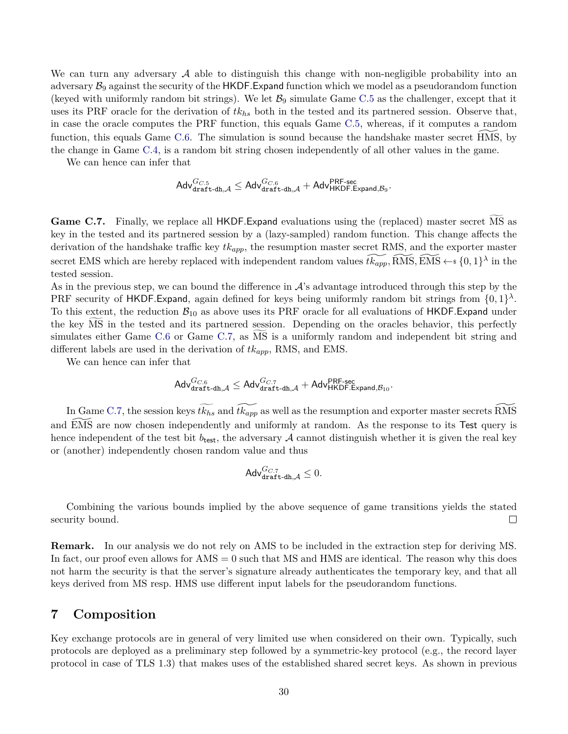We can turn any adversary $\mathcal{A}$ able to distinguish this change with non-negligible probability into an adversary $\mathcal{B}_9$ against the security of the HKDF.Expand function which we model as a pseudorandom function (keyed with uniformly random bit strings). We let $\mathcal{B}_9$ simulate Game C.5 as the challenger, except that it uses its PRF oracle for the derivation of $tk_{hs}$ both in the tested and its partnered session. Observe that, in case the oracle computes the PRF function, this equals Game C.5, whereas, if it computes a random function, this equals Game C.6. The simulation is sound because the handshake master secret $\widetilde{\text{HMS}}$, by the change in Game C.4, is a random bit string chosen independently of all other values in the game.

We can hence can infer that

$$\mathsf{Adv}^{G_{C.5}}_{\texttt{draft-dh},\mathcal{A}} \leq \mathsf{Adv}^{G_{C.6}}_{\texttt{draft-dh},\mathcal{A}} + \mathsf{Adv}^{\mathsf{PRF\text{-}sec}}_{\mathsf{HKDF.Expand},\mathcal{B}_9}.$$

**Game C.7.** Finally, we replace all HKDF.Expand evaluations using the (replaced) master secret $\widetilde{\text{MS}}$ as key in the tested and its partnered session by a (lazy-sampled) random function. This change affects the derivation of the handshake traffic key $tk_{app}$, the resumption master secret RMS, and the exporter master secret EMS which are hereby replaced with independent random values $\widetilde{tk_{app}}, \widetilde{\text{RMS}}, \widetilde{\text{EMS}} \leftarrow_{\$} \{0,1\}^{\lambda}$ in the tested session.
As in the previous step, we can bound the difference in $\mathcal{A}$'s advantage introduced through this step by the PRF security of HKDF.Expand, again defined for keys being uniformly random bit strings from $\{0,1\}^{\lambda}$. To this extent, the reduction $\mathcal{B}_{10}$ as above uses its PRF oracle for all evaluations of HKDF.Expand under the key $\widetilde{\text{MS}}$ in the tested and its partnered session. Depending on the oracles behavior, this perfectly simulates either Game C.6 or Game C.7, as $\widetilde{\text{MS}}$ is a uniformly random and independent bit string and different labels are used in the derivation of $tk_{app}$, RMS, and EMS.

We can hence can infer that

$$\mathsf{Adv}^{G_{C.6}}_{\texttt{draft-dh},\mathcal{A}} \leq \mathsf{Adv}^{G_{C.7}}_{\texttt{draft-dh},\mathcal{A}} + \mathsf{Adv}^{\mathsf{PRF\text{-}sec}}_{\mathsf{HKDF.Expand},\mathcal{B}_{10}}.$$

In Game C.7, the session keys $\widetilde{tk_{hs}}$ and $\widetilde{tk_{app}}$ as well as the resumption and exporter master secrets $\widetilde{\text{RMS}}$ and $\widetilde{\text{EMS}}$ are now chosen independently and uniformly at random. As the response to its Test query is hence independent of the test bit $b_{\mathsf{test}}$, the adversary $\mathcal{A}$ cannot distinguish whether it is given the real key or (another) independently chosen random value and thus

$$\mathsf{Adv}^{G_{C.7}}_{\texttt{draft-dh},\mathcal{A}} \leq 0.$$

Combining the various bounds implied by the above sequence of game transitions yields the stated security bound. □

**Remark.** In our analysis we do not rely on AMS to be included in the extraction step for deriving MS. In fact, our proof even allows for AMS $= 0$ such that MS and HMS are identical. The reason why this does not harm the security is that the server's signature already authenticates the temporary key, and that all keys derived from MS resp. HMS use different input labels for the pseudorandom functions.

## 7 Composition

Key exchange protocols are in general of very limited use when considered on their own. Typically, such protocols are deployed as a preliminary step followed by a symmetric-key protocol (e.g., the record layer protocol in case of TLS 1.3) that makes uses of the established shared secret keys. As shown in previous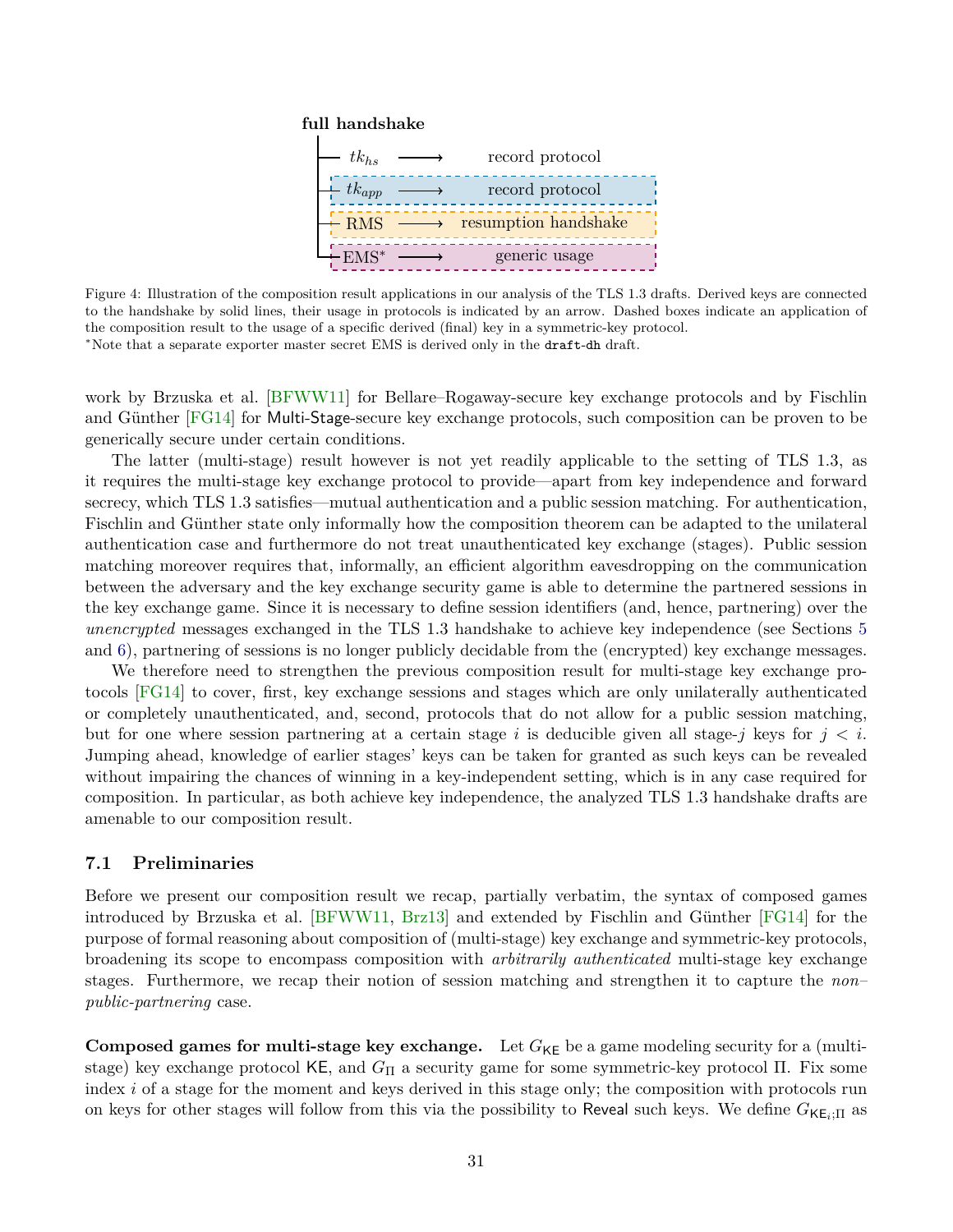**full handshake**

- $tk_{hs}$ ⟶ record protocol
- $tk_{app}$ ⟶ record protocol
- RMS ⟶ resumption handshake
- EMS* ⟶ generic usage

Figure 4: Illustration of the composition result applications in our analysis of the TLS 1.3 drafts. Derived keys are connected to the handshake by solid lines, their usage in protocols is indicated by an arrow. Dashed boxes indicate an application of the composition result to the usage of a specific derived (final) key in a symmetric-key protocol.
*Note that a separate exporter master secret EMS is derived only in the `draft-dh` draft.

work by Brzuska et al. [BFWW11] for Bellare–Rogaway-secure key exchange protocols and by Fischlin and Günther [FG14] for Multi-Stage-secure key exchange protocols, such composition can be proven to be generically secure under certain conditions.

The latter (multi-stage) result however is not yet readily applicable to the setting of TLS 1.3, as it requires the multi-stage key exchange protocol to provide—apart from key independence and forward secrecy, which TLS 1.3 satisfies—mutual authentication and a public session matching. For authentication, Fischlin and Günther state only informally how the composition theorem can be adapted to the unilateral authentication case and furthermore do not treat unauthenticated key exchange (stages). Public session matching moreover requires that, informally, an efficient algorithm eavesdropping on the communication between the adversary and the key exchange security game is able to determine the partnered sessions in the key exchange game. Since it is necessary to define session identifiers (and, hence, partnering) over the *unencrypted* messages exchanged in the TLS 1.3 handshake to achieve key independence (see Sections 5 and 6), partnering of sessions is no longer publicly decidable from the (encrypted) key exchange messages.

We therefore need to strengthen the previous composition result for multi-stage key exchange protocols [FG14] to cover, first, key exchange sessions and stages which are only unilaterally authenticated or completely unauthenticated, and, second, protocols that do not allow for a public session matching, but for one where session partnering at a certain stage $i$ is deducible given all stage-$j$ keys for $j < i$. Jumping ahead, knowledge of earlier stages' keys can be taken for granted as such keys can be revealed without impairing the chances of winning in a key-independent setting, which is in any case required for composition. In particular, as both achieve key independence, the analyzed TLS 1.3 handshake drafts are amenable to our composition result.

### 7.1 Preliminaries

Before we present our composition result we recap, partially verbatim, the syntax of composed games introduced by Brzuska et al. [BFWW11, Brz13] and extended by Fischlin and Günther [FG14] for the purpose of formal reasoning about composition of (multi-stage) key exchange and symmetric-key protocols, broadening its scope to encompass composition with *arbitrarily authenticated* multi-stage key exchange stages. Furthermore, we recap their notion of session matching and strengthen it to capture the *non-public-partnering* case.

**Composed games for multi-stage key exchange.** Let $G_{\mathsf{KE}}$ be a game modeling security for a (multi-stage) key exchange protocol $\mathsf{KE}$, and $G_{\Pi}$ a security game for some symmetric-key protocol $\Pi$. Fix some index $i$ of a stage for the moment and keys derived in this stage only; the composition with protocols run on keys for other stages will follow from this via the possibility to $\mathsf{Reveal}$ such keys. We define $G_{\mathsf{KE}_i;\Pi}$ as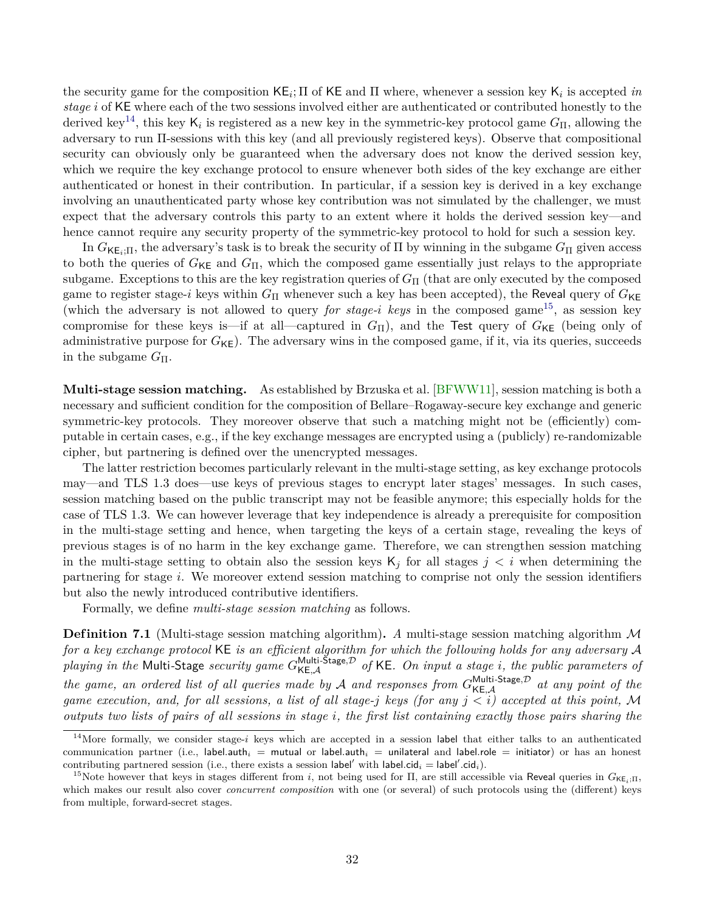the security game for the composition $\mathsf{KE}_i;\Pi$ of $\mathsf{KE}$ and $\Pi$ where, whenever a session key $\mathsf{K}_i$ is accepted *in stage* $i$ of $\mathsf{KE}$ where each of the two sessions involved either are authenticated or contributed honestly to the derived key[14], this key $\mathsf{K}_i$ is registered as a new key in the symmetric-key protocol game $G_\Pi$, allowing the adversary to run $\Pi$-sessions with this key (and all previously registered keys). Observe that compositional security can obviously only be guaranteed when the adversary does not know the derived session key, which we require the key exchange protocol to ensure whenever both sides of the key exchange are either authenticated or honest in their contribution. In particular, if a session key is derived in a key exchange involving an unauthenticated party whose key contribution was not simulated by the challenger, we must expect that the adversary controls this party to an extent where it holds the derived session key—and hence cannot require any security property of the symmetric-key protocol to hold for such a session key.

In $G_{\mathsf{KE}_i;\Pi}$, the adversary's task is to break the security of $\Pi$ by winning in the subgame $G_\Pi$ given access to both the queries of $G_{\mathsf{KE}}$ and $G_\Pi$, which the composed game essentially just relays to the appropriate subgame. Exceptions to this are the key registration queries of $G_\Pi$ (that are only executed by the composed game to register stage-$i$ keys within $G_\Pi$ whenever such a key has been accepted), the $\mathsf{Reveal}$ query of $G_{\mathsf{KE}}$ (which the adversary is not allowed to query *for stage-$i$ keys* in the composed game[15], as session key compromise for these keys is—if at all—captured in $G_\Pi$), and the $\mathsf{Test}$ query of $G_{\mathsf{KE}}$ (being only of administrative purpose for $G_{\mathsf{KE}}$). The adversary wins in the composed game, if it, via its queries, succeeds in the subgame $G_\Pi$.

**Multi-stage session matching.** As established by Brzuska et al. [BFWW11], session matching is both a necessary and sufficient condition for the composition of Bellare–Rogaway-secure key exchange and generic symmetric-key protocols. They moreover observe that such a matching might not be (efficiently) computable in certain cases, e.g., if the key exchange messages are encrypted using a (publicly) re-randomizable cipher, but partnering is defined over the unencrypted messages.

The latter restriction becomes particularly relevant in the multi-stage setting, as key exchange protocols may—and TLS 1.3 does—use keys of previous stages to encrypt later stages' messages. In such cases, session matching based on the public transcript may not be feasible anymore; this especially holds for the case of TLS 1.3. We can however leverage that key independence is already a prerequisite for composition in the multi-stage setting and hence, when targeting the keys of a certain stage, revealing the keys of previous stages is of no harm in the key exchange game. Therefore, we can strengthen session matching in the multi-stage setting to obtain also the session keys $\mathsf{K}_j$ for all stages $j < i$ when determining the partnering for stage $i$. We moreover extend session matching to comprise not only the session identifiers but also the newly introduced contributive identifiers.

Formally, we define *multi-stage session matching* as follows.

**Definition 7.1** (Multi-stage session matching algorithm)**.** *A multi-stage session matching algorithm $\mathcal{M}$ for a key exchange protocol* $\mathsf{KE}$ *is an efficient algorithm for which the following holds for any adversary $\mathcal{A}$ playing in the* $\mathsf{Multi\text{-}Stage}$ *security game $G^{\mathsf{Multi\text{-}Stage},\mathcal{D}}_{\mathsf{KE},\mathcal{A}}$ of* $\mathsf{KE}$*. On input a stage $i$, the public parameters of the game, an ordered list of all queries made by $\mathcal{A}$ and responses from $G^{\mathsf{Multi\text{-}Stage},\mathcal{D}}_{\mathsf{KE},\mathcal{A}}$ at any point of the game execution, and, for all sessions, a list of all stage-$j$ keys (for any $j < i$) accepted at this point, $\mathcal{M}$ outputs two lists of pairs of all sessions in stage $i$, the first list containing exactly those pairs sharing the*

---

[14] More formally, we consider stage-$i$ keys which are accepted in a session $\mathsf{label}$ that either talks to an authenticated communication partner (i.e., $\mathsf{label.auth}_i = \mathsf{mutual}$ or $\mathsf{label.auth}_i = \mathsf{unilateral}$ and $\mathsf{label.role} = \mathsf{initiator}$) or has an honest contributing partnered session (i.e., there exists a session $\mathsf{label}'$ with $\mathsf{label.cid}_i = \mathsf{label}'.\mathsf{cid}_i$).

[15] Note however that keys in stages different from $i$, not being used for $\Pi$, are still accessible via $\mathsf{Reveal}$ queries in $G_{\mathsf{KE}_i;\Pi}$, which makes our result also cover *concurrent composition* with one (or several) of such protocols using the (different) keys from multiple, forward-secret stages.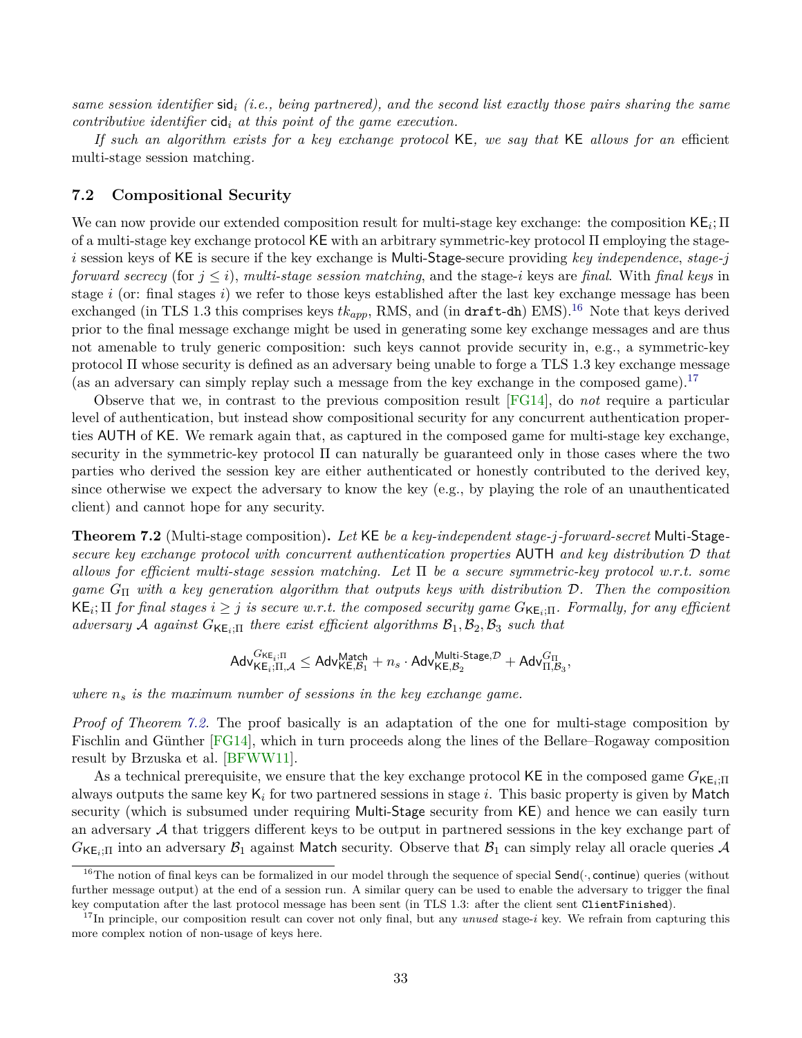*same session identifier* $\mathsf{sid}_i$ *(i.e., being partnered), and the second list exactly those pairs sharing the same contributive identifier* $\mathsf{cid}_i$ *at this point of the game execution.*

*If such an algorithm exists for a key exchange protocol* $\mathsf{KE}$*, we say that* $\mathsf{KE}$ *allows for an* efficient multi-stage session matching.

## 7.2 Compositional Security

We can now provide our extended composition result for multi-stage key exchange: the composition $\mathsf{KE}_i; \Pi$ of a multi-stage key exchange protocol $\mathsf{KE}$ with an arbitrary symmetric-key protocol $\Pi$ employing the stage-$i$ session keys of $\mathsf{KE}$ is secure if the key exchange is $\mathsf{Multi\text{-}Stage}$-secure providing *key independence*, *stage-j forward secrecy* (for $j \leq i$), *multi-stage session matching*, and the stage-$i$ keys are *final*. With *final keys* in stage $i$ (or: final stages $i$) we refer to those keys established after the last key exchange message has been exchanged (in TLS 1.3 this comprises keys $tk_{app}$, RMS, and (in `draft-dh`) EMS).[16] Note that keys derived prior to the final message exchange might be used in generating some key exchange messages and are thus not amenable to truly generic composition: such keys cannot provide security in, e.g., a symmetric-key protocol $\Pi$ whose security is defined as an adversary being unable to forge a TLS 1.3 key exchange message (as an adversary can simply replay such a message from the key exchange in the composed game).[17]

Observe that we, in contrast to the previous composition result [FG14], do *not* require a particular level of authentication, but instead show compositional security for any concurrent authentication properties $\mathsf{AUTH}$ of $\mathsf{KE}$. We remark again that, as captured in the composed game for multi-stage key exchange, security in the symmetric-key protocol $\Pi$ can naturally be guaranteed only in those cases where the two parties who derived the session key are either authenticated or honestly contributed to the derived key, since otherwise we expect the adversary to know the key (e.g., by playing the role of an unauthenticated client) and cannot hope for any security.

**Theorem 7.2** (Multi-stage composition)**.** *Let* $\mathsf{KE}$ *be a key-independent stage-j-forward-secret* $\mathsf{Multi\text{-}Stage}$*-secure key exchange protocol with concurrent authentication properties* $\mathsf{AUTH}$ *and key distribution* $\mathcal{D}$ *that allows for efficient multi-stage session matching. Let* $\Pi$ *be a secure symmetric-key protocol w.r.t. some game* $G_\Pi$ *with a key generation algorithm that outputs keys with distribution* $\mathcal{D}$*. Then the composition* $\mathsf{KE}_i; \Pi$ *for final stages* $i \geq j$ *is secure w.r.t. the composed security game* $G_{\mathsf{KE}_i;\Pi}$*. Formally, for any efficient adversary* $\mathcal{A}$ *against* $G_{\mathsf{KE}_i;\Pi}$ *there exist efficient algorithms* $\mathcal{B}_1, \mathcal{B}_2, \mathcal{B}_3$ *such that*

$$\mathsf{Adv}^{G_{\mathsf{KE}_i;\Pi}}_{\mathsf{KE}_i;\Pi,\mathcal{A}} \leq \mathsf{Adv}^{\mathsf{Match}}_{\mathsf{KE},\mathcal{B}_1} + n_s \cdot \mathsf{Adv}^{\mathsf{Multi\text{-}Stage},\mathcal{D}}_{\mathsf{KE},\mathcal{B}_2} + \mathsf{Adv}^{G_\Pi}_{\Pi,\mathcal{B}_3},$$

*where* $n_s$ *is the maximum number of sessions in the key exchange game.*

*Proof of Theorem 7.2.* The proof basically is an adaptation of the one for multi-stage composition by Fischlin and Günther [FG14], which in turn proceeds along the lines of the Bellare–Rogaway composition result by Brzuska et al. [BFWW11].

As a technical prerequisite, we ensure that the key exchange protocol $\mathsf{KE}$ in the composed game $G_{\mathsf{KE}_i;\Pi}$ always outputs the same key $\mathsf{K}_i$ for two partnered sessions in stage $i$. This basic property is given by $\mathsf{Match}$ security (which is subsumed under requiring $\mathsf{Multi\text{-}Stage}$ security from $\mathsf{KE}$) and hence we can easily turn an adversary $\mathcal{A}$ that triggers different keys to be output in partnered sessions in the key exchange part of $G_{\mathsf{KE}_i;\Pi}$ into an adversary $\mathcal{B}_1$ against $\mathsf{Match}$ security. Observe that $\mathcal{B}_1$ can simply relay all oracle queries $\mathcal{A}$

[16] The notion of final keys can be formalized in our model through the sequence of special $\mathsf{Send}(\cdot, \mathsf{continue})$ queries (without further message output) at the end of a session run. A similar query can be used to enable the adversary to trigger the final key computation after the last protocol message has been sent (in TLS 1.3: after the client sent `ClientFinished`).

[17] In principle, our composition result can cover not only final, but any *unused* stage-$i$ key. We refrain from capturing this more complex notion of non-usage of keys here.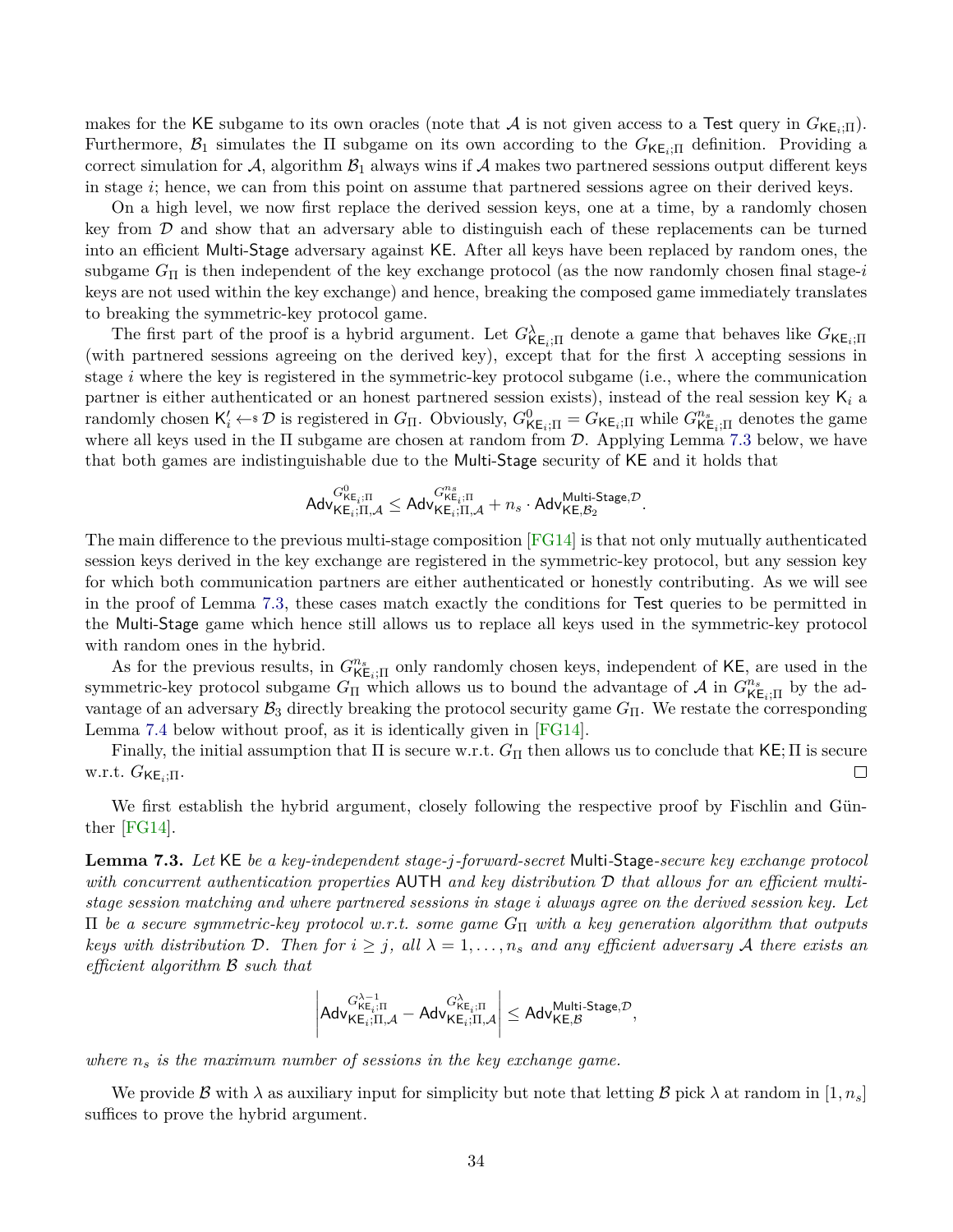makes for the KE subgame to its own oracles (note that $\mathcal{A}$ is not given access to a Test query in $G_{\mathsf{KE}_i;\Pi}$). Furthermore, $\mathcal{B}_1$ simulates the $\Pi$ subgame on its own according to the $G_{\mathsf{KE}_i;\Pi}$ definition. Providing a correct simulation for $\mathcal{A}$, algorithm $\mathcal{B}_1$ always wins if $\mathcal{A}$ makes two partnered sessions output different keys in stage $i$; hence, we can from this point on assume that partnered sessions agree on their derived keys.

On a high level, we now first replace the derived session keys, one at a time, by a randomly chosen key from $\mathcal{D}$ and show that an adversary able to distinguish each of these replacements can be turned into an efficient Multi-Stage adversary against KE. After all keys have been replaced by random ones, the subgame $G_\Pi$ is then independent of the key exchange protocol (as the now randomly chosen final stage-$i$ keys are not used within the key exchange) and hence, breaking the composed game immediately translates to breaking the symmetric-key protocol game.

The first part of the proof is a hybrid argument. Let $G^\lambda_{\mathsf{KE}_i;\Pi}$ denote a game that behaves like $G_{\mathsf{KE}_i;\Pi}$ (with partnered sessions agreeing on the derived key), except that for the first $\lambda$ accepting sessions in stage $i$ where the key is registered in the symmetric-key protocol subgame (i.e., where the communication partner is either authenticated or an honest partnered session exists), instead of the real session key $\mathsf{K}_i$ a randomly chosen $\mathsf{K}'_i \leftarrow_\$ \mathcal{D}$ is registered in $G_\Pi$. Obviously, $G^0_{\mathsf{KE}_i;\Pi} = G_{\mathsf{KE}_i;\Pi}$ while $G^{n_s}_{\mathsf{KE}_i;\Pi}$ denotes the game where all keys used in the $\Pi$ subgame are chosen at random from $\mathcal{D}$. Applying Lemma 7.3 below, we have that both games are indistinguishable due to the Multi-Stage security of KE and it holds that

$$\mathsf{Adv}^{G^0_{\mathsf{KE}_i;\Pi}}_{\mathsf{KE}_i;\Pi,\mathcal{A}} \leq \mathsf{Adv}^{G^{n_s}_{\mathsf{KE}_i;\Pi}}_{\mathsf{KE}_i;\Pi,\mathcal{A}} + n_s \cdot \mathsf{Adv}^{\mathsf{Multi\text{-}Stage},\mathcal{D}}_{\mathsf{KE},\mathcal{B}_2}.$$

The main difference to the previous multi-stage composition [FG14] is that not only mutually authenticated session keys derived in the key exchange are registered in the symmetric-key protocol, but any session key for which both communication partners are either authenticated or honestly contributing. As we will see in the proof of Lemma 7.3, these cases match exactly the conditions for Test queries to be permitted in the Multi-Stage game which hence still allows us to replace all keys used in the symmetric-key protocol with random ones in the hybrid.

As for the previous results, in $G^{n_s}_{\mathsf{KE}_i;\Pi}$ only randomly chosen keys, independent of KE, are used in the symmetric-key protocol subgame $G_\Pi$ which allows us to bound the advantage of $\mathcal{A}$ in $G^{n_s}_{\mathsf{KE}_i;\Pi}$ by the advantage of an adversary $\mathcal{B}_3$ directly breaking the protocol security game $G_\Pi$. We restate the corresponding Lemma 7.4 below without proof, as it is identically given in [FG14].

Finally, the initial assumption that $\Pi$ is secure w.r.t. $G_\Pi$ then allows us to conclude that $\mathsf{KE};\Pi$ is secure w.r.t. $G_{\mathsf{KE}_i;\Pi}$. $\square$

We first establish the hybrid argument, closely following the respective proof by Fischlin and Günther [FG14].

**Lemma 7.3.** *Let* KE *be a key-independent stage-$j$-forward-secret* Multi-Stage*-secure key exchange protocol with concurrent authentication properties* AUTH *and key distribution $\mathcal{D}$ that allows for an efficient multi-stage session matching and where partnered sessions in stage $i$ always agree on the derived session key. Let $\Pi$ be a secure symmetric-key protocol w.r.t. some game $G_\Pi$ with a key generation algorithm that outputs keys with distribution $\mathcal{D}$. Then for $i \geq j$, all $\lambda = 1, \ldots, n_s$ and any efficient adversary $\mathcal{A}$ there exists an efficient algorithm $\mathcal{B}$ such that*

$$\left| \mathsf{Adv}^{G^{\lambda-1}_{\mathsf{KE}_i;\Pi}}_{\mathsf{KE}_i;\Pi,\mathcal{A}} - \mathsf{Adv}^{G^{\lambda}_{\mathsf{KE}_i;\Pi}}_{\mathsf{KE}_i;\Pi,\mathcal{A}} \right| \leq \mathsf{Adv}^{\mathsf{Multi\text{-}Stage},\mathcal{D}}_{\mathsf{KE},\mathcal{B}},$$

*where $n_s$ is the maximum number of sessions in the key exchange game.*

We provide $\mathcal{B}$ with $\lambda$ as auxiliary input for simplicity but note that letting $\mathcal{B}$ pick $\lambda$ at random in $[1, n_s]$ suffices to prove the hybrid argument.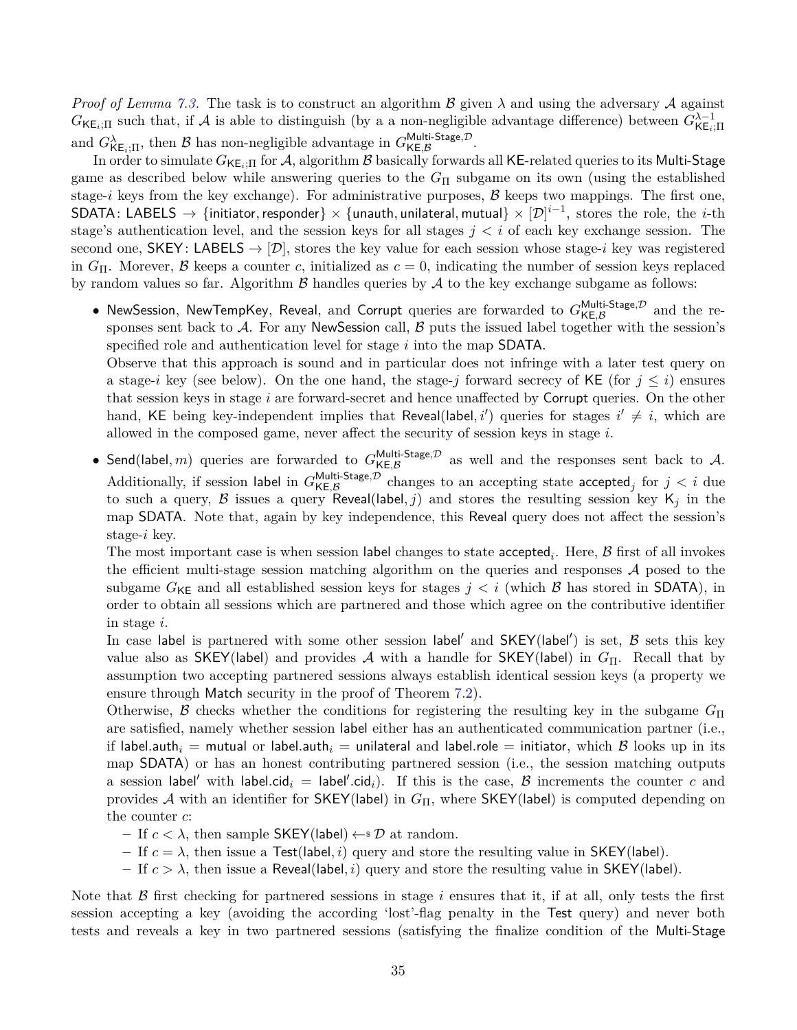*Proof of Lemma 7.3.* The task is to construct an algorithm $\mathcal{B}$ given $\lambda$ and using the adversary $\mathcal{A}$ against $G_{\mathsf{KE}_i;\Pi}$ such that, if $\mathcal{A}$ is able to distinguish (by a a non-negligible advantage difference) between $G^{\lambda-1}_{\mathsf{KE}_i;\Pi}$ and $G^{\lambda}_{\mathsf{KE}_i;\Pi}$, then $\mathcal{B}$ has non-negligible advantage in $G^{\mathsf{Multi\text{-}Stage},\mathcal{D}}_{\mathsf{KE},\mathcal{B}}$.

In order to simulate $G_{\mathsf{KE}_i;\Pi}$ for $\mathcal{A}$, algorithm $\mathcal{B}$ basically forwards all KE-related queries to its Multi-Stage game as described below while answering queries to the $G_\Pi$ subgame on its own (using the established stage-$i$ keys from the key exchange). For administrative purposes, $\mathcal{B}$ keeps two mappings. The first one, $\mathsf{SDATA}\colon \mathsf{LABELS} \to \{\mathsf{initiator}, \mathsf{responder}\} \times \{\mathsf{unauth}, \mathsf{unilateral}, \mathsf{mutual}\} \times [\mathcal{D}]^{i-1}$, stores the role, the $i$-th stage's authentication level, and the session keys for all stages $j < i$ of each key exchange session. The second one, $\mathsf{SKEY}\colon \mathsf{LABELS} \to [\mathcal{D}]$, stores the key value for each session whose stage-$i$ key was registered in $G_\Pi$. Morever, $\mathcal{B}$ keeps a counter $c$, initialized as $c = 0$, indicating the number of session keys replaced by random values so far. Algorithm $\mathcal{B}$ handles queries by $\mathcal{A}$ to the key exchange subgame as follows:

- NewSession, NewTempKey, Reveal, and Corrupt queries are forwarded to $G^{\mathsf{Multi\text{-}Stage},\mathcal{D}}_{\mathsf{KE},\mathcal{B}}$ and the responses sent back to $\mathcal{A}$. For any NewSession call, $\mathcal{B}$ puts the issued label together with the session's specified role and authentication level for stage $i$ into the map SDATA.
  Observe that this approach is sound and in particular does not infringe with a later test query on a stage-$i$ key (see below). On the one hand, the stage-$j$ forward secrecy of KE (for $j \leq i$) ensures that session keys in stage $i$ are forward-secret and hence unaffected by Corrupt queries. On the other hand, KE being key-independent implies that $\mathsf{Reveal}(\mathsf{label}, i')$ queries for stages $i' \neq i$, which are allowed in the composed game, never affect the security of session keys in stage $i$.

- $\mathsf{Send}(\mathsf{label}, m)$ queries are forwarded to $G^{\mathsf{Multi\text{-}Stage},\mathcal{D}}_{\mathsf{KE},\mathcal{B}}$ as well and the responses sent back to $\mathcal{A}$. Additionally, if session label in $G^{\mathsf{Multi\text{-}Stage},\mathcal{D}}_{\mathsf{KE},\mathcal{B}}$ changes to an accepting state $\mathsf{accepted}_j$ for $j < i$ due to such a query, $\mathcal{B}$ issues a query $\mathsf{Reveal}(\mathsf{label}, j)$ and stores the resulting session key $\mathsf{K}_j$ in the map SDATA. Note that, again by key independence, this Reveal query does not affect the session's stage-$i$ key.
  The most important case is when session label changes to state $\mathsf{accepted}_i$. Here, $\mathcal{B}$ first of all invokes the efficient multi-stage session matching algorithm on the queries and responses $\mathcal{A}$ posed to the subgame $G_{\mathsf{KE}}$ and all established session keys for stages $j < i$ (which $\mathcal{B}$ has stored in SDATA), in order to obtain all sessions which are partnered and those which agree on the contributive identifier in stage $i$.
  In case label is partnered with some other session label$'$ and SKEY(label$'$) is set, $\mathcal{B}$ sets this key value also as SKEY(label) and provides $\mathcal{A}$ with a handle for SKEY(label) in $G_\Pi$. Recall that by assumption two accepting partnered sessions always establish identical session keys (a property we ensure through Match security in the proof of Theorem 7.2).
  Otherwise, $\mathcal{B}$ checks whether the conditions for registering the resulting key in the subgame $G_\Pi$ are satisfied, namely whether session label either has an authenticated communication partner (i.e., if $\mathsf{label.auth}_i = \mathsf{mutual}$ or $\mathsf{label.auth}_i = \mathsf{unilateral}$ and $\mathsf{label.role} = \mathsf{initiator}$, which $\mathcal{B}$ looks up in its map SDATA) or has an honest contributing partnered session (i.e., the session matching outputs a session label$'$ with $\mathsf{label.cid}_i = \mathsf{label}'.\mathsf{cid}_i$). If this is the case, $\mathcal{B}$ increments the counter $c$ and provides $\mathcal{A}$ with an identifier for SKEY(label) in $G_\Pi$, where SKEY(label) is computed depending on the counter $c$:
  - If $c < \lambda$, then sample $\mathsf{SKEY}(\mathsf{label}) \leftarrow_{\$} \mathcal{D}$ at random.
  - If $c = \lambda$, then issue a $\mathsf{Test}(\mathsf{label}, i)$ query and store the resulting value in SKEY(label).
  - If $c > \lambda$, then issue a $\mathsf{Reveal}(\mathsf{label}, i)$ query and store the resulting value in SKEY(label).

Note that $\mathcal{B}$ first checking for partnered sessions in stage $i$ ensures that it, if at all, only tests the first session accepting a key (avoiding the according 'lost'-flag penalty in the Test query) and never both tests and reveals a key in two partnered sessions (satisfying the finalize condition of the Multi-Stage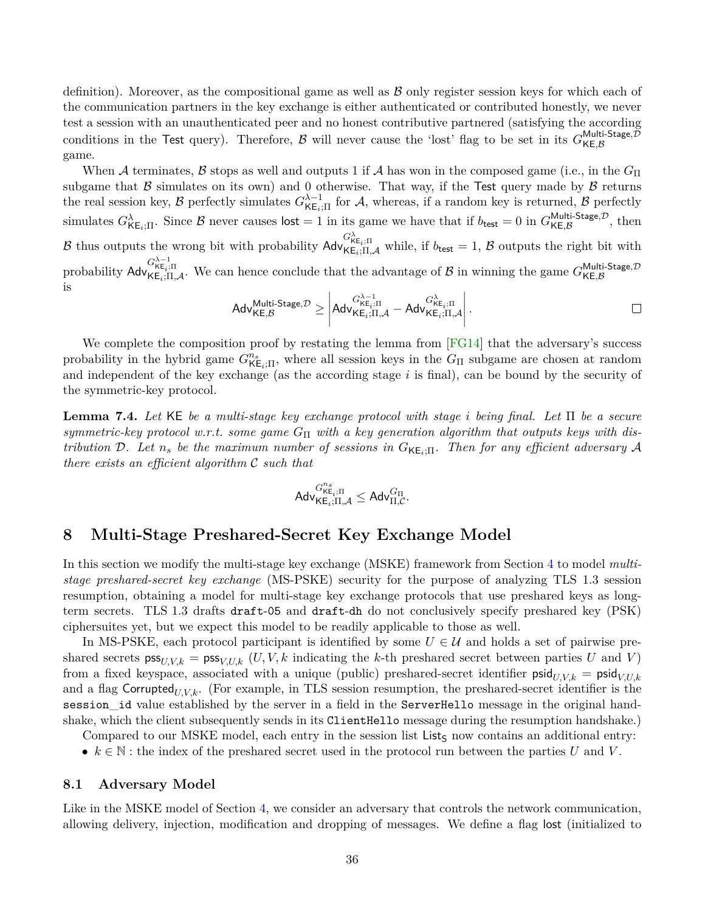definition). Moreover, as the compositional game as well as $\mathcal{B}$ only register session keys for which each of the communication partners in the key exchange is either authenticated or contributed honestly, we never test a session with an unauthenticated peer and no honest contributive partnered (satisfying the according conditions in the $\mathsf{Test}$ query). Therefore, $\mathcal{B}$ will never cause the 'lost' flag to be set in its $G^{\mathsf{Multi\text{-}Stage},\mathcal{D}}_{\mathsf{KE},\mathcal{B}}$ game.

When $\mathcal{A}$ terminates, $\mathcal{B}$ stops as well and outputs 1 if $\mathcal{A}$ has won in the composed game (i.e., in the $G_\Pi$ subgame that $\mathcal{B}$ simulates on its own) and 0 otherwise. That way, if the $\mathsf{Test}$ query made by $\mathcal{B}$ returns the real session key, $\mathcal{B}$ perfectly simulates $G^{\lambda-1}_{\mathsf{KE}_i;\Pi}$ for $\mathcal{A}$, whereas, if a random key is returned, $\mathcal{B}$ perfectly simulates $G^{\lambda}_{\mathsf{KE}_i;\Pi}$. Since $\mathcal{B}$ never causes $\mathsf{lost} = 1$ in its game we have that if $b_{\mathsf{test}} = 0$ in $G^{\mathsf{Multi\text{-}Stage},\mathcal{D}}_{\mathsf{KE},\mathcal{B}}$, then $\mathcal{B}$ thus outputs the wrong bit with probability $\mathsf{Adv}^{G^{\lambda}_{\mathsf{KE}_i;\Pi}}_{\mathsf{KE}_i;\Pi,\mathcal{A}}$ while, if $b_{\mathsf{test}} = 1$, $\mathcal{B}$ outputs the right bit with probability $\mathsf{Adv}^{G^{\lambda-1}_{\mathsf{KE}_i;\Pi}}_{\mathsf{KE}_i;\Pi,\mathcal{A}}$. We can hence conclude that the advantage of $\mathcal{B}$ in winning the game $G^{\mathsf{Multi\text{-}Stage},\mathcal{D}}_{\mathsf{KE},\mathcal{B}}$ is

$$\mathsf{Adv}^{\mathsf{Multi\text{-}Stage},\mathcal{D}}_{\mathsf{KE},\mathcal{B}} \geq \left| \mathsf{Adv}^{G^{\lambda-1}_{\mathsf{KE}_i;\Pi}}_{\mathsf{KE}_i;\Pi,\mathcal{A}} - \mathsf{Adv}^{G^{\lambda}_{\mathsf{KE}_i;\Pi}}_{\mathsf{KE}_i;\Pi,\mathcal{A}} \right|. \qquad \square$$

We complete the composition proof by restating the lemma from [FG14] that the adversary's success probability in the hybrid game $G^{n_s}_{\mathsf{KE}_i;\Pi}$, where all session keys in the $G_\Pi$ subgame are chosen at random and independent of the key exchange (as the according stage $i$ is final), can be bound by the security of the symmetric-key protocol.

**Lemma 7.4.** *Let* $\mathsf{KE}$ *be a multi-stage key exchange protocol with stage* $i$ *being final. Let* $\Pi$ *be a secure symmetric-key protocol w.r.t. some game* $G_\Pi$ *with a key generation algorithm that outputs keys with distribution* $\mathcal{D}$*. Let* $n_s$ *be the maximum number of sessions in* $G_{\mathsf{KE}_i;\Pi}$*. Then for any efficient adversary* $\mathcal{A}$ *there exists an efficient algorithm* $\mathcal{C}$ *such that*

$$\mathsf{Adv}^{G^{n_s}_{\mathsf{KE}_i;\Pi}}_{\mathsf{KE}_i;\Pi,\mathcal{A}} \leq \mathsf{Adv}^{G_\Pi}_{\Pi,\mathcal{C}}.$$

# 8 Multi-Stage Preshared-Secret Key Exchange Model

In this section we modify the multi-stage key exchange (MSKE) framework from Section 4 to model *multi-stage preshared-secret key exchange* (MS-PSKE) security for the purpose of analyzing TLS 1.3 session resumption, obtaining a model for multi-stage key exchange protocols that use preshared keys as long-term secrets. TLS 1.3 drafts `draft-05` and `draft-dh` do not conclusively specify preshared key (PSK) ciphersuites yet, but we expect this model to be readily applicable to those as well.

In MS-PSKE, each protocol participant is identified by some $U \in \mathcal{U}$ and holds a set of pairwise preshared secrets $\mathsf{pss}_{U,V,k} = \mathsf{pss}_{V,U,k}$ ($U, V, k$ indicating the $k$-th preshared secret between parties $U$ and $V$) from a fixed keyspace, associated with a unique (public) preshared-secret identifier $\mathsf{psid}_{U,V,k} = \mathsf{psid}_{V,U,k}$ and a flag $\mathsf{Corrupted}_{U,V,k}$. (For example, in TLS session resumption, the preshared-secret identifier is the `session_id` value established by the server in a field in the `ServerHello` message in the original handshake, which the client subsequently sends in its `ClientHello` message during the resumption handshake.)

Compared to our MSKE model, each entry in the session list $\mathsf{List_S}$ now contains an additional entry:

- $k \in \mathbb{N}$ : the index of the preshared secret used in the protocol run between the parties $U$ and $V$.

## 8.1 Adversary Model

Like in the MSKE model of Section 4, we consider an adversary that controls the network communication, allowing delivery, injection, modification and dropping of messages. We define a flag $\mathsf{lost}$ (initialized to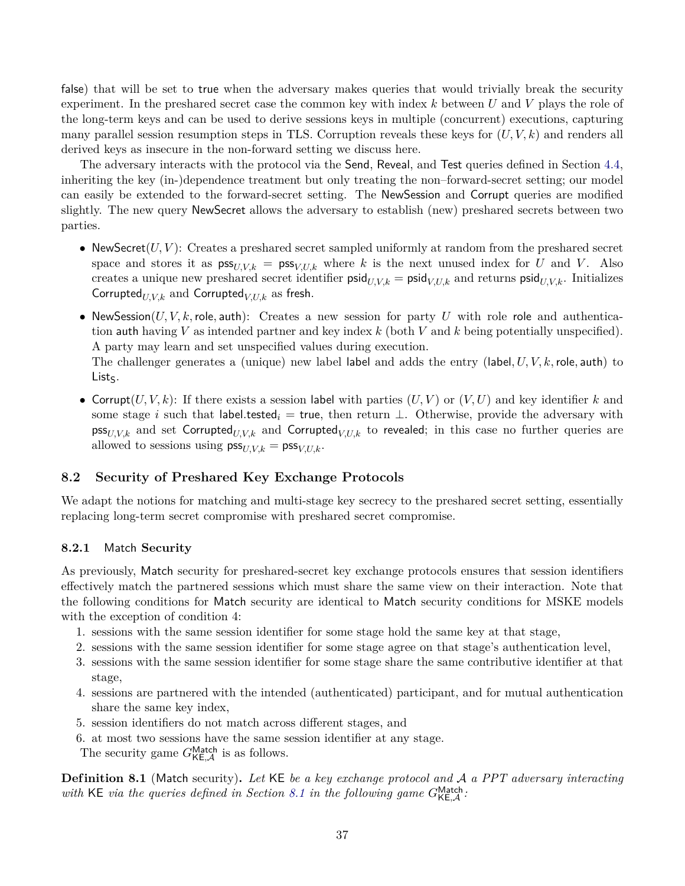false) that will be set to true when the adversary makes queries that would trivially break the security experiment. In the preshared secret case the common key with index $k$ between $U$ and $V$ plays the role of the long-term keys and can be used to derive sessions keys in multiple (concurrent) executions, capturing many parallel session resumption steps in TLS. Corruption reveals these keys for $(U, V, k)$ and renders all derived keys as insecure in the non-forward setting we discuss here.

The adversary interacts with the protocol via the Send, Reveal, and Test queries defined in Section 4.4, inheriting the key (in-)dependence treatment but only treating the non–forward-secret setting; our model can easily be extended to the forward-secret setting. The NewSession and Corrupt queries are modified slightly. The new query NewSecret allows the adversary to establish (new) preshared secrets between two parties.

- $\mathsf{NewSecret}(U, V)$: Creates a preshared secret sampled uniformly at random from the preshared secret space and stores it as $\mathsf{pss}_{U,V,k} = \mathsf{pss}_{V,U,k}$ where $k$ is the next unused index for $U$ and $V$. Also creates a unique new preshared secret identifier $\mathsf{psid}_{U,V,k} = \mathsf{psid}_{V,U,k}$ and returns $\mathsf{psid}_{U,V,k}$. Initializes $\mathsf{Corrupted}_{U,V,k}$ and $\mathsf{Corrupted}_{V,U,k}$ as fresh.
- $\mathsf{NewSession}(U, V, k, \mathsf{role}, \mathsf{auth})$: Creates a new session for party $U$ with role role and authentication auth having $V$ as intended partner and key index $k$ (both $V$ and $k$ being potentially unspecified). A party may learn and set unspecified values during execution.
  The challenger generates a (unique) new label label and adds the entry $(\mathsf{label}, U, V, k, \mathsf{role}, \mathsf{auth})$ to $\mathsf{List}_\mathsf{S}$.
- $\mathsf{Corrupt}(U, V, k)$: If there exists a session label with parties $(U, V)$ or $(V, U)$ and key identifier $k$ and some stage $i$ such that $\mathsf{label.tested}_i = \mathsf{true}$, then return $\perp$. Otherwise, provide the adversary with $\mathsf{pss}_{U,V,k}$ and set $\mathsf{Corrupted}_{U,V,k}$ and $\mathsf{Corrupted}_{V,U,k}$ to revealed; in this case no further queries are allowed to sessions using $\mathsf{pss}_{U,V,k} = \mathsf{pss}_{V,U,k}$.

## 8.2 Security of Preshared Key Exchange Protocols

We adapt the notions for matching and multi-stage key secrecy to the preshared secret setting, essentially replacing long-term secret compromise with preshared secret compromise.

### 8.2.1 Match Security

As previously, Match security for preshared-secret key exchange protocols ensures that session identifiers effectively match the partnered sessions which must share the same view on their interaction. Note that the following conditions for Match security are identical to Match security conditions for MSKE models with the exception of condition 4:

1. sessions with the same session identifier for some stage hold the same key at that stage,
2. sessions with the same session identifier for some stage agree on that stage's authentication level,
3. sessions with the same session identifier for some stage share the same contributive identifier at that stage,
4. sessions are partnered with the intended (authenticated) participant, and for mutual authentication share the same key index,
5. session identifiers do not match across different stages, and
6. at most two sessions have the same session identifier at any stage.

The security game $G^{\mathsf{Match}}_{\mathsf{KE},\mathcal{A}}$ is as follows.

**Definition 8.1** (Match security)**.** *Let* KE *be a key exchange protocol and* $\mathcal{A}$ *a PPT adversary interacting with* KE *via the queries defined in Section 8.1 in the following game* $G^{\mathsf{Match}}_{\mathsf{KE},\mathcal{A}}$*:*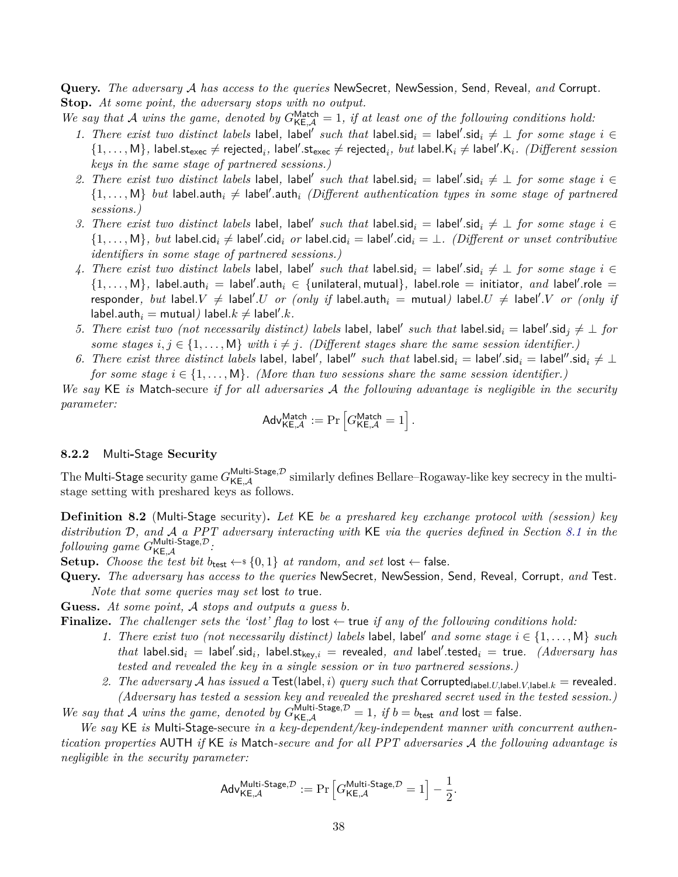**Query.** *The adversary $\mathcal{A}$ has access to the queries* NewSecret*,* NewSession*,* Send*,* Reveal*, and* Corrupt*.*

**Stop.** *At some point, the adversary stops with no output.*

*We say that $\mathcal{A}$ wins the game, denoted by $G^{\mathsf{Match}}_{\mathsf{KE},\mathcal{A}} = 1$, if at least one of the following conditions hold:*

1. *There exist two distinct labels* label*,* label′ *such that* $\mathsf{label.sid}_i = \mathsf{label'.sid}_i \neq \bot$ *for some stage* $i \in \{1, \ldots, \mathsf{M}\}$*,* $\mathsf{label.st_{exec}} \neq \mathsf{rejected}_i$*,* $\mathsf{label'.st_{exec}} \neq \mathsf{rejected}_i$*, but* $\mathsf{label.K}_i \neq \mathsf{label'.K}_i$*. (Different session keys in the same stage of partnered sessions.)*
2. *There exist two distinct labels* label*,* label′ *such that* $\mathsf{label.sid}_i = \mathsf{label'.sid}_i \neq \bot$ *for some stage* $i \in \{1, \ldots, \mathsf{M}\}$ *but* $\mathsf{label.auth}_i \neq \mathsf{label'.auth}_i$ *(Different authentication types in some stage of partnered sessions.)*
3. *There exist two distinct labels* label*,* label′ *such that* $\mathsf{label.sid}_i = \mathsf{label'.sid}_i \neq \bot$ *for some stage* $i \in \{1, \ldots, \mathsf{M}\}$*, but* $\mathsf{label.cid}_i \neq \mathsf{label'.cid}_i$ *or* $\mathsf{label.cid}_i = \mathsf{label'.cid}_i = \bot$*. (Different or unset contributive identifiers in some stage of partnered sessions.)*
4. *There exist two distinct labels* label*,* label′ *such that* $\mathsf{label.sid}_i = \mathsf{label'.sid}_i \neq \bot$ *for some stage* $i \in \{1, \ldots, \mathsf{M}\}$*,* $\mathsf{label.auth}_i = \mathsf{label'.auth}_i \in \{\mathsf{unilateral}, \mathsf{mutual}\}$*,* $\mathsf{label.role} = \mathsf{initiator}$*, and* $\mathsf{label'.role} = \mathsf{responder}$*, but* $\mathsf{label}.V \neq \mathsf{label}'.U$ *or (only if* $\mathsf{label.auth}_i = \mathsf{mutual}$*)* $\mathsf{label}.U \neq \mathsf{label}'.V$ *or (only if* $\mathsf{label.auth}_i = \mathsf{mutual}$*)* $\mathsf{label}.k \neq \mathsf{label}'.k$*.*
5. *There exist two (not necessarily distinct) labels* label*,* label′ *such that* $\mathsf{label.sid}_i = \mathsf{label'.sid}_j \neq \bot$ *for some stages* $i, j \in \{1, \ldots, \mathsf{M}\}$ *with* $i \neq j$*. (Different stages share the same session identifier.)*
6. *There exist three distinct labels* label*,* label′*,* label″ *such that* $\mathsf{label.sid}_i = \mathsf{label'.sid}_i = \mathsf{label''.sid}_i \neq \bot$ *for some stage* $i \in \{1, \ldots, \mathsf{M}\}$*. (More than two sessions share the same session identifier.)*

*We say* KE *is* Match-secure *if for all adversaries $\mathcal{A}$ the following advantage is negligible in the security parameter:*

$$\mathsf{Adv}^{\mathsf{Match}}_{\mathsf{KE},\mathcal{A}} := \Pr\left[G^{\mathsf{Match}}_{\mathsf{KE},\mathcal{A}} = 1\right].$$

### 8.2.2 Multi-Stage Security

The Multi-Stage security game $G^{\mathsf{Multi\text{-}Stage},\mathcal{D}}_{\mathsf{KE},\mathcal{A}}$ similarly defines Bellare–Rogaway-like key secrecy in the multi-stage setting with preshared keys as follows.

**Definition 8.2** (Multi-Stage security)**.** *Let* KE *be a preshared key exchange protocol with (session) key distribution $\mathcal{D}$, and $\mathcal{A}$ a PPT adversary interacting with* KE *via the queries defined in Section 8.1 in the following game $G^{\mathsf{Multi\text{-}Stage},\mathcal{D}}_{\mathsf{KE},\mathcal{A}}$:*

**Setup.** *Choose the test bit $b_{\mathsf{test}} \leftarrow_{\$} \{0, 1\}$ at random, and set* lost ← false*.*

**Query.** *The adversary has access to the queries* NewSecret*,* NewSession*,* Send*,* Reveal*,* Corrupt*, and* Test*. Note that some queries may set* lost *to* true*.*

**Guess.** *At some point, $\mathcal{A}$ stops and outputs a guess $b$.*

**Finalize.** *The challenger sets the 'lost' flag to* lost ← true *if any of the following conditions hold:*

1. *There exist two (not necessarily distinct) labels* label*,* label′ *and some stage* $i \in \{1, \ldots, \mathsf{M}\}$ *such that* $\mathsf{label.sid}_i = \mathsf{label'.sid}_i$*,* $\mathsf{label.st}_{\mathsf{key},i} = \mathsf{revealed}$*, and* $\mathsf{label'.tested}_i = \mathsf{true}$*. (Adversary has tested and revealed the key in a single session or in two partnered sessions.)*
2. *The adversary $\mathcal{A}$ has issued a* $\mathsf{Test}(\mathsf{label}, i)$ *query such that* $\mathsf{Corrupted}_{\mathsf{label}.U,\mathsf{label}.V,\mathsf{label}.k} = \mathsf{revealed}$*. (Adversary has tested a session key and revealed the preshared secret used in the tested session.)*

*We say that $\mathcal{A}$ wins the game, denoted by $G^{\mathsf{Multi\text{-}Stage},\mathcal{D}}_{\mathsf{KE},\mathcal{A}} = 1$, if $b = b_{\mathsf{test}}$ and* lost = false*.*

*We say* KE *is* Multi-Stage*-secure in a key-dependent/key-independent manner with concurrent authentication properties* AUTH *if* KE *is* Match*-secure and for all PPT adversaries $\mathcal{A}$ the following advantage is negligible in the security parameter:*

$$\mathsf{Adv}^{\mathsf{Multi\text{-}Stage},\mathcal{D}}_{\mathsf{KE},\mathcal{A}} := \Pr\left[G^{\mathsf{Multi\text{-}Stage},\mathcal{D}}_{\mathsf{KE},\mathcal{A}} = 1\right] - \frac{1}{2}.$$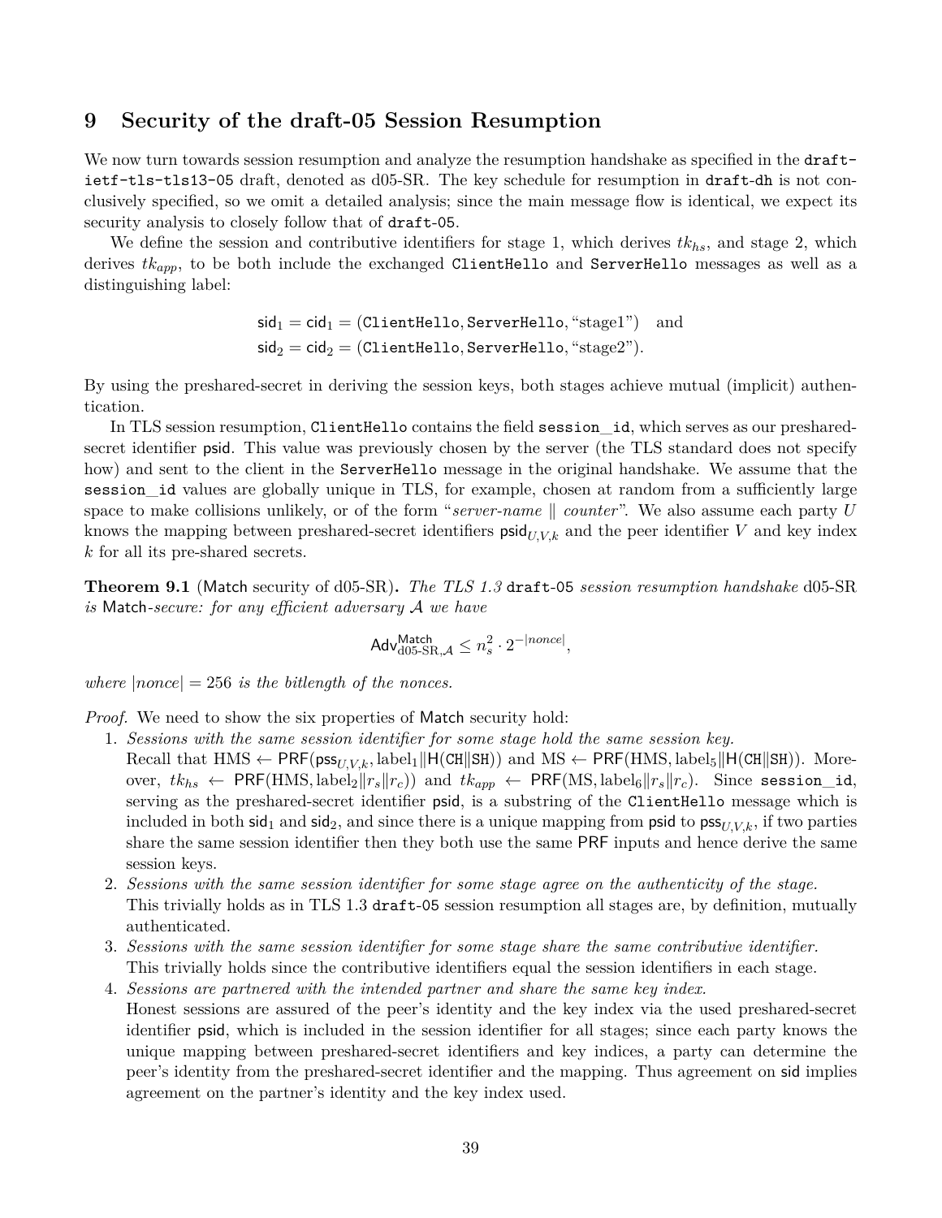# 9 Security of the draft-05 Session Resumption

We now turn towards session resumption and analyze the resumption handshake as specified in the `draft-ietf-tls-tls13-05` draft, denoted as d05-SR. The key schedule for resumption in `draft-dh` is not conclusively specified, so we omit a detailed analysis; since the main message flow is identical, we expect its security analysis to closely follow that of `draft-05`.

We define the session and contributive identifiers for stage 1, which derives $tk_{hs}$, and stage 2, which derives $tk_{app}$, to be both include the exchanged `ClientHello` and `ServerHello` messages as well as a distinguishing label:

$$\mathsf{sid}_1 = \mathsf{cid}_1 = (\texttt{ClientHello}, \texttt{ServerHello}, \text{“stage1”}) \quad \text{and}$$
$$\mathsf{sid}_2 = \mathsf{cid}_2 = (\texttt{ClientHello}, \texttt{ServerHello}, \text{“stage2”}).$$

By using the preshared-secret in deriving the session keys, both stages achieve mutual (implicit) authentication.

In TLS session resumption, `ClientHello` contains the field `session_id`, which serves as our preshared-secret identifier $\mathsf{psid}$. This value was previously chosen by the server (the TLS standard does not specify how) and sent to the client in the `ServerHello` message in the original handshake. We assume that the `session_id` values are globally unique in TLS, for example, chosen at random from a sufficiently large space to make collisions unlikely, or of the form “*server-name* ‖ *counter*”. We also assume each party $U$ knows the mapping between preshared-secret identifiers $\mathsf{psid}_{U,V,k}$ and the peer identifier $V$ and key index $k$ for all its pre-shared secrets.

**Theorem 9.1** (Match security of d05-SR)**.** *The TLS 1.3* `draft-05` *session resumption handshake* d05-SR *is* Match*-secure: for any efficient adversary $\mathcal{A}$ we have*

$$\mathsf{Adv}^{\mathsf{Match}}_{\text{d05-SR},\mathcal{A}} \leq n_s^2 \cdot 2^{-|nonce|},$$

*where $|nonce| = 256$ is the bitlength of the nonces.*

*Proof.* We need to show the six properties of Match security hold:

1. *Sessions with the same session identifier for some stage hold the same session key.*
   Recall that $\text{HMS} \leftarrow \mathsf{PRF}(\mathsf{pss}_{U,V,k}, \text{label}_1 \| \mathsf{H}(\texttt{CH}\|\texttt{SH}))$ and $\text{MS} \leftarrow \mathsf{PRF}(\text{HMS}, \text{label}_5 \| \mathsf{H}(\texttt{CH}\|\texttt{SH}))$. Moreover, $tk_{hs} \leftarrow \mathsf{PRF}(\text{HMS}, \text{label}_2 \| r_s \| r_c))$ and $tk_{app} \leftarrow \mathsf{PRF}(\text{MS}, \text{label}_6 \| r_s \| r_c)$. Since `session_id`, serving as the preshared-secret identifier $\mathsf{psid}$, is a substring of the `ClientHello` message which is included in both $\mathsf{sid}_1$ and $\mathsf{sid}_2$, and since there is a unique mapping from $\mathsf{psid}$ to $\mathsf{pss}_{U,V,k}$, if two parties share the same session identifier then they both use the same $\mathsf{PRF}$ inputs and hence derive the same session keys.
2. *Sessions with the same session identifier for some stage agree on the authenticity of the stage.*
   This trivially holds as in TLS 1.3 `draft-05` session resumption all stages are, by definition, mutually authenticated.
3. *Sessions with the same session identifier for some stage share the same contributive identifier.*
   This trivially holds since the contributive identifiers equal the session identifiers in each stage.
4. *Sessions are partnered with the intended partner and share the same key index.*
   Honest sessions are assured of the peer's identity and the key index via the used preshared-secret identifier $\mathsf{psid}$, which is included in the session identifier for all stages; since each party knows the unique mapping between preshared-secret identifiers and key indices, a party can determine the peer's identity from the preshared-secret identifier and the mapping. Thus agreement on $\mathsf{sid}$ implies agreement on the partner's identity and the key index used.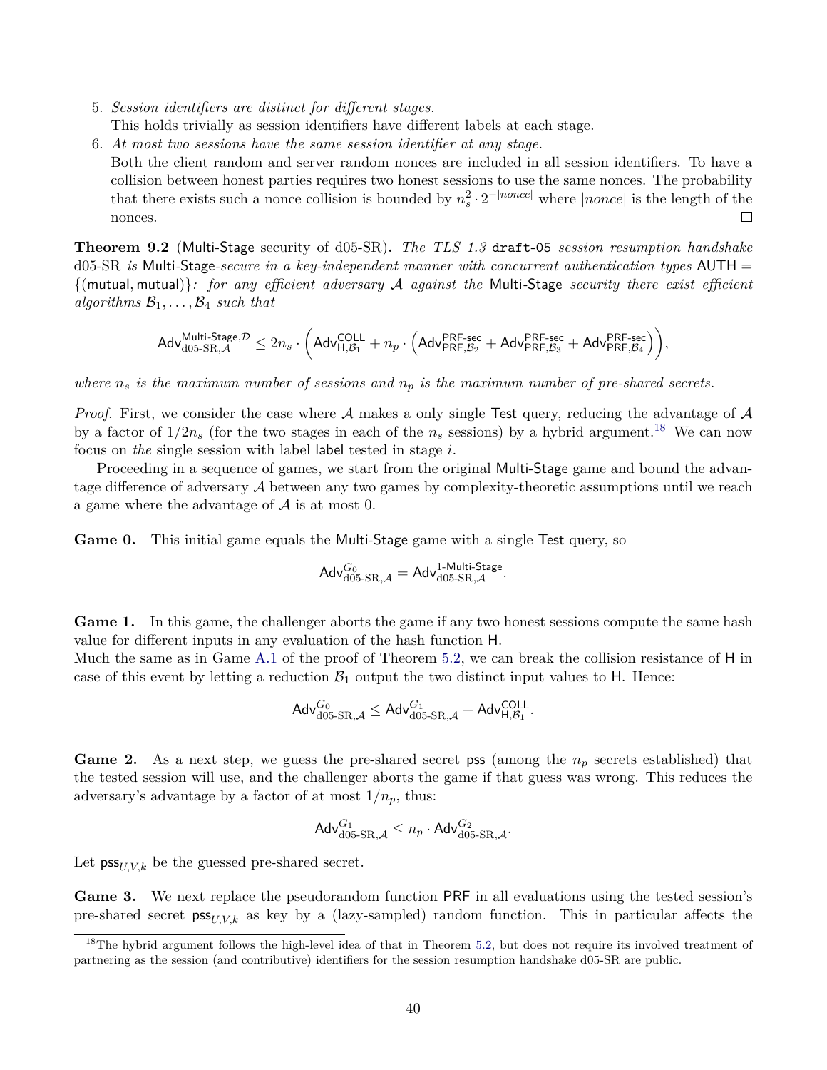5. *Session identifiers are distinct for different stages.*
   This holds trivially as session identifiers have different labels at each stage.
6. *At most two sessions have the same session identifier at any stage.*
   Both the client random and server random nonces are included in all session identifiers. To have a collision between honest parties requires two honest sessions to use the same nonces. The probability that there exists such a nonce collision is bounded by $n_s^2 \cdot 2^{-|nonce|}$ where $|nonce|$ is the length of the nonces. □

**Theorem 9.2** (Multi-Stage security of d05-SR)**.** *The TLS 1.3* `draft-05` *session resumption handshake* d05-SR *is* Multi-Stage*-secure in a key-independent manner with concurrent authentication types* $\mathsf{AUTH} = \{(\mathsf{mutual}, \mathsf{mutual})\}$*: for any efficient adversary* $\mathcal{A}$ *against the* Multi-Stage *security there exist efficient algorithms* $\mathcal{B}_1, \ldots, \mathcal{B}_4$ *such that*

$$\mathsf{Adv}^{\mathsf{Multi\text{-}Stage},\mathcal{D}}_{\text{d05-SR},\mathcal{A}} \leq 2n_s \cdot \left( \mathsf{Adv}^{\mathsf{COLL}}_{\mathsf{H},\mathcal{B}_1} + n_p \cdot \left( \mathsf{Adv}^{\mathsf{PRF\text{-}sec}}_{\mathsf{PRF},\mathcal{B}_2} + \mathsf{Adv}^{\mathsf{PRF\text{-}sec}}_{\mathsf{PRF},\mathcal{B}_3} + \mathsf{Adv}^{\mathsf{PRF\text{-}sec}}_{\mathsf{PRF},\mathcal{B}_4} \right) \right),$$

*where* $n_s$ *is the maximum number of sessions and* $n_p$ *is the maximum number of pre-shared secrets.*

*Proof.* First, we consider the case where $\mathcal{A}$ makes a only single Test query, reducing the advantage of $\mathcal{A}$ by a factor of $1/2n_s$ (for the two stages in each of the $n_s$ sessions) by a hybrid argument.[18] We can now focus on *the* single session with label label tested in stage $i$.

Proceeding in a sequence of games, we start from the original Multi-Stage game and bound the advantage difference of adversary $\mathcal{A}$ between any two games by complexity-theoretic assumptions until we reach a game where the advantage of $\mathcal{A}$ is at most 0.

**Game 0.** This initial game equals the Multi-Stage game with a single Test query, so

$$\mathsf{Adv}^{G_0}_{\text{d05-SR},\mathcal{A}} = \mathsf{Adv}^{\mathsf{1\text{-}Multi\text{-}Stage}}_{\text{d05-SR},\mathcal{A}}.$$

**Game 1.** In this game, the challenger aborts the game if any two honest sessions compute the same hash value for different inputs in any evaluation of the hash function H.
Much the same as in Game A.1 of the proof of Theorem 5.2, we can break the collision resistance of H in case of this event by letting a reduction $\mathcal{B}_1$ output the two distinct input values to H. Hence:

$$\mathsf{Adv}^{G_0}_{\text{d05-SR},\mathcal{A}} \leq \mathsf{Adv}^{G_1}_{\text{d05-SR},\mathcal{A}} + \mathsf{Adv}^{\mathsf{COLL}}_{\mathsf{H},\mathcal{B}_1}.$$

**Game 2.** As a next step, we guess the pre-shared secret pss (among the $n_p$ secrets established) that the tested session will use, and the challenger aborts the game if that guess was wrong. This reduces the adversary's advantage by a factor of at most $1/n_p$, thus:

$$\mathsf{Adv}^{G_1}_{\text{d05-SR},\mathcal{A}} \leq n_p \cdot \mathsf{Adv}^{G_2}_{\text{d05-SR},\mathcal{A}}.$$

Let $\mathsf{pss}_{U,V,k}$ be the guessed pre-shared secret.

**Game 3.** We next replace the pseudorandom function PRF in all evaluations using the tested session's pre-shared secret $\mathsf{pss}_{U,V,k}$ as key by a (lazy-sampled) random function. This in particular affects the

[18] The hybrid argument follows the high-level idea of that in Theorem 5.2, but does not require its involved treatment of partnering as the session (and contributive) identifiers for the session resumption handshake d05-SR are public.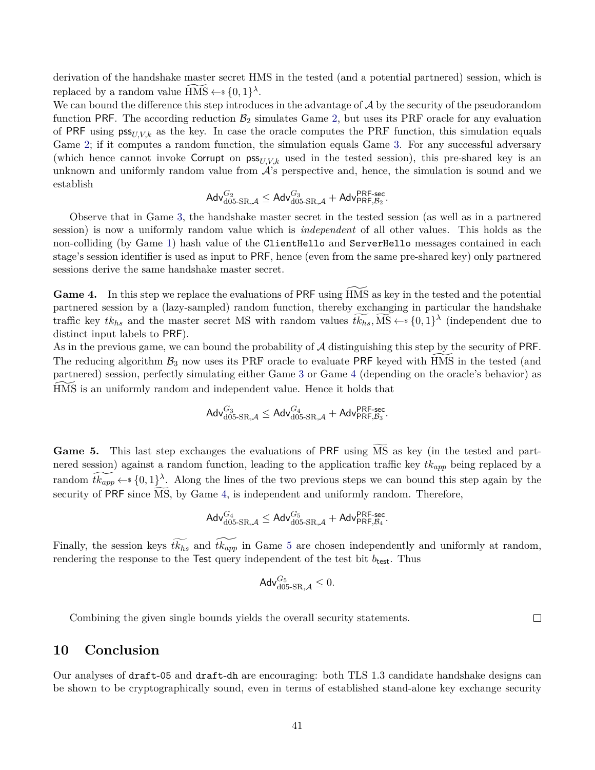derivation of the handshake master secret HMS in the tested (and a potential partnered) session, which is replaced by a random value $\widetilde{\text{HMS}} \leftarrow_{\$} \{0,1\}^\lambda$.
We can bound the difference this step introduces in the advantage of $\mathcal{A}$ by the security of the pseudorandom function $\mathsf{PRF}$. The according reduction $\mathcal{B}_2$ simulates Game 2, but uses its PRF oracle for any evaluation of $\mathsf{PRF}$ using $\mathsf{pss}_{U,V,k}$ as the key. In case the oracle computes the PRF function, this simulation equals Game 2; if it computes a random function, the simulation equals Game 3. For any successful adversary (which hence cannot invoke $\mathsf{Corrupt}$ on $\mathsf{pss}_{U,V,k}$ used in the tested session), this pre-shared key is an unknown and uniformly random value from $\mathcal{A}$'s perspective and, hence, the simulation is sound and we establish

$$\mathsf{Adv}^{G_2}_{\text{d05-SR},\mathcal{A}} \leq \mathsf{Adv}^{G_3}_{\text{d05-SR},\mathcal{A}} + \mathsf{Adv}^{\mathsf{PRF\text{-}sec}}_{\mathsf{PRF},\mathcal{B}_2}.$$

Observe that in Game 3, the handshake master secret in the tested session (as well as in a partnered session) is now a uniformly random value which is *independent* of all other values. This holds as the non-colliding (by Game 1) hash value of the `ClientHello` and `ServerHello` messages contained in each stage's session identifier is used as input to $\mathsf{PRF}$, hence (even from the same pre-shared key) only partnered sessions derive the same handshake master secret.

**Game 4.** In this step we replace the evaluations of $\mathsf{PRF}$ using $\widetilde{\text{HMS}}$ as key in the tested and the potential partnered session by a (lazy-sampled) random function, thereby exchanging in particular the handshake traffic key $tk_{hs}$ and the master secret MS with random values $\widetilde{tk_{hs}}, \widetilde{\text{MS}} \leftarrow_{\$} \{0,1\}^\lambda$ (independent due to distinct input labels to $\mathsf{PRF}$).
As in the previous game, we can bound the probability of $\mathcal{A}$ distinguishing this step by the security of $\mathsf{PRF}$. The reducing algorithm $\mathcal{B}_3$ now uses its PRF oracle to evaluate $\mathsf{PRF}$ keyed with $\widetilde{\text{HMS}}$ in the tested (and partnered) session, perfectly simulating either Game 3 or Game 4 (depending on the oracle's behavior) as $\widetilde{\text{HMS}}$ is an uniformly random and independent value. Hence it holds that

$$\mathsf{Adv}^{G_3}_{\text{d05-SR},\mathcal{A}} \leq \mathsf{Adv}^{G_4}_{\text{d05-SR},\mathcal{A}} + \mathsf{Adv}^{\mathsf{PRF\text{-}sec}}_{\mathsf{PRF},\mathcal{B}_3}.$$

**Game 5.** This last step exchanges the evaluations of $\mathsf{PRF}$ using $\widetilde{\text{MS}}$ as key (in the tested and partnered session) against a random function, leading to the application traffic key $tk_{app}$ being replaced by a random $\widetilde{tk_{app}} \leftarrow_{\$} \{0,1\}^\lambda$. Along the lines of the two previous steps we can bound this step again by the security of $\mathsf{PRF}$ since $\widetilde{\text{MS}}$, by Game 4, is independent and uniformly random. Therefore,

$$\mathsf{Adv}^{G_4}_{\text{d05-SR},\mathcal{A}} \leq \mathsf{Adv}^{G_5}_{\text{d05-SR},\mathcal{A}} + \mathsf{Adv}^{\mathsf{PRF\text{-}sec}}_{\mathsf{PRF},\mathcal{B}_4}.$$

Finally, the session keys $\widetilde{tk_{hs}}$ and $\widetilde{tk_{app}}$ in Game 5 are chosen independently and uniformly at random, rendering the response to the $\mathsf{Test}$ query independent of the test bit $b_{\mathsf{test}}$. Thus

$$\mathsf{Adv}^{G_5}_{\text{d05-SR},\mathcal{A}} \leq 0.$$

Combining the given single bounds yields the overall security statements. □

## 10 Conclusion

Our analyses of `draft-05` and `draft-dh` are encouraging: both TLS 1.3 candidate handshake designs can be shown to be cryptographically sound, even in terms of established stand-alone key exchange security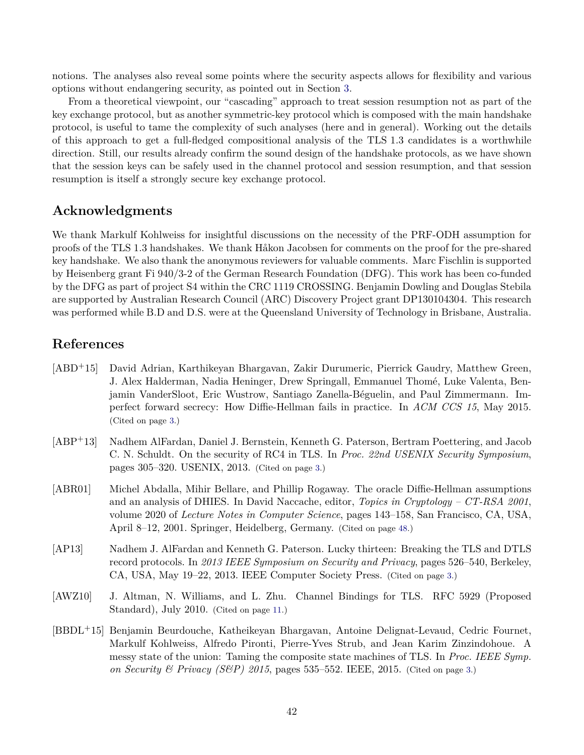notions. The analyses also reveal some points where the security aspects allows for flexibility and various options without endangering security, as pointed out in Section 3.

From a theoretical viewpoint, our "cascading" approach to treat session resumption not as part of the key exchange protocol, but as another symmetric-key protocol which is composed with the main handshake protocol, is useful to tame the complexity of such analyses (here and in general). Working out the details of this approach to get a full-fledged compositional analysis of the TLS 1.3 candidates is a worthwhile direction. Still, our results already confirm the sound design of the handshake protocols, as we have shown that the session keys can be safely used in the channel protocol and session resumption, and that session resumption is itself a strongly secure key exchange protocol.

## Acknowledgments

We thank Markulf Kohlweiss for insightful discussions on the necessity of the PRF-ODH assumption for proofs of the TLS 1.3 handshakes. We thank Håkon Jacobsen for comments on the proof for the pre-shared key handshake. We also thank the anonymous reviewers for valuable comments. Marc Fischlin is supported by Heisenberg grant Fi 940/3-2 of the German Research Foundation (DFG). This work has been co-funded by the DFG as part of project S4 within the CRC 1119 CROSSING. Benjamin Dowling and Douglas Stebila are supported by Australian Research Council (ARC) Discovery Project grant DP130104304. This research was performed while B.D and D.S. were at the Queensland University of Technology in Brisbane, Australia.

## References

[ABD+15] David Adrian, Karthikeyan Bhargavan, Zakir Durumeric, Pierrick Gaudry, Matthew Green, J. Alex Halderman, Nadia Heninger, Drew Springall, Emmanuel Thomé, Luke Valenta, Benjamin VanderSloot, Eric Wustrow, Santiago Zanella-Béguelin, and Paul Zimmermann. Imperfect forward secrecy: How Diffie-Hellman fails in practice. In *ACM CCS 15*, May 2015. (Cited on page 3.)

[ABP+13] Nadhem AlFardan, Daniel J. Bernstein, Kenneth G. Paterson, Bertram Poettering, and Jacob C. N. Schuldt. On the security of RC4 in TLS. In *Proc. 22nd USENIX Security Symposium*, pages 305–320. USENIX, 2013. (Cited on page 3.)

[ABR01] Michel Abdalla, Mihir Bellare, and Phillip Rogaway. The oracle Diffie-Hellman assumptions and an analysis of DHIES. In David Naccache, editor, *Topics in Cryptology – CT-RSA 2001*, volume 2020 of *Lecture Notes in Computer Science*, pages 143–158, San Francisco, CA, USA, April 8–12, 2001. Springer, Heidelberg, Germany. (Cited on page 48.)

[AP13] Nadhem J. AlFardan and Kenneth G. Paterson. Lucky thirteen: Breaking the TLS and DTLS record protocols. In *2013 IEEE Symposium on Security and Privacy*, pages 526–540, Berkeley, CA, USA, May 19–22, 2013. IEEE Computer Society Press. (Cited on page 3.)

[AWZ10] J. Altman, N. Williams, and L. Zhu. Channel Bindings for TLS. RFC 5929 (Proposed Standard), July 2010. (Cited on page 11.)

[BBDL+15] Benjamin Beurdouche, Katheikeyan Bhargavan, Antoine Delignat-Levaud, Cedric Fournet, Markulf Kohlweiss, Alfredo Pironti, Pierre-Yves Strub, and Jean Karim Zinzindohoue. A messy state of the union: Taming the composite state machines of TLS. In *Proc. IEEE Symp. on Security & Privacy (S&P) 2015*, pages 535–552. IEEE, 2015. (Cited on page 3.)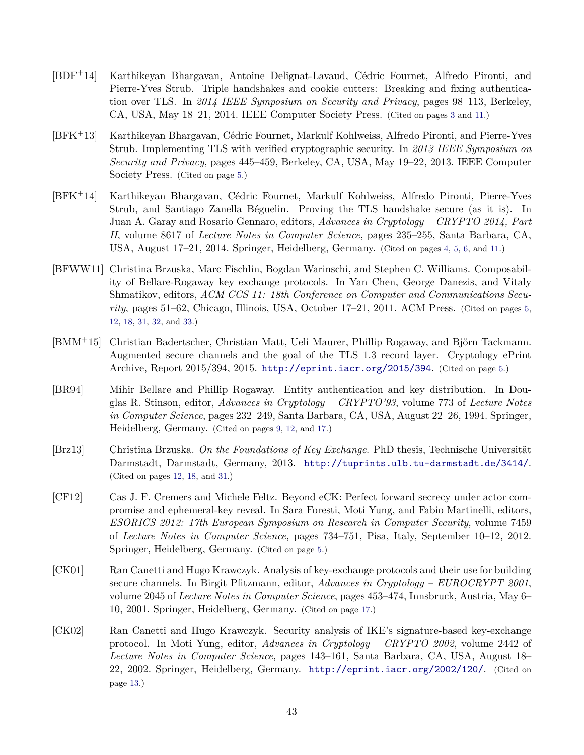[BDF[+]14] Karthikeyan Bhargavan, Antoine Delignat-Lavaud, Cédric Fournet, Alfredo Pironti, and Pierre-Yves Strub. Triple handshakes and cookie cutters: Breaking and fixing authentication over TLS. In *2014 IEEE Symposium on Security and Privacy*, pages 98–113, Berkeley, CA, USA, May 18–21, 2014. IEEE Computer Society Press. (Cited on pages 3 and 11.)

[BFK[+]13] Karthikeyan Bhargavan, Cédric Fournet, Markulf Kohlweiss, Alfredo Pironti, and Pierre-Yves Strub. Implementing TLS with verified cryptographic security. In *2013 IEEE Symposium on Security and Privacy*, pages 445–459, Berkeley, CA, USA, May 19–22, 2013. IEEE Computer Society Press. (Cited on page 5.)

[BFK[+]14] Karthikeyan Bhargavan, Cédric Fournet, Markulf Kohlweiss, Alfredo Pironti, Pierre-Yves Strub, and Santiago Zanella Béguelin. Proving the TLS handshake secure (as it is). In Juan A. Garay and Rosario Gennaro, editors, *Advances in Cryptology – CRYPTO 2014, Part II*, volume 8617 of *Lecture Notes in Computer Science*, pages 235–255, Santa Barbara, CA, USA, August 17–21, 2014. Springer, Heidelberg, Germany. (Cited on pages 4, 5, 6, and 11.)

[BFWW11] Christina Brzuska, Marc Fischlin, Bogdan Warinschi, and Stephen C. Williams. Composability of Bellare-Rogaway key exchange protocols. In Yan Chen, George Danezis, and Vitaly Shmatikov, editors, *ACM CCS 11: 18th Conference on Computer and Communications Security*, pages 51–62, Chicago, Illinois, USA, October 17–21, 2011. ACM Press. (Cited on pages 5, 12, 18, 31, 32, and 33.)

[BMM[+]15] Christian Badertscher, Christian Matt, Ueli Maurer, Phillip Rogaway, and Björn Tackmann. Augmented secure channels and the goal of the TLS 1.3 record layer. Cryptology ePrint Archive, Report 2015/394, 2015. http://eprint.iacr.org/2015/394. (Cited on page 5.)

[BR94] Mihir Bellare and Phillip Rogaway. Entity authentication and key distribution. In Douglas R. Stinson, editor, *Advances in Cryptology – CRYPTO'93*, volume 773 of *Lecture Notes in Computer Science*, pages 232–249, Santa Barbara, CA, USA, August 22–26, 1994. Springer, Heidelberg, Germany. (Cited on pages 9, 12, and 17.)

[Brz13] Christina Brzuska. *On the Foundations of Key Exchange*. PhD thesis, Technische Universität Darmstadt, Darmstadt, Germany, 2013. http://tuprints.ulb.tu-darmstadt.de/3414/. (Cited on pages 12, 18, and 31.)

[CF12] Cas J. F. Cremers and Michele Feltz. Beyond eCK: Perfect forward secrecy under actor compromise and ephemeral-key reveal. In Sara Foresti, Moti Yung, and Fabio Martinelli, editors, *ESORICS 2012: 17th European Symposium on Research in Computer Security*, volume 7459 of *Lecture Notes in Computer Science*, pages 734–751, Pisa, Italy, September 10–12, 2012. Springer, Heidelberg, Germany. (Cited on page 5.)

[CK01] Ran Canetti and Hugo Krawczyk. Analysis of key-exchange protocols and their use for building secure channels. In Birgit Pfitzmann, editor, *Advances in Cryptology – EUROCRYPT 2001*, volume 2045 of *Lecture Notes in Computer Science*, pages 453–474, Innsbruck, Austria, May 6–10, 2001. Springer, Heidelberg, Germany. (Cited on page 17.)

[CK02] Ran Canetti and Hugo Krawczyk. Security analysis of IKE's signature-based key-exchange protocol. In Moti Yung, editor, *Advances in Cryptology – CRYPTO 2002*, volume 2442 of *Lecture Notes in Computer Science*, pages 143–161, Santa Barbara, CA, USA, August 18–22, 2002. Springer, Heidelberg, Germany. http://eprint.iacr.org/2002/120/. (Cited on page 13.)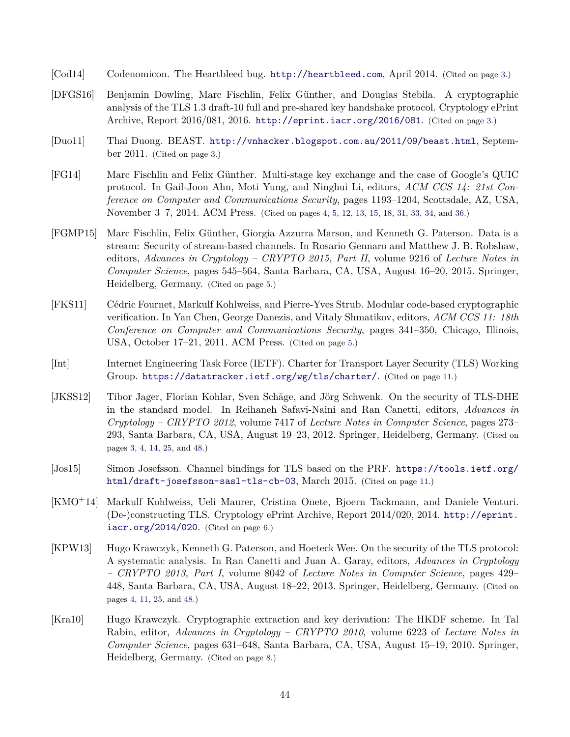[Cod14] Codenomicon. The Heartbleed bug. http://heartbleed.com, April 2014. (Cited on page 3.)

[DFGS16] Benjamin Dowling, Marc Fischlin, Felix Günther, and Douglas Stebila. A cryptographic analysis of the TLS 1.3 draft-10 full and pre-shared key handshake protocol. Cryptology ePrint Archive, Report 2016/081, 2016. http://eprint.iacr.org/2016/081. (Cited on page 3.)

[Duo11] Thai Duong. BEAST. http://vnhacker.blogspot.com.au/2011/09/beast.html, September 2011. (Cited on page 3.)

[FG14] Marc Fischlin and Felix Günther. Multi-stage key exchange and the case of Google's QUIC protocol. In Gail-Joon Ahn, Moti Yung, and Ninghui Li, editors, *ACM CCS 14: 21st Conference on Computer and Communications Security*, pages 1193–1204, Scottsdale, AZ, USA, November 3–7, 2014. ACM Press. (Cited on pages 4, 5, 12, 13, 15, 18, 31, 33, 34, and 36.)

[FGMP15] Marc Fischlin, Felix Günther, Giorgia Azzurra Marson, and Kenneth G. Paterson. Data is a stream: Security of stream-based channels. In Rosario Gennaro and Matthew J. B. Robshaw, editors, *Advances in Cryptology – CRYPTO 2015, Part II*, volume 9216 of *Lecture Notes in Computer Science*, pages 545–564, Santa Barbara, CA, USA, August 16–20, 2015. Springer, Heidelberg, Germany. (Cited on page 5.)

[FKS11] Cédric Fournet, Markulf Kohlweiss, and Pierre-Yves Strub. Modular code-based cryptographic verification. In Yan Chen, George Danezis, and Vitaly Shmatikov, editors, *ACM CCS 11: 18th Conference on Computer and Communications Security*, pages 341–350, Chicago, Illinois, USA, October 17–21, 2011. ACM Press. (Cited on page 5.)

[Int] Internet Engineering Task Force (IETF). Charter for Transport Layer Security (TLS) Working Group. https://datatracker.ietf.org/wg/tls/charter/. (Cited on page 11.)

[JKSS12] Tibor Jager, Florian Kohlar, Sven Schäge, and Jörg Schwenk. On the security of TLS-DHE in the standard model. In Reihaneh Safavi-Naini and Ran Canetti, editors, *Advances in Cryptology – CRYPTO 2012*, volume 7417 of *Lecture Notes in Computer Science*, pages 273–293, Santa Barbara, CA, USA, August 19–23, 2012. Springer, Heidelberg, Germany. (Cited on pages 3, 4, 14, 25, and 48.)

[Jos15] Simon Josefsson. Channel bindings for TLS based on the PRF. https://tools.ietf.org/html/draft-josefsson-sasl-tls-cb-03, March 2015. (Cited on page 11.)

[KMO+14] Markulf Kohlweiss, Ueli Maurer, Cristina Onete, Bjoern Tackmann, and Daniele Venturi. (De-)constructing TLS. Cryptology ePrint Archive, Report 2014/020, 2014. http://eprint.iacr.org/2014/020. (Cited on page 6.)

[KPW13] Hugo Krawczyk, Kenneth G. Paterson, and Hoeteck Wee. On the security of the TLS protocol: A systematic analysis. In Ran Canetti and Juan A. Garay, editors, *Advances in Cryptology – CRYPTO 2013, Part I*, volume 8042 of *Lecture Notes in Computer Science*, pages 429–448, Santa Barbara, CA, USA, August 18–22, 2013. Springer, Heidelberg, Germany. (Cited on pages 4, 11, 25, and 48.)

[Kra10] Hugo Krawczyk. Cryptographic extraction and key derivation: The HKDF scheme. In Tal Rabin, editor, *Advances in Cryptology – CRYPTO 2010*, volume 6223 of *Lecture Notes in Computer Science*, pages 631–648, Santa Barbara, CA, USA, August 15–19, 2010. Springer, Heidelberg, Germany. (Cited on page 8.)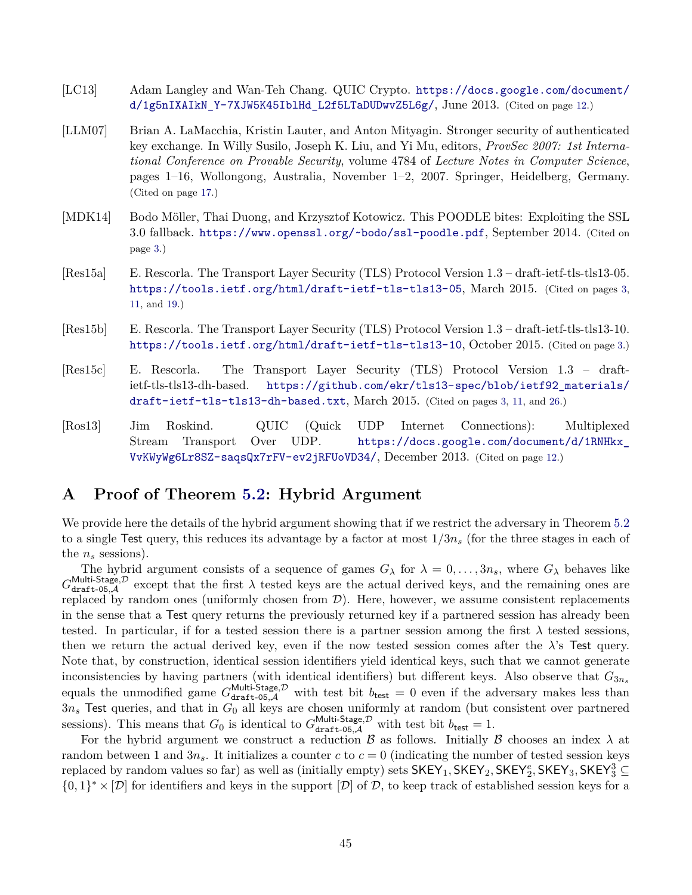[LC13] Adam Langley and Wan-Teh Chang. QUIC Crypto. https://docs.google.com/document/d/1g5nIXAIkN_Y-7XJW5K45IblHd_L2f5LTaDUDwvZ5L6g/, June 2013. (Cited on page 12.)

[LLM07] Brian A. LaMacchia, Kristin Lauter, and Anton Mityagin. Stronger security of authenticated key exchange. In Willy Susilo, Joseph K. Liu, and Yi Mu, editors, *ProvSec 2007: 1st International Conference on Provable Security*, volume 4784 of *Lecture Notes in Computer Science*, pages 1–16, Wollongong, Australia, November 1–2, 2007. Springer, Heidelberg, Germany. (Cited on page 17.)

[MDK14] Bodo Möller, Thai Duong, and Krzysztof Kotowicz. This POODLE bites: Exploiting the SSL 3.0 fallback. https://www.openssl.org/~bodo/ssl-poodle.pdf, September 2014. (Cited on page 3.)

[Res15a] E. Rescorla. The Transport Layer Security (TLS) Protocol Version 1.3 – draft-ietf-tls-tls13-05. https://tools.ietf.org/html/draft-ietf-tls-tls13-05, March 2015. (Cited on pages 3, 11, and 19.)

[Res15b] E. Rescorla. The Transport Layer Security (TLS) Protocol Version 1.3 – draft-ietf-tls-tls13-10. https://tools.ietf.org/html/draft-ietf-tls-tls13-10, October 2015. (Cited on page 3.)

[Res15c] E. Rescorla. The Transport Layer Security (TLS) Protocol Version 1.3 – draft-ietf-tls-tls13-dh-based. https://github.com/ekr/tls13-spec/blob/ietf92_materials/draft-ietf-tls-tls13-dh-based.txt, March 2015. (Cited on pages 3, 11, and 26.)

[Ros13] Jim Roskind. QUIC (Quick UDP Internet Connections): Multiplexed Stream Transport Over UDP. https://docs.google.com/document/d/1RNHkx_VvKWyWg6Lr8SZ-saqsQx7rFV-ev2jRFUoVD34/, December 2013. (Cited on page 12.)

# A Proof of Theorem 5.2: Hybrid Argument

We provide here the details of the hybrid argument showing that if we restrict the adversary in Theorem 5.2 to a single Test query, this reduces its advantage by a factor at most $1/3n_s$ (for the three stages in each of the $n_s$ sessions).

The hybrid argument consists of a sequence of games $G_\lambda$ for $\lambda = 0, \ldots, 3n_s$, where $G_\lambda$ behaves like $G^{\mathsf{Multi\text{-}Stage},\mathcal{D}}_{\mathtt{draft\text{-}05},\mathcal{A}}$ except that the first $\lambda$ tested keys are the actual derived keys, and the remaining ones are replaced by random ones (uniformly chosen from $\mathcal{D}$). Here, however, we assume consistent replacements in the sense that a Test query returns the previously returned key if a partnered session has already been tested. In particular, if for a tested session there is a partner session among the first $\lambda$ tested sessions, then we return the actual derived key, even if the now tested session comes after the $\lambda$'s Test query. Note that, by construction, identical session identifiers yield identical keys, such that we cannot generate inconsistencies by having partners (with identical identifiers) but different keys. Also observe that $G_{3n_s}$ equals the unmodified game $G^{\mathsf{Multi\text{-}Stage},\mathcal{D}}_{\mathtt{draft\text{-}05},\mathcal{A}}$ with test bit $b_{\mathsf{test}} = 0$ even if the adversary makes less than $3n_s$ Test queries, and that in $G_0$ all keys are chosen uniformly at random (but consistent over partnered sessions). This means that $G_0$ is identical to $G^{\mathsf{Multi\text{-}Stage},\mathcal{D}}_{\mathtt{draft\text{-}05},\mathcal{A}}$ with test bit $b_{\mathsf{test}} = 1$.

For the hybrid argument we construct a reduction $\mathcal{B}$ as follows. Initially $\mathcal{B}$ chooses an index $\lambda$ at random between 1 and $3n_s$. It initializes a counter $c$ to $c = 0$ (indicating the number of tested session keys replaced by random values so far) as well as (initially empty) sets $\mathsf{SKEY}_1, \mathsf{SKEY}_2, \mathsf{SKEY}_2^e, \mathsf{SKEY}_3, \mathsf{SKEY}_3^3 \subseteq \{0,1\}^* \times [\mathcal{D}]$ for identifiers and keys in the support $[\mathcal{D}]$ of $\mathcal{D}$, to keep track of established session keys for a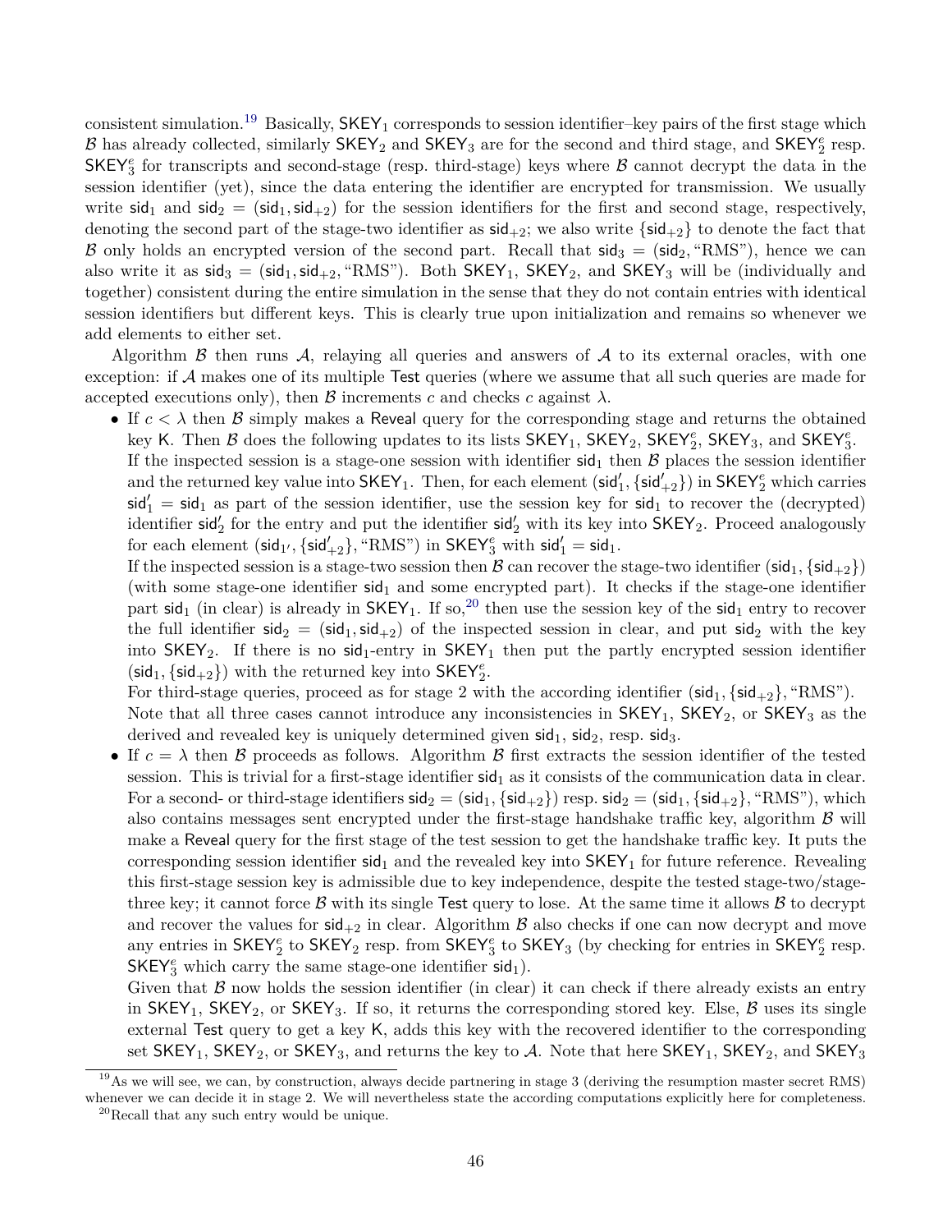consistent simulation.[19] Basically, $\mathsf{SKEY}_1$ corresponds to session identifier–key pairs of the first stage which $\mathcal{B}$ has already collected, similarly $\mathsf{SKEY}_2$ and $\mathsf{SKEY}_3$ are for the second and third stage, and $\mathsf{SKEY}_2^e$ resp. $\mathsf{SKEY}_3^e$ for transcripts and second-stage (resp. third-stage) keys where $\mathcal{B}$ cannot decrypt the data in the session identifier (yet), since the data entering the identifier are encrypted for transmission. We usually write $\mathsf{sid}_1$ and $\mathsf{sid}_2 = (\mathsf{sid}_1, \mathsf{sid}_{+2})$ for the session identifiers for the first and second stage, respectively, denoting the second part of the stage-two identifier as $\mathsf{sid}_{+2}$; we also write $\{\mathsf{sid}_{+2}\}$ to denote the fact that $\mathcal{B}$ only holds an encrypted version of the second part. Recall that $\mathsf{sid}_3 = (\mathsf{sid}_2, \text{“RMS”})$, hence we can also write it as $\mathsf{sid}_3 = (\mathsf{sid}_1, \mathsf{sid}_{+2}, \text{“RMS”})$. Both $\mathsf{SKEY}_1$, $\mathsf{SKEY}_2$, and $\mathsf{SKEY}_3$ will be (individually and together) consistent during the entire simulation in the sense that they do not contain entries with identical session identifiers but different keys. This is clearly true upon initialization and remains so whenever we add elements to either set.

Algorithm $\mathcal{B}$ then runs $\mathcal{A}$, relaying all queries and answers of $\mathcal{A}$ to its external oracles, with one exception: if $\mathcal{A}$ makes one of its multiple $\mathsf{Test}$ queries (where we assume that all such queries are made for accepted executions only), then $\mathcal{B}$ increments $c$ and checks $c$ against $\lambda$.

- If $c < \lambda$ then $\mathcal{B}$ simply makes a $\mathsf{Reveal}$ query for the corresponding stage and returns the obtained key $\mathsf{K}$. Then $\mathcal{B}$ does the following updates to its lists $\mathsf{SKEY}_1$, $\mathsf{SKEY}_2$, $\mathsf{SKEY}_2^e$, $\mathsf{SKEY}_3$, and $\mathsf{SKEY}_3^e$.
  If the inspected session is a stage-one session with identifier $\mathsf{sid}_1$ then $\mathcal{B}$ places the session identifier and the returned key value into $\mathsf{SKEY}_1$. Then, for each element $(\mathsf{sid}'_1, \{\mathsf{sid}'_{+2}\})$ in $\mathsf{SKEY}_2^e$ which carries $\mathsf{sid}'_1 = \mathsf{sid}_1$ as part of the session identifier, use the session key for $\mathsf{sid}_1$ to recover the (decrypted) identifier $\mathsf{sid}'_2$ for the entry and put the identifier $\mathsf{sid}'_2$ with its key into $\mathsf{SKEY}_2$. Proceed analogously for each element $(\mathsf{sid}_{1'}, \{\mathsf{sid}'_{+2}\}, \text{“RMS”})$ in $\mathsf{SKEY}_3^e$ with $\mathsf{sid}'_1 = \mathsf{sid}_1$.
  If the inspected session is a stage-two session then $\mathcal{B}$ can recover the stage-two identifier $(\mathsf{sid}_1, \{\mathsf{sid}_{+2}\})$ (with some stage-one identifier $\mathsf{sid}_1$ and some encrypted part). It checks if the stage-one identifier part $\mathsf{sid}_1$ (in clear) is already in $\mathsf{SKEY}_1$. If so,[20] then use the session key of the $\mathsf{sid}_1$ entry to recover the full identifier $\mathsf{sid}_2 = (\mathsf{sid}_1, \mathsf{sid}_{+2})$ of the inspected session in clear, and put $\mathsf{sid}_2$ with the key into $\mathsf{SKEY}_2$. If there is no $\mathsf{sid}_1$-entry in $\mathsf{SKEY}_1$ then put the partly encrypted session identifier $(\mathsf{sid}_1, \{\mathsf{sid}_{+2}\})$ with the returned key into $\mathsf{SKEY}_2^e$.
  For third-stage queries, proceed as for stage 2 with the according identifier $(\mathsf{sid}_1, \{\mathsf{sid}_{+2}\}, \text{“RMS”})$.
  Note that all three cases cannot introduce any inconsistencies in $\mathsf{SKEY}_1$, $\mathsf{SKEY}_2$, or $\mathsf{SKEY}_3$ as the derived and revealed key is uniquely determined given $\mathsf{sid}_1$, $\mathsf{sid}_2$, resp. $\mathsf{sid}_3$.
- If $c = \lambda$ then $\mathcal{B}$ proceeds as follows. Algorithm $\mathcal{B}$ first extracts the session identifier of the tested session. This is trivial for a first-stage identifier $\mathsf{sid}_1$ as it consists of the communication data in clear. For a second- or third-stage identifiers $\mathsf{sid}_2 = (\mathsf{sid}_1, \{\mathsf{sid}_{+2}\})$ resp. $\mathsf{sid}_2 = (\mathsf{sid}_1, \{\mathsf{sid}_{+2}\}, \text{“RMS”})$, which also contains messages sent encrypted under the first-stage handshake traffic key, algorithm $\mathcal{B}$ will make a $\mathsf{Reveal}$ query for the first stage of the test session to get the handshake traffic key. It puts the corresponding session identifier $\mathsf{sid}_1$ and the revealed key into $\mathsf{SKEY}_1$ for future reference. Revealing this first-stage session key is admissible due to key independence, despite the tested stage-two/stage-three key; it cannot force $\mathcal{B}$ with its single $\mathsf{Test}$ query to lose. At the same time it allows $\mathcal{B}$ to decrypt and recover the values for $\mathsf{sid}_{+2}$ in clear. Algorithm $\mathcal{B}$ also checks if one can now decrypt and move any entries in $\mathsf{SKEY}_2^e$ to $\mathsf{SKEY}_2$ resp. from $\mathsf{SKEY}_3^e$ to $\mathsf{SKEY}_3$ (by checking for entries in $\mathsf{SKEY}_2^e$ resp. $\mathsf{SKEY}_3^e$ which carry the same stage-one identifier $\mathsf{sid}_1$).
  Given that $\mathcal{B}$ now holds the session identifier (in clear) it can check if there already exists an entry in $\mathsf{SKEY}_1$, $\mathsf{SKEY}_2$, or $\mathsf{SKEY}_3$. If so, it returns the corresponding stored key. Else, $\mathcal{B}$ uses its single external $\mathsf{Test}$ query to get a key $\mathsf{K}$, adds this key with the recovered identifier to the corresponding set $\mathsf{SKEY}_1$, $\mathsf{SKEY}_2$, or $\mathsf{SKEY}_3$, and returns the key to $\mathcal{A}$. Note that here $\mathsf{SKEY}_1$, $\mathsf{SKEY}_2$, and $\mathsf{SKEY}_3$

[19] As we will see, we can, by construction, always decide partnering in stage 3 (deriving the resumption master secret RMS) whenever we can decide it in stage 2. We will nevertheless state the according computations explicitly here for completeness.

[20] Recall that any such entry would be unique.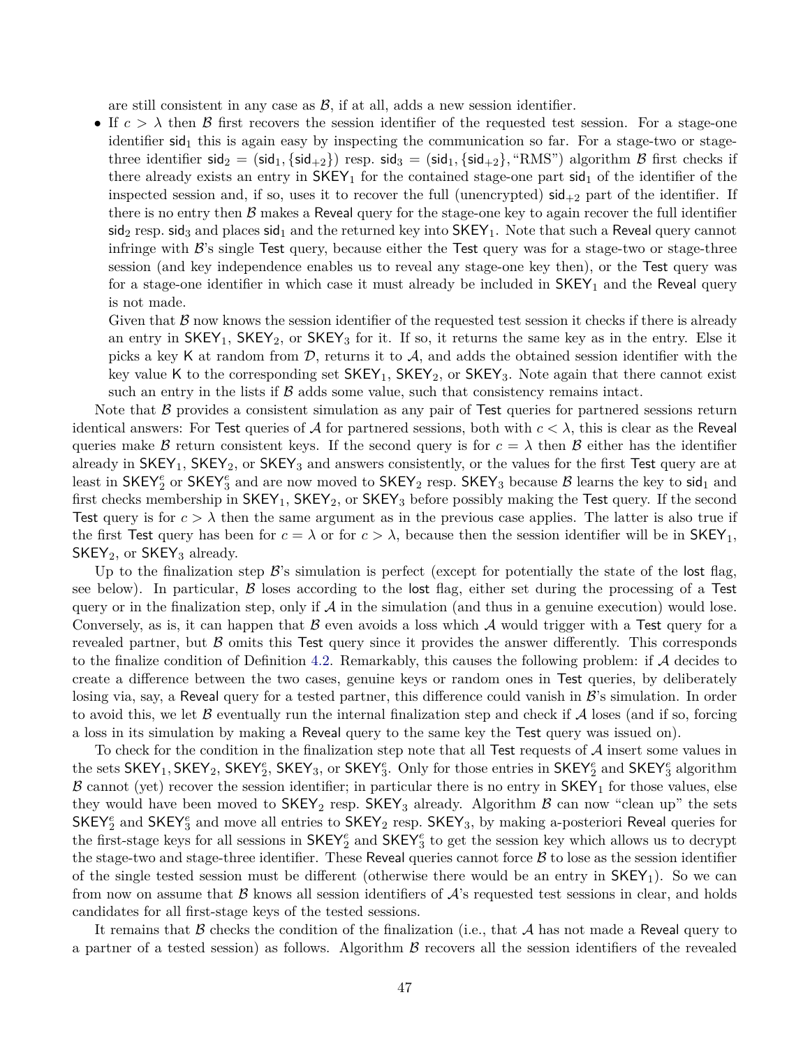are still consistent in any case as $\mathcal{B}$, if at all, adds a new session identifier.

- If $c > \lambda$ then $\mathcal{B}$ first recovers the session identifier of the requested test session. For a stage-one identifier $\mathsf{sid}_1$ this is again easy by inspecting the communication so far. For a stage-two or stage-three identifier $\mathsf{sid}_2 = (\mathsf{sid}_1, \{\mathsf{sid}_{+2}\})$ resp. $\mathsf{sid}_3 = (\mathsf{sid}_1, \{\mathsf{sid}_{+2}\}, \text{“RMS”})$ algorithm $\mathcal{B}$ first checks if there already exists an entry in $\mathsf{SKEY}_1$ for the contained stage-one part $\mathsf{sid}_1$ of the identifier of the inspected session and, if so, uses it to recover the full (unencrypted) $\mathsf{sid}_{+2}$ part of the identifier. If there is no entry then $\mathcal{B}$ makes a Reveal query for the stage-one key to again recover the full identifier $\mathsf{sid}_2$ resp. $\mathsf{sid}_3$ and places $\mathsf{sid}_1$ and the returned key into $\mathsf{SKEY}_1$. Note that such a Reveal query cannot infringe with $\mathcal{B}$'s single Test query, because either the Test query was for a stage-two or stage-three session (and key independence enables us to reveal any stage-one key then), or the Test query was for a stage-one identifier in which case it must already be included in $\mathsf{SKEY}_1$ and the Reveal query is not made.

  Given that $\mathcal{B}$ now knows the session identifier of the requested test session it checks if there is already an entry in $\mathsf{SKEY}_1$, $\mathsf{SKEY}_2$, or $\mathsf{SKEY}_3$ for it. If so, it returns the same key as in the entry. Else it picks a key $\mathsf{K}$ at random from $\mathcal{D}$, returns it to $\mathcal{A}$, and adds the obtained session identifier with the key value $\mathsf{K}$ to the corresponding set $\mathsf{SKEY}_1$, $\mathsf{SKEY}_2$, or $\mathsf{SKEY}_3$. Note again that there cannot exist such an entry in the lists if $\mathcal{B}$ adds some value, such that consistency remains intact.

Note that $\mathcal{B}$ provides a consistent simulation as any pair of Test queries for partnered sessions return identical answers: For Test queries of $\mathcal{A}$ for partnered sessions, both with $c < \lambda$, this is clear as the Reveal queries make $\mathcal{B}$ return consistent keys. If the second query is for $c = \lambda$ then $\mathcal{B}$ either has the identifier already in $\mathsf{SKEY}_1$, $\mathsf{SKEY}_2$, or $\mathsf{SKEY}_3$ and answers consistently, or the values for the first Test query are at least in $\mathsf{SKEY}_2^e$ or $\mathsf{SKEY}_3^e$ and are now moved to $\mathsf{SKEY}_2$ resp. $\mathsf{SKEY}_3$ because $\mathcal{B}$ learns the key to $\mathsf{sid}_1$ and first checks membership in $\mathsf{SKEY}_1$, $\mathsf{SKEY}_2$, or $\mathsf{SKEY}_3$ before possibly making the Test query. If the second Test query is for $c > \lambda$ then the same argument as in the previous case applies. The latter is also true if the first Test query has been for $c = \lambda$ or for $c > \lambda$, because then the session identifier will be in $\mathsf{SKEY}_1$, $\mathsf{SKEY}_2$, or $\mathsf{SKEY}_3$ already.

Up to the finalization step $\mathcal{B}$'s simulation is perfect (except for potentially the state of the lost flag, see below). In particular, $\mathcal{B}$ loses according to the lost flag, either set during the processing of a Test query or in the finalization step, only if $\mathcal{A}$ in the simulation (and thus in a genuine execution) would lose. Conversely, as is, it can happen that $\mathcal{B}$ even avoids a loss which $\mathcal{A}$ would trigger with a Test query for a revealed partner, but $\mathcal{B}$ omits this Test query since it provides the answer differently. This corresponds to the finalize condition of Definition 4.2. Remarkably, this causes the following problem: if $\mathcal{A}$ decides to create a difference between the two cases, genuine keys or random ones in Test queries, by deliberately losing via, say, a Reveal query for a tested partner, this difference could vanish in $\mathcal{B}$'s simulation. In order to avoid this, we let $\mathcal{B}$ eventually run the internal finalization step and check if $\mathcal{A}$ loses (and if so, forcing a loss in its simulation by making a Reveal query to the same key the Test query was issued on).

To check for the condition in the finalization step note that all Test requests of $\mathcal{A}$ insert some values in the sets $\mathsf{SKEY}_1, \mathsf{SKEY}_2, \mathsf{SKEY}_2^e, \mathsf{SKEY}_3$, or $\mathsf{SKEY}_3^e$. Only for those entries in $\mathsf{SKEY}_2^e$ and $\mathsf{SKEY}_3^e$ algorithm $\mathcal{B}$ cannot (yet) recover the session identifier; in particular there is no entry in $\mathsf{SKEY}_1$ for those values, else they would have been moved to $\mathsf{SKEY}_2$ resp. $\mathsf{SKEY}_3$ already. Algorithm $\mathcal{B}$ can now “clean up” the sets $\mathsf{SKEY}_2^e$ and $\mathsf{SKEY}_3^e$ and move all entries to $\mathsf{SKEY}_2$ resp. $\mathsf{SKEY}_3$, by making a-posteriori Reveal queries for the first-stage keys for all sessions in $\mathsf{SKEY}_2^e$ and $\mathsf{SKEY}_3^e$ to get the session key which allows us to decrypt the stage-two and stage-three identifier. These Reveal queries cannot force $\mathcal{B}$ to lose as the session identifier of the single tested session must be different (otherwise there would be an entry in $\mathsf{SKEY}_1$). So we can from now on assume that $\mathcal{B}$ knows all session identifiers of $\mathcal{A}$'s requested test sessions in clear, and holds candidates for all first-stage keys of the tested sessions.

It remains that $\mathcal{B}$ checks the condition of the finalization (i.e., that $\mathcal{A}$ has not made a Reveal query to a partner of a tested session) as follows. Algorithm $\mathcal{B}$ recovers all the session identifiers of the revealed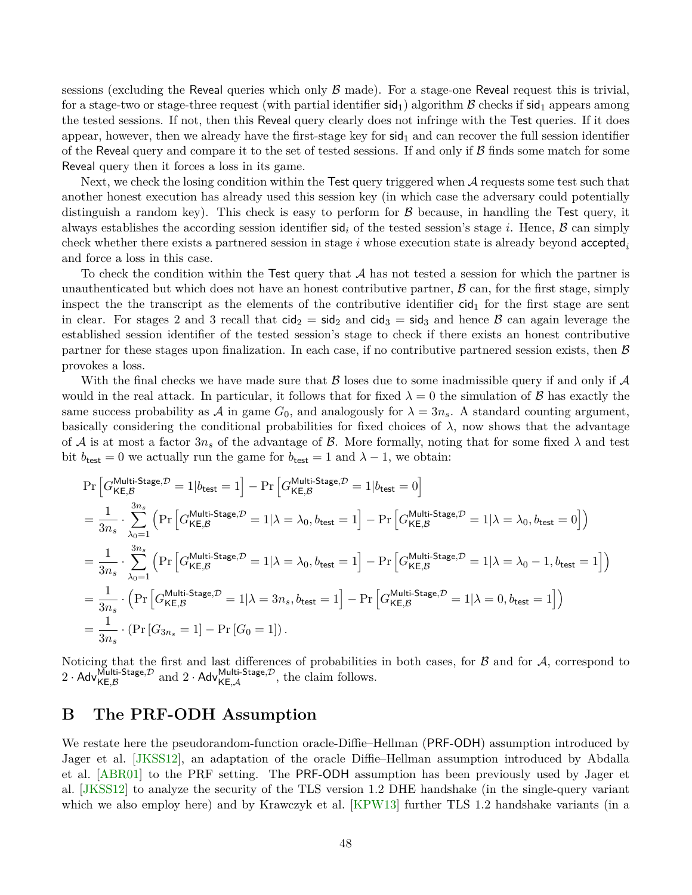sessions (excluding the Reveal queries which only $\mathcal{B}$ made). For a stage-one Reveal request this is trivial, for a stage-two or stage-three request (with partial identifier $\mathsf{sid}_1$) algorithm $\mathcal{B}$ checks if $\mathsf{sid}_1$ appears among the tested sessions. If not, then this Reveal query clearly does not infringe with the Test queries. If it does appear, however, then we already have the first-stage key for $\mathsf{sid}_1$ and can recover the full session identifier of the Reveal query and compare it to the set of tested sessions. If and only if $\mathcal{B}$ finds some match for some Reveal query then it forces a loss in its game.

Next, we check the losing condition within the Test query triggered when $\mathcal{A}$ requests some test such that another honest execution has already used this session key (in which case the adversary could potentially distinguish a random key). This check is easy to perform for $\mathcal{B}$ because, in handling the Test query, it always establishes the according session identifier $\mathsf{sid}_i$ of the tested session's stage $i$. Hence, $\mathcal{B}$ can simply check whether there exists a partnered session in stage $i$ whose execution state is already beyond $\mathsf{accepted}_i$ and force a loss in this case.

To check the condition within the Test query that $\mathcal{A}$ has not tested a session for which the partner is unauthenticated but which does not have an honest contributive partner, $\mathcal{B}$ can, for the first stage, simply inspect the the transcript as the elements of the contributive identifier $\mathsf{cid}_1$ for the first stage are sent in clear. For stages 2 and 3 recall that $\mathsf{cid}_2 = \mathsf{sid}_2$ and $\mathsf{cid}_3 = \mathsf{sid}_3$ and hence $\mathcal{B}$ can again leverage the established session identifier of the tested session's stage to check if there exists an honest contributive partner for these stages upon finalization. In each case, if no contributive partnered session exists, then $\mathcal{B}$ provokes a loss.

With the final checks we have made sure that $\mathcal{B}$ loses due to some inadmissible query if and only if $\mathcal{A}$ would in the real attack. In particular, it follows that for fixed $\lambda = 0$ the simulation of $\mathcal{B}$ has exactly the same success probability as $\mathcal{A}$ in game $G_0$, and analogously for $\lambda = 3n_s$. A standard counting argument, basically considering the conditional probabilities for fixed choices of $\lambda$, now shows that the advantage of $\mathcal{A}$ is at most a factor $3n_s$ of the advantage of $\mathcal{B}$. More formally, noting that for some fixed $\lambda$ and test bit $b_{\mathsf{test}} = 0$ we actually run the game for $b_{\mathsf{test}} = 1$ and $\lambda - 1$, we obtain:

$$
\begin{aligned}
&\Pr\left[G^{\mathsf{Multi\text{-}Stage},\mathcal{D}}_{\mathsf{KE},\mathcal{B}} = 1 | b_{\mathsf{test}} = 1\right] - \Pr\left[G^{\mathsf{Multi\text{-}Stage},\mathcal{D}}_{\mathsf{KE},\mathcal{B}} = 1 | b_{\mathsf{test}} = 0\right] \\
&= \frac{1}{3n_s} \cdot \sum_{\lambda_0=1}^{3n_s} \left(\Pr\left[G^{\mathsf{Multi\text{-}Stage},\mathcal{D}}_{\mathsf{KE},\mathcal{B}} = 1 | \lambda = \lambda_0, b_{\mathsf{test}} = 1\right] - \Pr\left[G^{\mathsf{Multi\text{-}Stage},\mathcal{D}}_{\mathsf{KE},\mathcal{B}} = 1 | \lambda = \lambda_0, b_{\mathsf{test}} = 0\right]\right) \\
&= \frac{1}{3n_s} \cdot \sum_{\lambda_0=1}^{3n_s} \left(\Pr\left[G^{\mathsf{Multi\text{-}Stage},\mathcal{D}}_{\mathsf{KE},\mathcal{B}} = 1 | \lambda = \lambda_0, b_{\mathsf{test}} = 1\right] - \Pr\left[G^{\mathsf{Multi\text{-}Stage},\mathcal{D}}_{\mathsf{KE},\mathcal{B}} = 1 | \lambda = \lambda_0 - 1, b_{\mathsf{test}} = 1\right]\right) \\
&= \frac{1}{3n_s} \cdot \left(\Pr\left[G^{\mathsf{Multi\text{-}Stage},\mathcal{D}}_{\mathsf{KE},\mathcal{B}} = 1 | \lambda = 3n_s, b_{\mathsf{test}} = 1\right] - \Pr\left[G^{\mathsf{Multi\text{-}Stage},\mathcal{D}}_{\mathsf{KE},\mathcal{B}} = 1 | \lambda = 0, b_{\mathsf{test}} = 1\right]\right) \\
&= \frac{1}{3n_s} \cdot \left(\Pr\left[G_{3n_s} = 1\right] - \Pr\left[G_0 = 1\right]\right).
\end{aligned}
$$

Noticing that the first and last differences of probabilities in both cases, for $\mathcal{B}$ and for $\mathcal{A}$, correspond to $2 \cdot \mathsf{Adv}^{\mathsf{Multi\text{-}Stage},\mathcal{D}}_{\mathsf{KE},\mathcal{B}}$ and $2 \cdot \mathsf{Adv}^{\mathsf{Multi\text{-}Stage},\mathcal{D}}_{\mathsf{KE},\mathcal{A}}$, the claim follows.

# B The PRF-ODH Assumption

We restate here the pseudorandom-function oracle-Diffie–Hellman (PRF-ODH) assumption introduced by Jager et al. [JKSS12], an adaptation of the oracle Diffie–Hellman assumption introduced by Abdalla et al. [ABR01] to the PRF setting. The PRF-ODH assumption has been previously used by Jager et al. [JKSS12] to analyze the security of the TLS version 1.2 DHE handshake (in the single-query variant which we also employ here) and by Krawczyk et al. [KPW13] further TLS 1.2 handshake variants (in a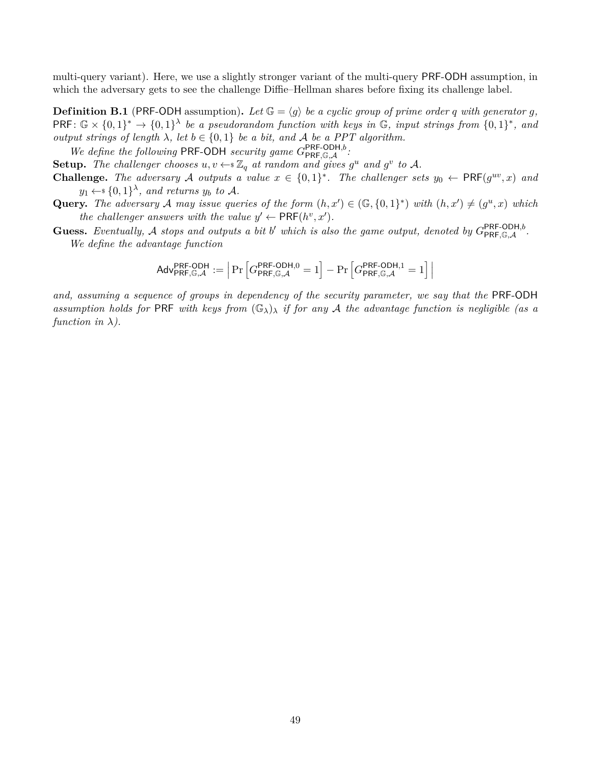multi-query variant). Here, we use a slightly stronger variant of the multi-query PRF-ODH assumption, in which the adversary gets to see the challenge Diffie–Hellman shares before fixing its challenge label.

**Definition B.1** (PRF-ODH assumption)**.** *Let $\mathbb{G} = \langle g \rangle$ be a cyclic group of prime order $q$ with generator $g$, $\mathsf{PRF}\colon \mathbb{G} \times \{0,1\}^* \to \{0,1\}^\lambda$ be a pseudorandom function with keys in $\mathbb{G}$, input strings from $\{0,1\}^*$, and output strings of length $\lambda$, let $b \in \{0,1\}$ be a bit, and $\mathcal{A}$ be a PPT algorithm.*

*We define the following* PRF-ODH *security game $G^{\mathsf{PRF\text{-}ODH},b}_{\mathsf{PRF},\mathbb{G},\mathcal{A}}$:*

**Setup.** *The challenger chooses $u, v \leftarrow_\$ \mathbb{Z}_q$ at random and gives $g^u$ and $g^v$ to $\mathcal{A}$.*

**Challenge.** *The adversary $\mathcal{A}$ outputs a value $x \in \{0,1\}^*$. The challenger sets $y_0 \leftarrow \mathsf{PRF}(g^{uv}, x)$ and $y_1 \leftarrow_\$ \{0,1\}^\lambda$, and returns $y_b$ to $\mathcal{A}$.*

**Query.** *The adversary $\mathcal{A}$ may issue queries of the form $(h, x') \in (\mathbb{G}, \{0,1\}^*)$ with $(h, x') \neq (g^u, x)$ which the challenger answers with the value $y' \leftarrow \mathsf{PRF}(h^v, x')$.*

**Guess.** *Eventually, $\mathcal{A}$ stops and outputs a bit $b'$ which is also the game output, denoted by $G^{\mathsf{PRF\text{-}ODH},b}_{\mathsf{PRF},\mathbb{G},\mathcal{A}}$.*

*We define the advantage function*

$$\mathsf{Adv}^{\mathsf{PRF\text{-}ODH}}_{\mathsf{PRF},\mathbb{G},\mathcal{A}} := \left| \Pr\left[G^{\mathsf{PRF\text{-}ODH},0}_{\mathsf{PRF},\mathbb{G},\mathcal{A}} = 1\right] - \Pr\left[G^{\mathsf{PRF\text{-}ODH},1}_{\mathsf{PRF},\mathbb{G},\mathcal{A}} = 1\right] \right|$$

*and, assuming a sequence of groups in dependency of the security parameter, we say that the* PRF-ODH *assumption holds for* PRF *with keys from $(\mathbb{G}_\lambda)_\lambda$ if for any $\mathcal{A}$ the advantage function is negligible (as a function in $\lambda$).*